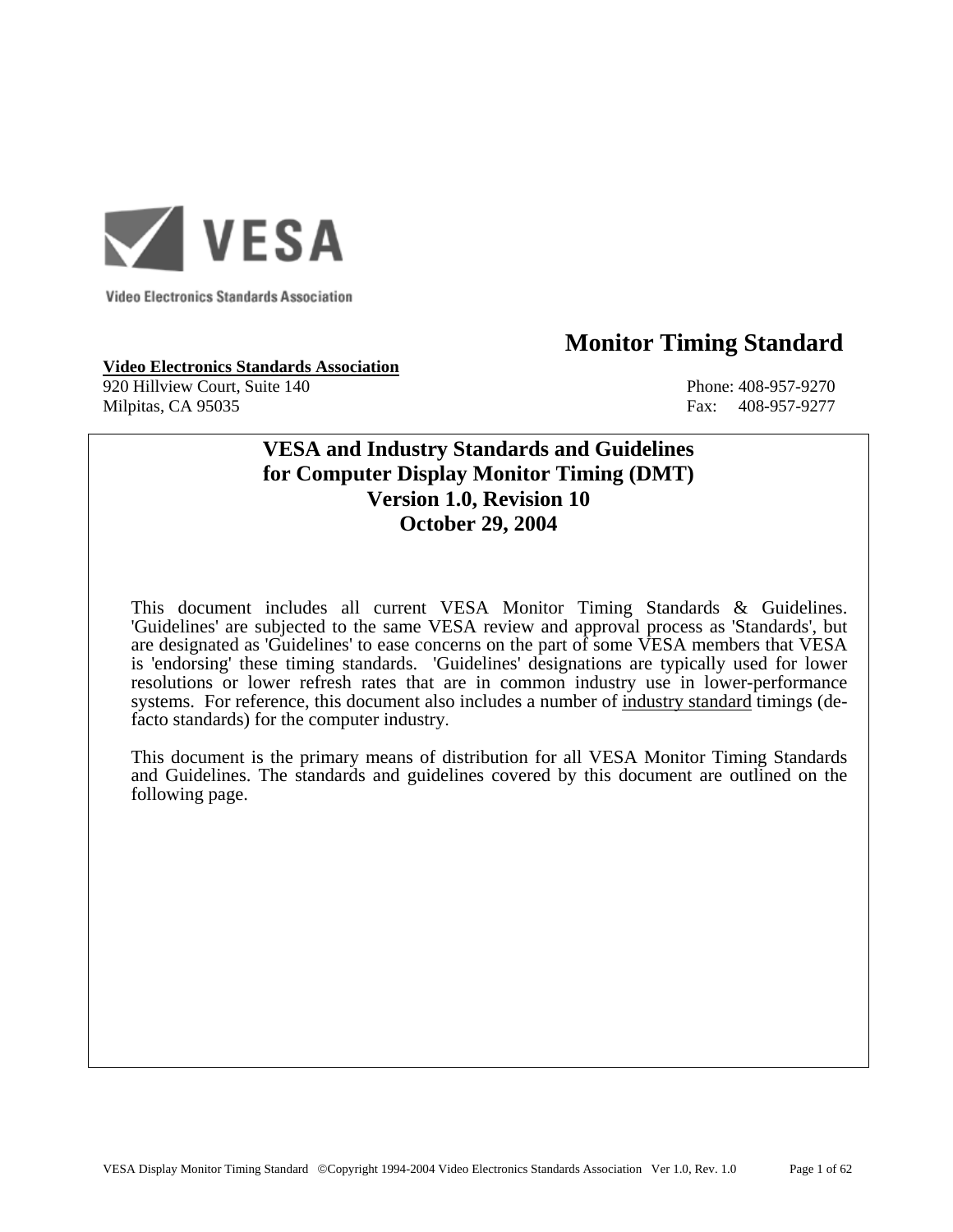VESA

Video Electronics Standards Association

# Monitor Timing Standard

**Video Electronics Standards Association**
920 Hillview Court, Suite 140
Milpitas, CA 95035

Phone: 408-957-9270
Fax: 408-957-9277

## VESA and Industry Standards and Guidelines for Computer Display Monitor Timing (DMT)
## Version 1.0, Revision 10
## October 29, 2004

This document includes all current VESA Monitor Timing Standards & Guidelines. 'Guidelines' are subjected to the same VESA review and approval process as 'Standards', but are designated as 'Guidelines' to ease concerns on the part of some VESA members that VESA is 'endorsing' these timing standards. 'Guidelines' designations are typically used for lower resolutions or lower refresh rates that are in common industry use in lower-performance systems. For reference, this document also includes a number of industry standard timings (de-facto standards) for the computer industry.

This document is the primary means of distribution for all VESA Monitor Timing Standards and Guidelines. The standards and guidelines covered by this document are outlined on the following page.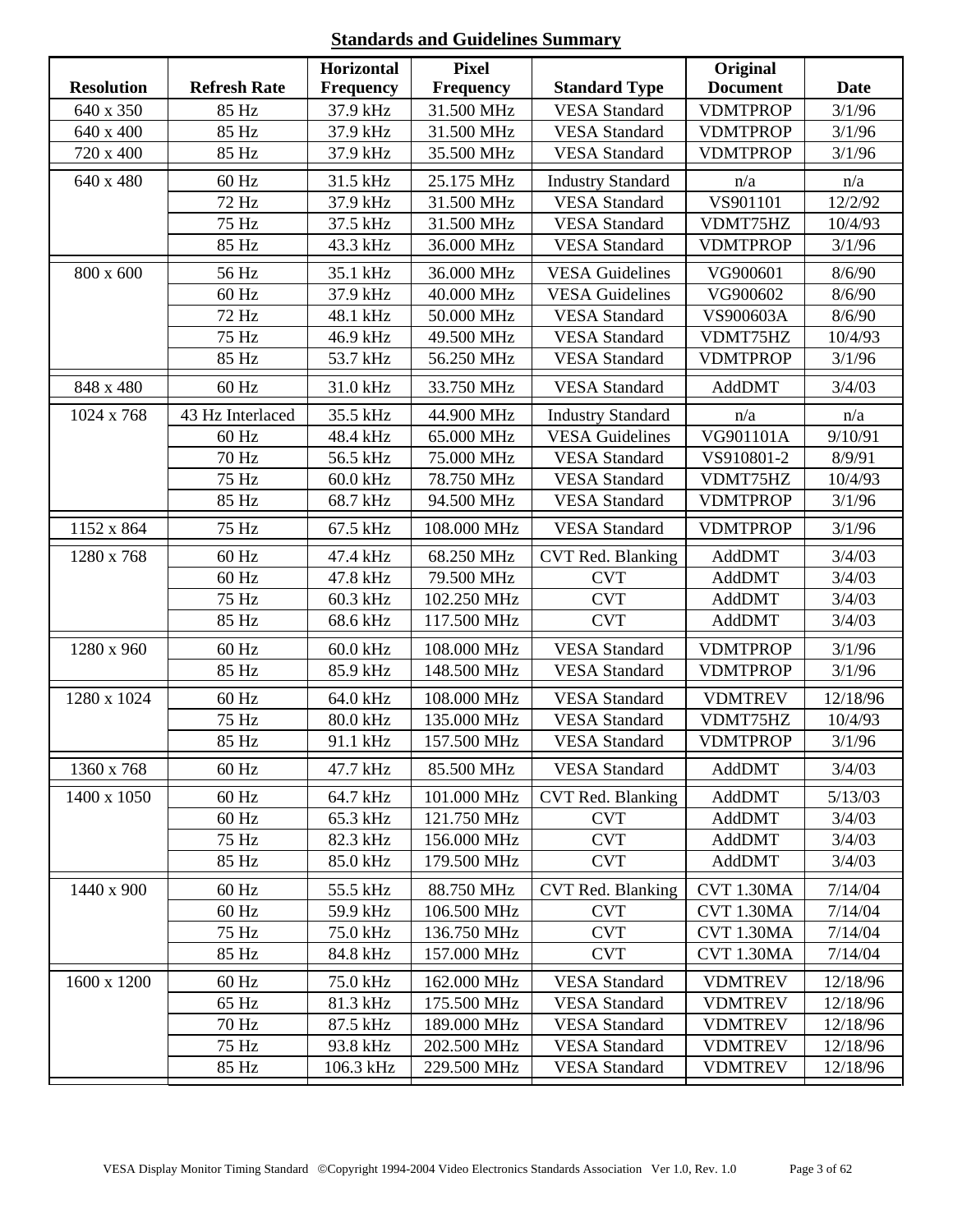## Standards and Guidelines Summary

| Resolution | Refresh Rate | Horizontal Frequency | Pixel Frequency | Standard Type | Original Document | Date |
|---|---|---|---|---|---|---|
| 640 x 350 | 85 Hz | 37.9 kHz | 31.500 MHz | VESA Standard | VDMTPROP | 3/1/96 |
| 640 x 400 | 85 Hz | 37.9 kHz | 31.500 MHz | VESA Standard | VDMTPROP | 3/1/96 |
| 720 x 400 | 85 Hz | 37.9 kHz | 35.500 MHz | VESA Standard | VDMTPROP | 3/1/96 |
| 640 x 480 | 60 Hz | 31.5 kHz | 25.175 MHz | Industry Standard | n/a | n/a |
| | 72 Hz | 37.9 kHz | 31.500 MHz | VESA Standard | VS901101 | 12/2/92 |
| | 75 Hz | 37.5 kHz | 31.500 MHz | VESA Standard | VDMT75HZ | 10/4/93 |
| | 85 Hz | 43.3 kHz | 36.000 MHz | VESA Standard | VDMTPROP | 3/1/96 |
| 800 x 600 | 56 Hz | 35.1 kHz | 36.000 MHz | VESA Guidelines | VG900601 | 8/6/90 |
| | 60 Hz | 37.9 kHz | 40.000 MHz | VESA Guidelines | VG900602 | 8/6/90 |
| | 72 Hz | 48.1 kHz | 50.000 MHz | VESA Standard | VS900603A | 8/6/90 |
| | 75 Hz | 46.9 kHz | 49.500 MHz | VESA Standard | VDMT75HZ | 10/4/93 |
| | 85 Hz | 53.7 kHz | 56.250 MHz | VESA Standard | VDMTPROP | 3/1/96 |
| 848 x 480 | 60 Hz | 31.0 kHz | 33.750 MHz | VESA Standard | AddDMT | 3/4/03 |
| 1024 x 768 | 43 Hz Interlaced | 35.5 kHz | 44.900 MHz | Industry Standard | n/a | n/a |
| | 60 Hz | 48.4 kHz | 65.000 MHz | VESA Guidelines | VG901101A | 9/10/91 |
| | 70 Hz | 56.5 kHz | 75.000 MHz | VESA Standard | VS910801-2 | 8/9/91 |
| | 75 Hz | 60.0 kHz | 78.750 MHz | VESA Standard | VDMT75HZ | 10/4/93 |
| | 85 Hz | 68.7 kHz | 94.500 MHz | VESA Standard | VDMTPROP | 3/1/96 |
| 1152 x 864 | 75 Hz | 67.5 kHz | 108.000 MHz | VESA Standard | VDMTPROP | 3/1/96 |
| 1280 x 768 | 60 Hz | 47.4 kHz | 68.250 MHz | CVT Red. Blanking | AddDMT | 3/4/03 |
| | 60 Hz | 47.8 kHz | 79.500 MHz | CVT | AddDMT | 3/4/03 |
| | 75 Hz | 60.3 kHz | 102.250 MHz | CVT | AddDMT | 3/4/03 |
| | 85 Hz | 68.6 kHz | 117.500 MHz | CVT | AddDMT | 3/4/03 |
| 1280 x 960 | 60 Hz | 60.0 kHz | 108.000 MHz | VESA Standard | VDMTPROP | 3/1/96 |
| | 85 Hz | 85.9 kHz | 148.500 MHz | VESA Standard | VDMTPROP | 3/1/96 |
| 1280 x 1024 | 60 Hz | 64.0 kHz | 108.000 MHz | VESA Standard | VDMTREV | 12/18/96 |
| | 75 Hz | 80.0 kHz | 135.000 MHz | VESA Standard | VDMT75HZ | 10/4/93 |
| | 85 Hz | 91.1 kHz | 157.500 MHz | VESA Standard | VDMTPROP | 3/1/96 |
| 1360 x 768 | 60 Hz | 47.7 kHz | 85.500 MHz | VESA Standard | AddDMT | 3/4/03 |
| 1400 x 1050 | 60 Hz | 64.7 kHz | 101.000 MHz | CVT Red. Blanking | AddDMT | 5/13/03 |
| | 60 Hz | 65.3 kHz | 121.750 MHz | CVT | AddDMT | 3/4/03 |
| | 75 Hz | 82.3 kHz | 156.000 MHz | CVT | AddDMT | 3/4/03 |
| | 85 Hz | 85.0 kHz | 179.500 MHz | CVT | AddDMT | 3/4/03 |
| 1440 x 900 | 60 Hz | 55.5 kHz | 88.750 MHz | CVT Red. Blanking | CVT 1.30MA | 7/14/04 |
| | 60 Hz | 59.9 kHz | 106.500 MHz | CVT | CVT 1.30MA | 7/14/04 |
| | 75 Hz | 75.0 kHz | 136.750 MHz | CVT | CVT 1.30MA | 7/14/04 |
| | 85 Hz | 84.8 kHz | 157.000 MHz | CVT | CVT 1.30MA | 7/14/04 |
| 1600 x 1200 | 60 Hz | 75.0 kHz | 162.000 MHz | VESA Standard | VDMTREV | 12/18/96 |
| | 65 Hz | 81.3 kHz | 175.500 MHz | VESA Standard | VDMTREV | 12/18/96 |
| | 70 Hz | 87.5 kHz | 189.000 MHz | VESA Standard | VDMTREV | 12/18/96 |
| | 75 Hz | 93.8 kHz | 202.500 MHz | VESA Standard | VDMTREV | 12/18/96 |
| | 85 Hz | 106.3 kHz | 229.500 MHz | VESA Standard | VDMTREV | 12/18/96 |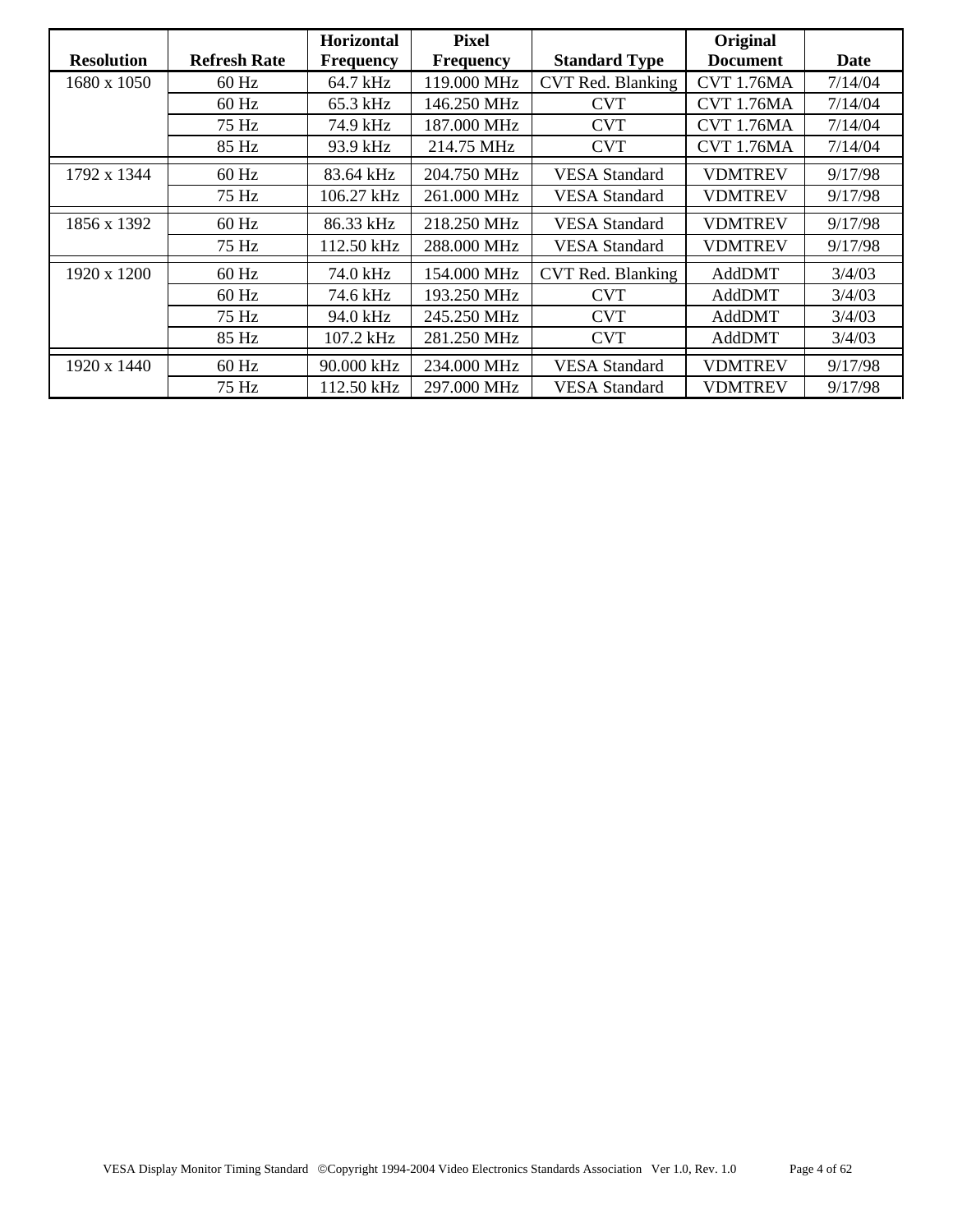| Resolution | Refresh Rate | Horizontal Frequency | Pixel Frequency | Standard Type | Original Document | Date |
|---|---|---|---|---|---|---|
| 1680 x 1050 | 60 Hz | 64.7 kHz | 119.000 MHz | CVT Red. Blanking | CVT 1.76MA | 7/14/04 |
| | 60 Hz | 65.3 kHz | 146.250 MHz | CVT | CVT 1.76MA | 7/14/04 |
| | 75 Hz | 74.9 kHz | 187.000 MHz | CVT | CVT 1.76MA | 7/14/04 |
| | 85 Hz | 93.9 kHz | 214.75 MHz | CVT | CVT 1.76MA | 7/14/04 |
| 1792 x 1344 | 60 Hz | 83.64 kHz | 204.750 MHz | VESA Standard | VDMTREV | 9/17/98 |
| | 75 Hz | 106.27 kHz | 261.000 MHz | VESA Standard | VDMTREV | 9/17/98 |
| 1856 x 1392 | 60 Hz | 86.33 kHz | 218.250 MHz | VESA Standard | VDMTREV | 9/17/98 |
| | 75 Hz | 112.50 kHz | 288.000 MHz | VESA Standard | VDMTREV | 9/17/98 |
| 1920 x 1200 | 60 Hz | 74.0 kHz | 154.000 MHz | CVT Red. Blanking | AddDMT | 3/4/03 |
| | 60 Hz | 74.6 kHz | 193.250 MHz | CVT | AddDMT | 3/4/03 |
| | 75 Hz | 94.0 kHz | 245.250 MHz | CVT | AddDMT | 3/4/03 |
| | 85 Hz | 107.2 kHz | 281.250 MHz | CVT | AddDMT | 3/4/03 |
| 1920 x 1440 | 60 Hz | 90.000 kHz | 234.000 MHz | VESA Standard | VDMTREV | 9/17/98 |
| | 75 Hz | 112.50 kHz | 297.000 MHz | VESA Standard | VDMTREV | 9/17/98 |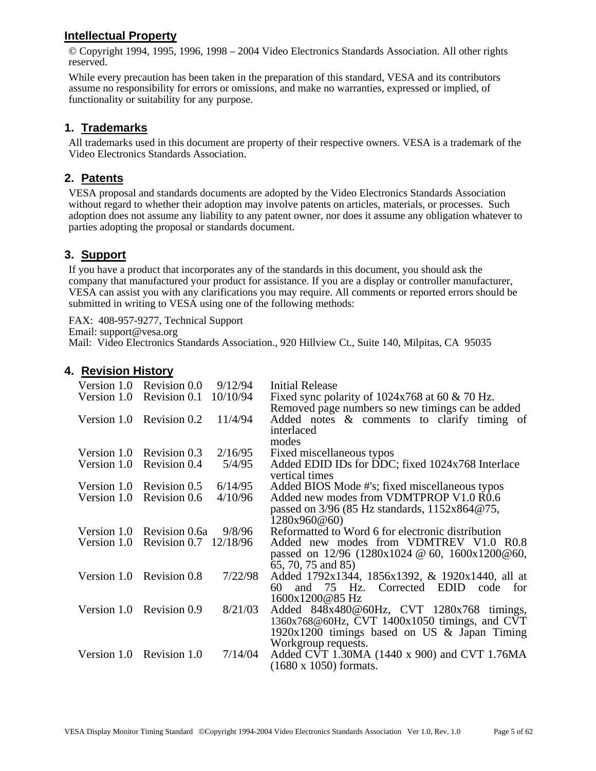## Intellectual Property

© Copyright 1994, 1995, 1996, 1998 – 2004 Video Electronics Standards Association. All other rights reserved.

While every precaution has been taken in the preparation of this standard, VESA and its contributors assume no responsibility for errors or omissions, and make no warranties, expressed or implied, of functionality or suitability for any purpose.

## 1. Trademarks

All trademarks used in this document are property of their respective owners. VESA is a trademark of the Video Electronics Standards Association.

## 2. Patents

VESA proposal and standards documents are adopted by the Video Electronics Standards Association without regard to whether their adoption may involve patents on articles, materials, or processes. Such adoption does not assume any liability to any patent owner, nor does it assume any obligation whatever to parties adopting the proposal or standards document.

## 3. Support

If you have a product that incorporates any of the standards in this document, you should ask the company that manufactured your product for assistance. If you are a display or controller manufacturer, VESA can assist you with any clarifications you may require. All comments or reported errors should be submitted in writing to VESA using one of the following methods:

FAX: 408-957-9277, Technical Support
Email: support@vesa.org
Mail: Video Electronics Standards Association., 920 Hillview Ct., Suite 140, Milpitas, CA 95035

## 4. Revision History

| Version | Revision | Date | Description |
|---|---|---|---|
| Version 1.0 | Revision 0.0 | 9/12/94 | Initial Release |
| Version 1.0 | Revision 0.1 | 10/10/94 | Fixed sync polarity of 1024x768 at 60 & 70 Hz. Removed page numbers so new timings can be added |
| Version 1.0 | Revision 0.2 | 11/4/94 | Added notes & comments to clarify timing of interlaced modes |
| Version 1.0 | Revision 0.3 | 2/16/95 | Fixed miscellaneous typos |
| Version 1.0 | Revision 0.4 | 5/4/95 | Added EDID IDs for DDC; fixed 1024x768 Interlace vertical times |
| Version 1.0 | Revision 0.5 | 6/14/95 | Added BIOS Mode #'s; fixed miscellaneous typos |
| Version 1.0 | Revision 0.6 | 4/10/96 | Added new modes from VDMTPROP V1.0 R0.6 passed on 3/96 (85 Hz standards, 1152x864@75, 1280x960@60) |
| Version 1.0 | Revision 0.6a | 9/8/96 | Reformatted to Word 6 for electronic distribution |
| Version 1.0 | Revision 0.7 | 12/18/96 | Added new modes from VDMTREV V1.0 R0.8 passed on 12/96 (1280x1024 @ 60, 1600x1200@60, 65, 70, 75 and 85) |
| Version 1.0 | Revision 0.8 | 7/22/98 | Added 1792x1344, 1856x1392, & 1920x1440, all at 60 and 75 Hz. Corrected EDID code for 1600x1200@85 Hz |
| Version 1.0 | Revision 0.9 | 8/21/03 | Added 848x480@60Hz, CVT 1280x768 timings, 1360x768@60Hz, CVT 1400x1050 timings, and CVT 1920x1200 timings based on US & Japan Timing Workgroup requests. |
| Version 1.0 | Revision 1.0 | 7/14/04 | Added CVT 1.30MA (1440 x 900) and CVT 1.76MA (1680 x 1050) formats. |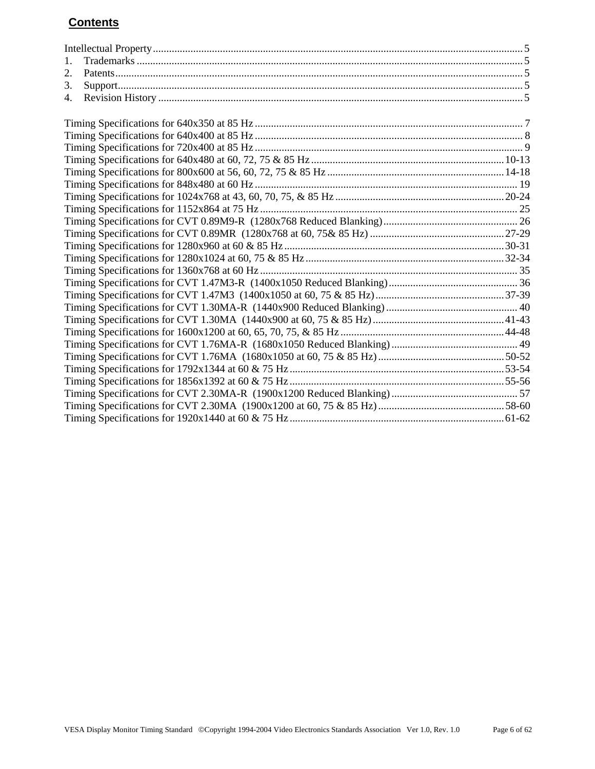## Contents

Intellectual Property ........ 5
1. Trademarks ........ 5
2. Patents ........ 5
3. Support ........ 5
4. Revision History ........ 5

Timing Specifications for 640x350 at 85 Hz ........ 7
Timing Specifications for 640x400 at 85 Hz ........ 8
Timing Specifications for 720x400 at 85 Hz ........ 9
Timing Specifications for 640x480 at 60, 72, 75 & 85 Hz ........ 10-13
Timing Specifications for 800x600 at 56, 60, 72, 75 & 85 Hz ........ 14-18
Timing Specifications for 848x480 at 60 Hz ........ 19
Timing Specifications for 1024x768 at 43, 60, 70, 75, & 85 Hz ........ 20-24
Timing Specifications for 1152x864 at 75 Hz ........ 25
Timing Specifications for CVT 0.89M9-R (1280x768 Reduced Blanking) ........ 26
Timing Specifications for CVT 0.89MR (1280x768 at 60, 75& 85 Hz) ........ 27-29
Timing Specifications for 1280x960 at 60 & 85 Hz ........ 30-31
Timing Specifications for 1280x1024 at 60, 75 & 85 Hz ........ 32-34
Timing Specifications for 1360x768 at 60 Hz ........ 35
Timing Specifications for CVT 1.47M3-R (1400x1050 Reduced Blanking) ........ 36
Timing Specifications for CVT 1.47M3 (1400x1050 at 60, 75 & 85 Hz) ........ 37-39
Timing Specifications for CVT 1.30MA-R (1440x900 Reduced Blanking) ........ 40
Timing Specifications for CVT 1.30MA (1440x900 at 60, 75 & 85 Hz) ........ 41-43
Timing Specifications for 1600x1200 at 60, 65, 70, 75, & 85 Hz ........ 44-48
Timing Specifications for CVT 1.76MA-R (1680x1050 Reduced Blanking) ........ 49
Timing Specifications for CVT 1.76MA (1680x1050 at 60, 75 & 85 Hz) ........ 50-52
Timing Specifications for 1792x1344 at 60 & 75 Hz ........ 53-54
Timing Specifications for 1856x1392 at 60 & 75 Hz ........ 55-56
Timing Specifications for CVT 2.30MA-R (1900x1200 Reduced Blanking) ........ 57
Timing Specifications for CVT 2.30MA (1900x1200 at 60, 75 & 85 Hz) ........ 58-60
Timing Specifications for 1920x1440 at 60 & 75 Hz ........ 61-62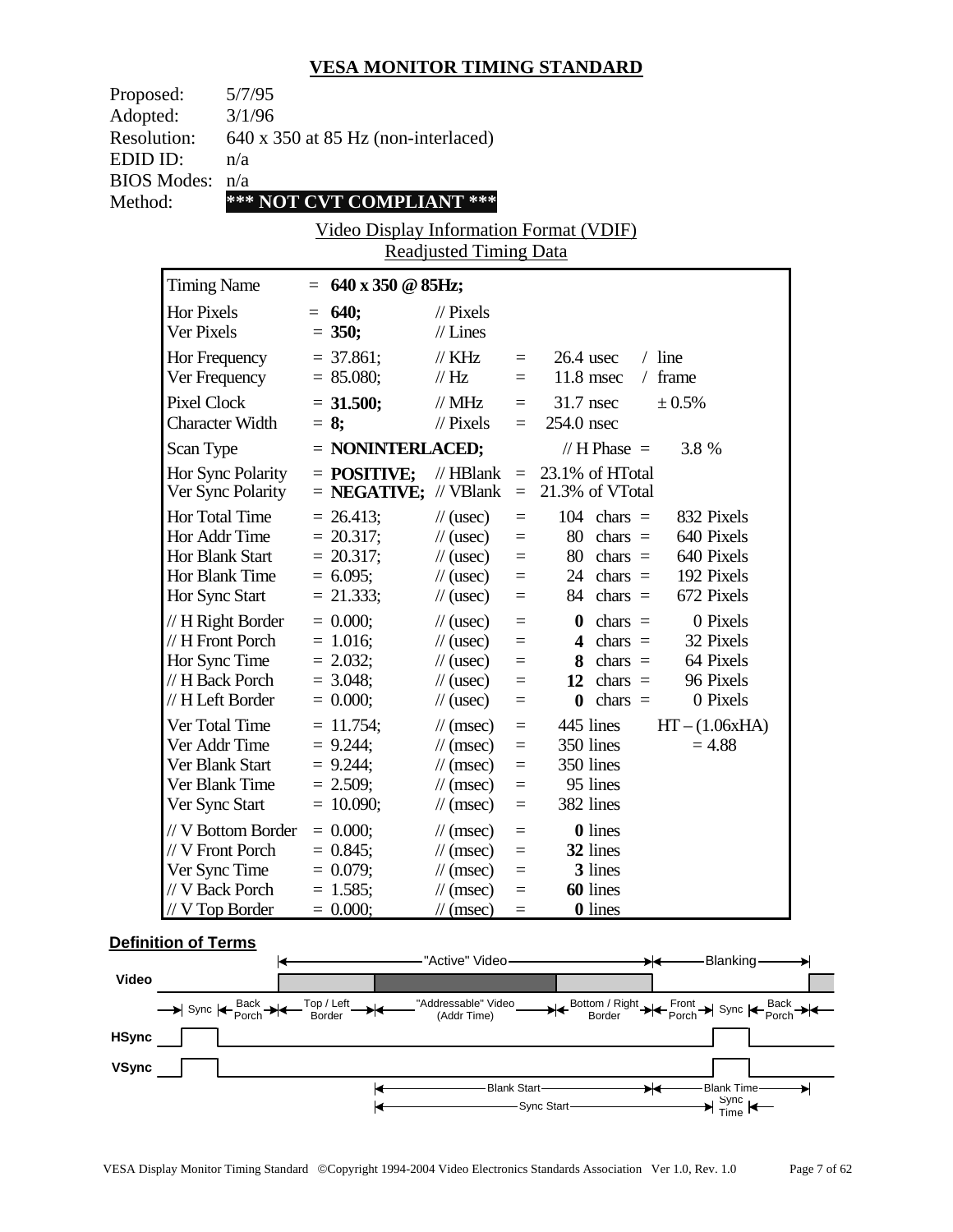# VESA MONITOR TIMING STANDARD

Proposed: 5/7/95
Adopted: 3/1/96
Resolution: 640 x 350 at 85 Hz (non-interlaced)
EDID ID: n/a
BIOS Modes: n/a
Method: **\*\*\* NOT CVT COMPLIANT \*\*\***

## Video Display Information Format (VDIF)
### Readjusted Timing Data

| | | | | | |
|---|---|---|---|---|---|
| Timing Name | = **640 x 350 @ 85Hz;** | | | | |
| Hor Pixels | = **640;** | // Pixels | | | |
| Ver Pixels | = **350;** | // Lines | | | |
| Hor Frequency | = 37.861; | // KHz | = | 26.4 usec | / line |
| Ver Frequency | = 85.080; | // Hz | = | 11.8 msec | / frame |
| Pixel Clock | = **31.500;** | // MHz | = | 31.7 nsec | ± 0.5% |
| Character Width | = **8;** | // Pixels | = | 254.0 nsec | |
| Scan Type | = **NONINTERLACED;** | | | // H Phase = | 3.8 % |
| Hor Sync Polarity | = **POSITIVE;** | // HBlank | = | 23.1% of HTotal | |
| Ver Sync Polarity | = **NEGATIVE;** | // VBlank | = | 21.3% of VTotal | |
| Hor Total Time | = 26.413; | // (usec) | = | 104 chars = | 832 Pixels |
| Hor Addr Time | = 20.317; | // (usec) | = | 80 chars = | 640 Pixels |
| Hor Blank Start | = 20.317; | // (usec) | = | 80 chars = | 640 Pixels |
| Hor Blank Time | = 6.095; | // (usec) | = | 24 chars = | 192 Pixels |
| Hor Sync Start | = 21.333; | // (usec) | = | 84 chars = | 672 Pixels |
| // H Right Border | = 0.000; | // (usec) | = | **0** chars = | 0 Pixels |
| // H Front Porch | = 1.016; | // (usec) | = | **4** chars = | 32 Pixels |
| Hor Sync Time | = 2.032; | // (usec) | = | **8** chars = | 64 Pixels |
| // H Back Porch | = 3.048; | // (usec) | = | **12** chars = | 96 Pixels |
| // H Left Border | = 0.000; | // (usec) | = | **0** chars = | 0 Pixels |
| Ver Total Time | = 11.754; | // (msec) | = | 445 lines | HT – (1.06xHA) |
| Ver Addr Time | = 9.244; | // (msec) | = | 350 lines | = 4.88 |
| Ver Blank Start | = 9.244; | // (msec) | = | 350 lines | |
| Ver Blank Time | = 2.509; | // (msec) | = | 95 lines | |
| Ver Sync Start | = 10.090; | // (msec) | = | 382 lines | |
| // V Bottom Border | = 0.000; | // (msec) | = | **0** lines | |
| // V Front Porch | = 0.845; | // (msec) | = | **32** lines | |
| Ver Sync Time | = 0.079; | // (msec) | = | **3** lines | |
| // V Back Porch | = 1.585; | // (msec) | = | **60** lines | |
| // V Top Border | = 0.000; | // (msec) | = | **0** lines | |

**Definition of Terms**

"Active" Video — Blanking

Video: Sync | Back Porch | Top / Left Border | "Addressable" Video (Addr Time) | Bottom / Right Border | Front Porch | Sync | Back Porch

HSync

VSync

Blank Start — Blank Time

Sync Start — Sync Time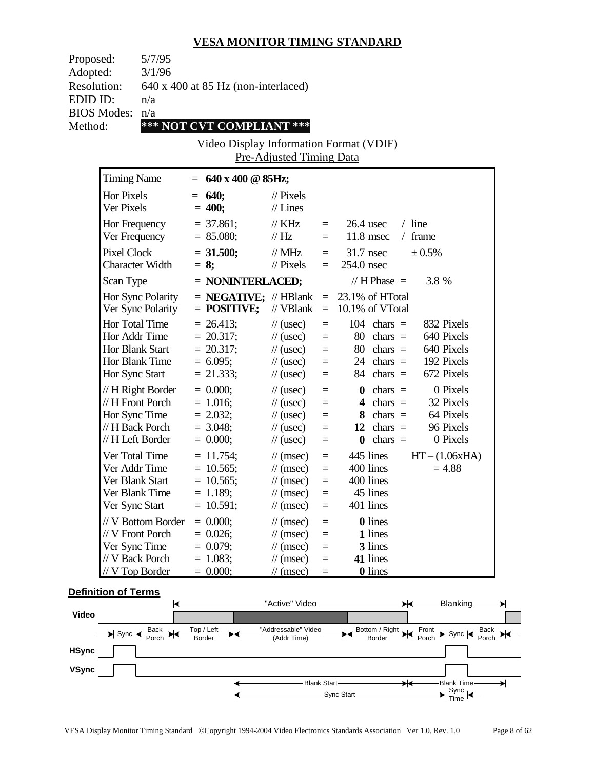## VESA MONITOR TIMING STANDARD

Proposed: 5/7/95
Adopted: 3/1/96
Resolution: 640 x 400 at 85 Hz (non-interlaced)
EDID ID: n/a
BIOS Modes: n/a
Method: **\*\*\* NOT CVT COMPLIANT \*\*\***

Video Display Information Format (VDIF)
Pre-Adjusted Timing Data

| | | | | | |
|---|---|---|---|---|---|
| Timing Name | = **640 x 400 @ 85Hz;** | | | | |
| Hor Pixels | = **640;** | // Pixels | | | |
| Ver Pixels | = **400;** | // Lines | | | |
| Hor Frequency | = 37.861; | // KHz | = | 26.4 usec | / line |
| Ver Frequency | = 85.080; | // Hz | = | 11.8 msec | / frame |
| Pixel Clock | = **31.500;** | // MHz | = | 31.7 nsec | ± 0.5% |
| Character Width | = **8;** | // Pixels | = | 254.0 nsec | |
| Scan Type | = **NONINTERLACED;** | | | // H Phase = | 3.8 % |
| Hor Sync Polarity | = **NEGATIVE;** | // HBlank | = | 23.1% of HTotal | |
| Ver Sync Polarity | = **POSITIVE;** | // VBlank | = | 10.1% of VTotal | |
| Hor Total Time | = 26.413; | // (usec) | = | 104 chars = | 832 Pixels |
| Hor Addr Time | = 20.317; | // (usec) | = | 80 chars = | 640 Pixels |
| Hor Blank Start | = 20.317; | // (usec) | = | 80 chars = | 640 Pixels |
| Hor Blank Time | = 6.095; | // (usec) | = | 24 chars = | 192 Pixels |
| Hor Sync Start | = 21.333; | // (usec) | = | 84 chars = | 672 Pixels |
| // H Right Border | = 0.000; | // (usec) | = | **0** chars = | 0 Pixels |
| // H Front Porch | = 1.016; | // (usec) | = | **4** chars = | 32 Pixels |
| Hor Sync Time | = 2.032; | // (usec) | = | **8** chars = | 64 Pixels |
| // H Back Porch | = 3.048; | // (usec) | = | **12** chars = | 96 Pixels |
| // H Left Border | = 0.000; | // (usec) | = | **0** chars = | 0 Pixels |
| Ver Total Time | = 11.754; | // (msec) | = | 445 lines | HT – (1.06xHA) |
| Ver Addr Time | = 10.565; | // (msec) | = | 400 lines | = 4.88 |
| Ver Blank Start | = 10.565; | // (msec) | = | 400 lines | |
| Ver Blank Time | = 1.189; | // (msec) | = | 45 lines | |
| Ver Sync Start | = 10.591; | // (msec) | = | 401 lines | |
| // V Bottom Border | = 0.000; | // (msec) | = | **0** lines | |
| // V Front Porch | = 0.026; | // (msec) | = | **1** lines | |
| Ver Sync Time | = 0.079; | // (msec) | = | **3** lines | |
| // V Back Porch | = 1.083; | // (msec) | = | **41** lines | |
| // V Top Border | = 0.000; | // (msec) | = | **0** lines | |

### Definition of Terms

"Active" Video — Blanking

Video: Sync | Back Porch | Top / Left Border | "Addressable" Video (Addr Time) | Bottom / Right Border | Front Porch | Sync | Back Porch

HSync

VSync

Blank Start — Blank Time

Sync Start — Sync Time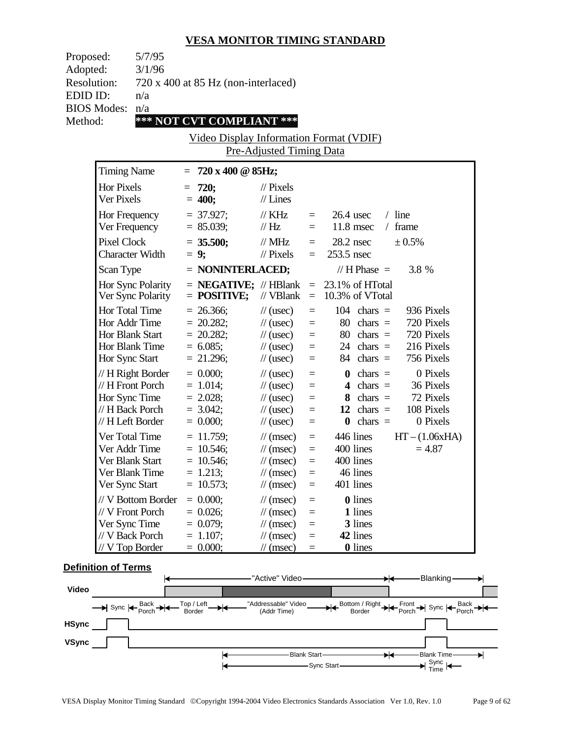## VESA MONITOR TIMING STANDARD

Proposed: 5/7/95
Adopted: 3/1/96
Resolution: 720 x 400 at 85 Hz (non-interlaced)
EDID ID: n/a
BIOS Modes: n/a
Method: **\*\*\* NOT CVT COMPLIANT \*\*\***

Video Display Information Format (VDIF)
Pre-Adjusted Timing Data

| | | | | | |
|---|---|---|---|---|---|
| Timing Name | = **720 x 400 @ 85Hz;** | | | | |
| Hor Pixels | = **720;** | // Pixels | | | |
| Ver Pixels | = **400;** | // Lines | | | |
| Hor Frequency | = 37.927; | // KHz | = | 26.4 usec | / line |
| Ver Frequency | = 85.039; | // Hz | = | 11.8 msec | / frame |
| Pixel Clock | = **35.500;** | // MHz | = | 28.2 nsec | ± 0.5% |
| Character Width | = **9;** | // Pixels | = | 253.5 nsec | |
| Scan Type | = **NONINTERLACED;** | | | // H Phase = | 3.8 % |
| Hor Sync Polarity | = **NEGATIVE;** | // HBlank | = | 23.1% of HTotal | |
| Ver Sync Polarity | = **POSITIVE;** | // VBlank | = | 10.3% of VTotal | |
| Hor Total Time | = 26.366; | // (usec) | = | 104 chars = | 936 Pixels |
| Hor Addr Time | = 20.282; | // (usec) | = | 80 chars = | 720 Pixels |
| Hor Blank Start | = 20.282; | // (usec) | = | 80 chars = | 720 Pixels |
| Hor Blank Time | = 6.085; | // (usec) | = | 24 chars = | 216 Pixels |
| Hor Sync Start | = 21.296; | // (usec) | = | 84 chars = | 756 Pixels |
| // H Right Border | = 0.000; | // (usec) | = | **0** chars = | 0 Pixels |
| // H Front Porch | = 1.014; | // (usec) | = | **4** chars = | 36 Pixels |
| Hor Sync Time | = 2.028; | // (usec) | = | **8** chars = | 72 Pixels |
| // H Back Porch | = 3.042; | // (usec) | = | **12** chars = | 108 Pixels |
| // H Left Border | = 0.000; | // (usec) | = | **0** chars = | 0 Pixels |
| Ver Total Time | = 11.759; | // (msec) | = | 446 lines | HT – (1.06xHA) |
| Ver Addr Time | = 10.546; | // (msec) | = | 400 lines | = 4.87 |
| Ver Blank Start | = 10.546; | // (msec) | = | 400 lines | |
| Ver Blank Time | = 1.213; | // (msec) | = | 46 lines | |
| Ver Sync Start | = 10.573; | // (msec) | = | 401 lines | |
| // V Bottom Border | = 0.000; | // (msec) | = | **0** lines | |
| // V Front Porch | = 0.026; | // (msec) | = | **1** lines | |
| Ver Sync Time | = 0.079; | // (msec) | = | **3** lines | |
| // V Back Porch | = 1.107; | // (msec) | = | **42** lines | |
| // V Top Border | = 0.000; | // (msec) | = | **0** lines | |

**Definition of Terms**

"Active" Video — Blanking

Video

Sync — Back Porch — Top / Left Border — "Addressable" Video (Addr Time) — Bottom / Right Border — Front Porch — Sync — Back Porch

HSync

VSync

Blank Start — Blank Time

Sync Start — Sync Time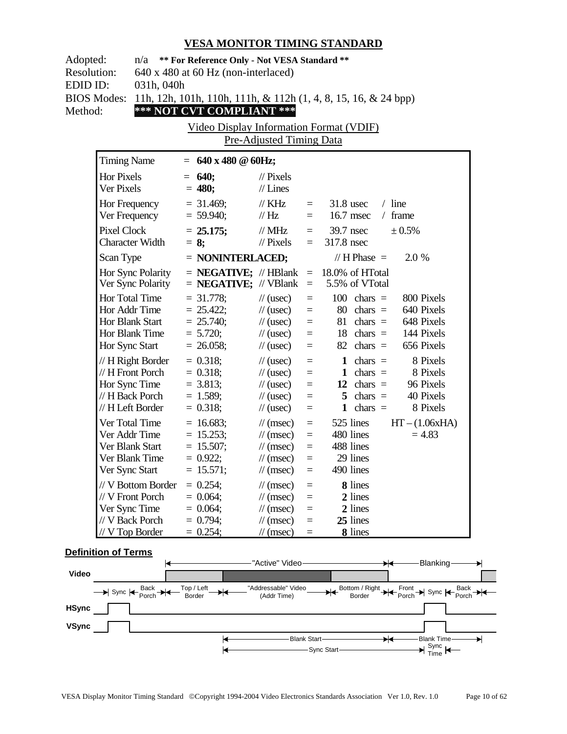## VESA MONITOR TIMING STANDARD

Adopted: n/a **\*\* For Reference Only - Not VESA Standard \*\***
Resolution: 640 x 480 at 60 Hz (non-interlaced)
EDID ID: 031h, 040h
BIOS Modes: 11h, 12h, 101h, 110h, 111h, & 112h (1, 4, 8, 15, 16, & 24 bpp)
Method: **\*\*\* NOT CVT COMPLIANT \*\*\***

Video Display Information Format (VDIF)
Pre-Adjusted Timing Data

| Parameter | Value | Unit | | | | |
|---|---|---|---|---|---|---|
| Timing Name | = **640 x 480 @ 60Hz;** | | | | | |
| Hor Pixels | = **640;** | // Pixels | | | | |
| Ver Pixels | = **480;** | // Lines | | | | |
| Hor Frequency | = 31.469; | // KHz | = | 31.8 usec | / line | |
| Ver Frequency | = 59.940; | // Hz | = | 16.7 msec | / frame | |
| Pixel Clock | = **25.175;** | // MHz | = | 39.7 nsec | ± 0.5% | |
| Character Width | = **8;** | // Pixels | = | 317.8 nsec | | |
| Scan Type | = **NONINTERLACED;** | | | // H Phase = | 2.0 % | |
| Hor Sync Polarity | = **NEGATIVE;** | // HBlank | = | 18.0% of HTotal | | |
| Ver Sync Polarity | = **NEGATIVE;** | // VBlank | = | 5.5% of VTotal | | |
| Hor Total Time | = 31.778; | // (usec) | = | 100 chars = | 800 Pixels | |
| Hor Addr Time | = 25.422; | // (usec) | = | 80 chars = | 640 Pixels | |
| Hor Blank Start | = 25.740; | // (usec) | = | 81 chars = | 648 Pixels | |
| Hor Blank Time | = 5.720; | // (usec) | = | 18 chars = | 144 Pixels | |
| Hor Sync Start | = 26.058; | // (usec) | = | 82 chars = | 656 Pixels | |
| // H Right Border | = 0.318; | // (usec) | = | **1** chars = | 8 Pixels | |
| // H Front Porch | = 0.318; | // (usec) | = | **1** chars = | 8 Pixels | |
| Hor Sync Time | = 3.813; | // (usec) | = | **12** chars = | 96 Pixels | |
| // H Back Porch | = 1.589; | // (usec) | = | **5** chars = | 40 Pixels | |
| // H Left Border | = 0.318; | // (usec) | = | **1** chars = | 8 Pixels | |
| Ver Total Time | = 16.683; | // (msec) | = | 525 lines | HT – (1.06xHA) | |
| Ver Addr Time | = 15.253; | // (msec) | = | 480 lines | = 4.83 | |
| Ver Blank Start | = 15.507; | // (msec) | = | 488 lines | | |
| Ver Blank Time | = 0.922; | // (msec) | = | 29 lines | | |
| Ver Sync Start | = 15.571; | // (msec) | = | 490 lines | | |
| // V Bottom Border | = 0.254; | // (msec) | = | **8** lines | | |
| // V Front Porch | = 0.064; | // (msec) | = | **2** lines | | |
| Ver Sync Time | = 0.064; | // (msec) | = | **2** lines | | |
| // V Back Porch | = 0.794; | // (msec) | = | **25** lines | | |
| // V Top Border | = 0.254; | // (msec) | = | **8** lines | | |

### Definition of Terms

"Active" Video — Blanking

Video: Sync | Back Porch | Top / Left Border | "Addressable" Video (Addr Time) | Bottom / Right Border | Front Porch | Sync | Back Porch

HSync

VSync

Blank Start — Blank Time

Sync Start — Sync Time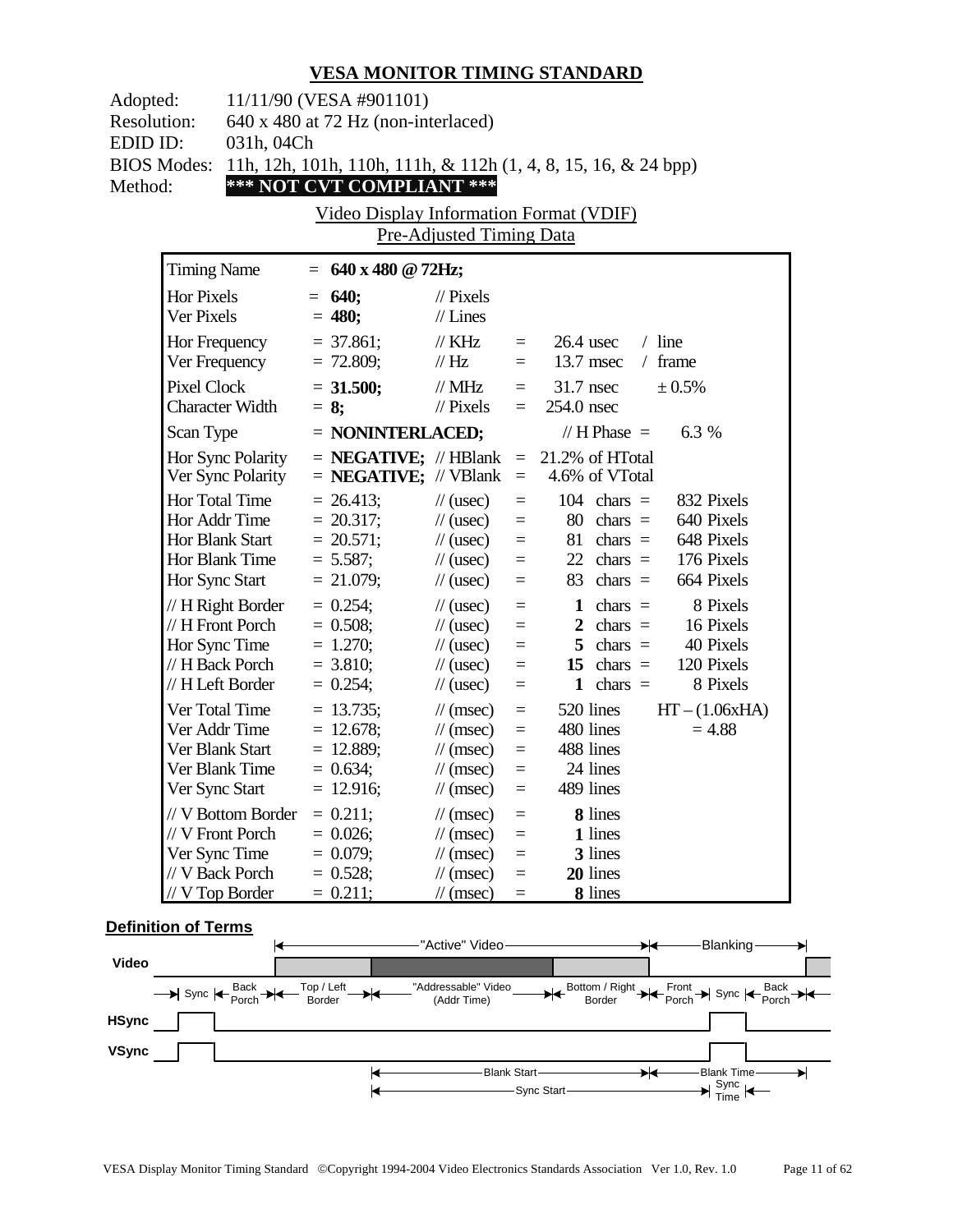# VESA MONITOR TIMING STANDARD

Adopted: 11/11/90 (VESA #901101)
Resolution: 640 x 480 at 72 Hz (non-interlaced)
EDID ID: 031h, 04Ch
BIOS Modes: 11h, 12h, 101h, 110h, 111h, & 112h (1, 4, 8, 15, 16, & 24 bpp)
Method: **\*\*\* NOT CVT COMPLIANT \*\*\***

Video Display Information Format (VDIF)
Pre-Adjusted Timing Data

| Timing Name | = **640 x 480 @ 72Hz;** | | | | |
|---|---|---|---|---|---|
| Hor Pixels | = **640;** | // Pixels | | | |
| Ver Pixels | = **480;** | // Lines | | | |
| Hor Frequency | = 37.861; | // KHz | = | 26.4 usec | / line |
| Ver Frequency | = 72.809; | // Hz | = | 13.7 msec | / frame |
| Pixel Clock | = **31.500;** | // MHz | = | 31.7 nsec | ± 0.5% |
| Character Width | = **8;** | // Pixels | = | 254.0 nsec | |
| Scan Type | = **NONINTERLACED;** | | | // H Phase = | 6.3 % |
| Hor Sync Polarity | = **NEGATIVE;** | // HBlank | = | 21.2% of HTotal | |
| Ver Sync Polarity | = **NEGATIVE;** | // VBlank | = | 4.6% of VTotal | |
| Hor Total Time | = 26.413; | // (usec) | = | 104 chars = | 832 Pixels |
| Hor Addr Time | = 20.317; | // (usec) | = | 80 chars = | 640 Pixels |
| Hor Blank Start | = 20.571; | // (usec) | = | 81 chars = | 648 Pixels |
| Hor Blank Time | = 5.587; | // (usec) | = | 22 chars = | 176 Pixels |
| Hor Sync Start | = 21.079; | // (usec) | = | 83 chars = | 664 Pixels |
| // H Right Border | = 0.254; | // (usec) | = | **1** chars = | 8 Pixels |
| // H Front Porch | = 0.508; | // (usec) | = | **2** chars = | 16 Pixels |
| Hor Sync Time | = 1.270; | // (usec) | = | **5** chars = | 40 Pixels |
| // H Back Porch | = 3.810; | // (usec) | = | **15** chars = | 120 Pixels |
| // H Left Border | = 0.254; | // (usec) | = | **1** chars = | 8 Pixels |
| Ver Total Time | = 13.735; | // (msec) | = | 520 lines | HT – (1.06xHA) |
| Ver Addr Time | = 12.678; | // (msec) | = | 480 lines | = 4.88 |
| Ver Blank Start | = 12.889; | // (msec) | = | 488 lines | |
| Ver Blank Time | = 0.634; | // (msec) | = | 24 lines | |
| Ver Sync Start | = 12.916; | // (msec) | = | 489 lines | |
| // V Bottom Border | = 0.211; | // (msec) | = | **8** lines | |
| // V Front Porch | = 0.026; | // (msec) | = | **1** lines | |
| Ver Sync Time | = 0.079; | // (msec) | = | **3** lines | |
| // V Back Porch | = 0.528; | // (msec) | = | **20** lines | |
| // V Top Border | = 0.211; | // (msec) | = | **8** lines | |

**Definition of Terms**

"Active" Video — Blanking

Video: Sync | Back Porch | Top / Left Border | "Addressable" Video (Addr Time) | Bottom / Right Border | Front Porch | Sync | Back Porch

HSync

VSync

Blank Start — Blank Time

Sync Start — Sync Time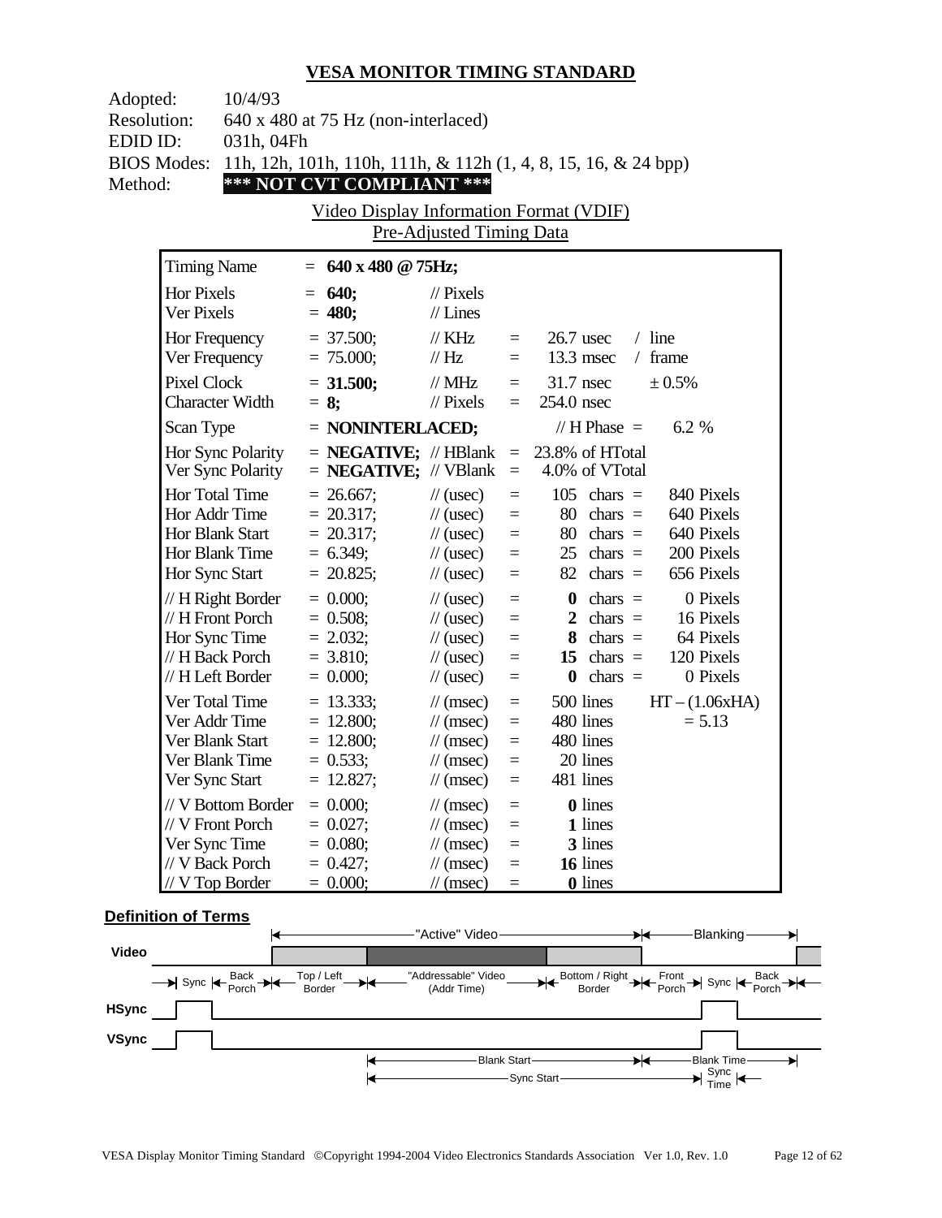# VESA MONITOR TIMING STANDARD

Adopted: 10/4/93
Resolution: 640 x 480 at 75 Hz (non-interlaced)
EDID ID: 031h, 04Fh
BIOS Modes: 11h, 12h, 101h, 110h, 111h, & 112h (1, 4, 8, 15, 16, & 24 bpp)
Method: **\*\*\* NOT CVT COMPLIANT \*\*\***

Video Display Information Format (VDIF)
Pre-Adjusted Timing Data

| Timing Name | = **640 x 480 @ 75Hz;** | | | | |
|---|---|---|---|---|---|
| Hor Pixels | = **640;** | // Pixels | | | |
| Ver Pixels | = **480;** | // Lines | | | |
| Hor Frequency | = 37.500; | // KHz | = | 26.7 usec | / line |
| Ver Frequency | = 75.000; | // Hz | = | 13.3 msec | / frame |
| Pixel Clock | = **31.500;** | // MHz | = | 31.7 nsec | ± 0.5% |
| Character Width | = **8;** | // Pixels | = | 254.0 nsec | |
| Scan Type | = **NONINTERLACED;** | | | // H Phase = | 6.2 % |
| Hor Sync Polarity | = **NEGATIVE;** | // HBlank | = | 23.8% of HTotal | |
| Ver Sync Polarity | = **NEGATIVE;** | // VBlank | = | 4.0% of VTotal | |
| Hor Total Time | = 26.667; | // (usec) | = | 105 chars = | 840 Pixels |
| Hor Addr Time | = 20.317; | // (usec) | = | 80 chars = | 640 Pixels |
| Hor Blank Start | = 20.317; | // (usec) | = | 80 chars = | 640 Pixels |
| Hor Blank Time | = 6.349; | // (usec) | = | 25 chars = | 200 Pixels |
| Hor Sync Start | = 20.825; | // (usec) | = | 82 chars = | 656 Pixels |
| // H Right Border | = 0.000; | // (usec) | = | **0** chars = | 0 Pixels |
| // H Front Porch | = 0.508; | // (usec) | = | **2** chars = | 16 Pixels |
| Hor Sync Time | = 2.032; | // (usec) | = | **8** chars = | 64 Pixels |
| // H Back Porch | = 3.810; | // (usec) | = | **15** chars = | 120 Pixels |
| // H Left Border | = 0.000; | // (usec) | = | **0** chars = | 0 Pixels |
| Ver Total Time | = 13.333; | // (msec) | = | 500 lines | HT – (1.06xHA) |
| Ver Addr Time | = 12.800; | // (msec) | = | 480 lines | = 5.13 |
| Ver Blank Start | = 12.800; | // (msec) | = | 480 lines | |
| Ver Blank Time | = 0.533; | // (msec) | = | 20 lines | |
| Ver Sync Start | = 12.827; | // (msec) | = | 481 lines | |
| // V Bottom Border | = 0.000; | // (msec) | = | **0** lines | |
| // V Front Porch | = 0.027; | // (msec) | = | **1** lines | |
| Ver Sync Time | = 0.080; | // (msec) | = | **3** lines | |
| // V Back Porch | = 0.427; | // (msec) | = | **16** lines | |
| // V Top Border | = 0.000; | // (msec) | = | **0** lines | |

## Definition of Terms

"Active" Video — Blanking

Video: Sync | Back Porch | Top / Left Border | "Addressable" Video (Addr Time) | Bottom / Right Border | Front Porch | Sync | Back Porch

HSync

VSync

Blank Start — Blank Time

Sync Start — Sync Time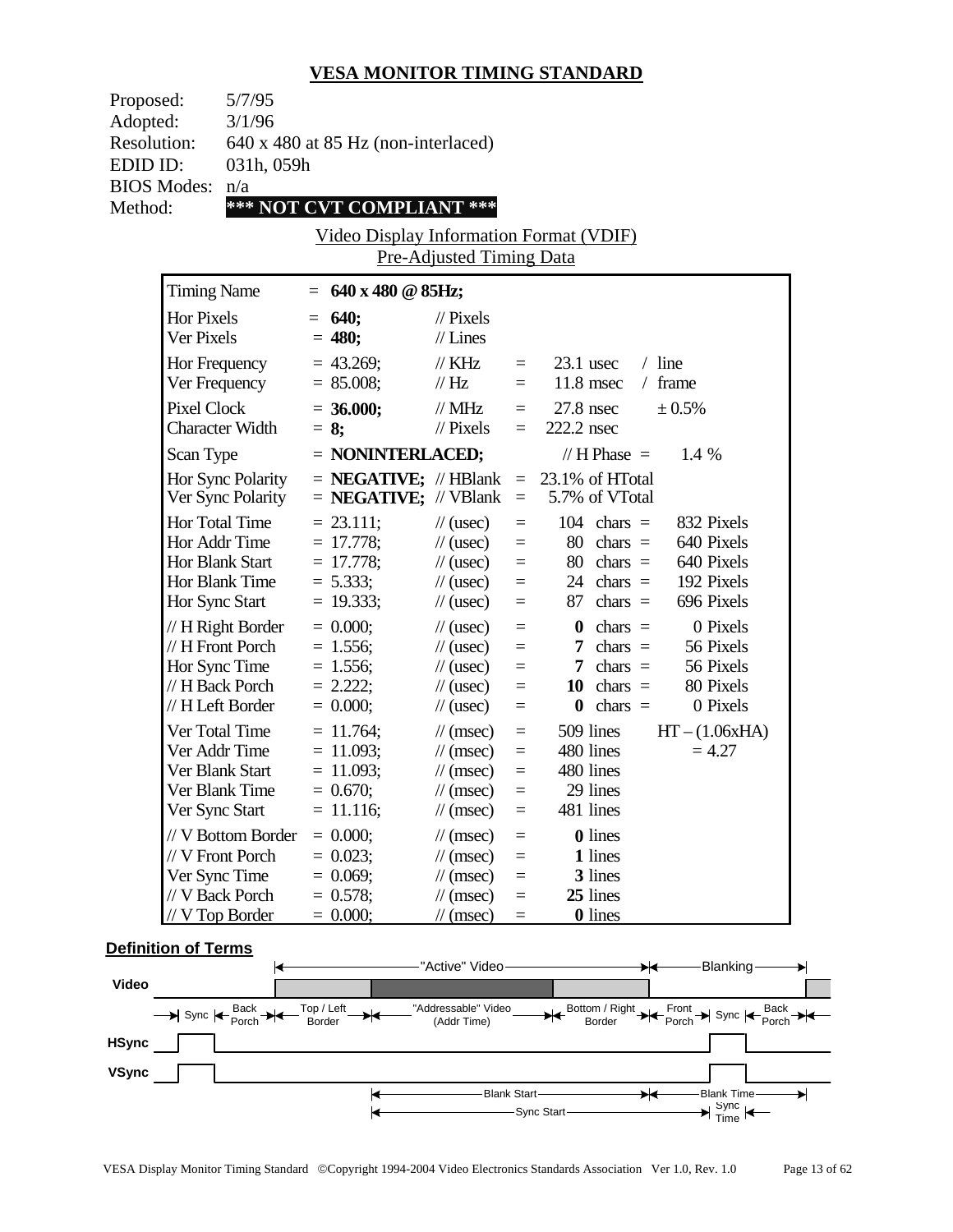# VESA MONITOR TIMING STANDARD

Proposed: 5/7/95
Adopted: 3/1/96
Resolution: 640 x 480 at 85 Hz (non-interlaced)
EDID ID: 031h, 059h
BIOS Modes: n/a
Method: **\*\*\* NOT CVT COMPLIANT \*\*\***

Video Display Information Format (VDIF)
Pre-Adjusted Timing Data

| | | | | | | |
|---|---|---|---|---|---|---|
| Timing Name | = **640 x 480 @ 85Hz;** | | | | | |
| Hor Pixels | = **640;** | // Pixels | | | | |
| Ver Pixels | = **480;** | // Lines | | | | |
| Hor Frequency | = 43.269; | // KHz | = | 23.1 usec | / line | |
| Ver Frequency | = 85.008; | // Hz | = | 11.8 msec | / frame | |
| Pixel Clock | = **36.000;** | // MHz | = | 27.8 nsec | ± 0.5% | |
| Character Width | = **8;** | // Pixels | = | 222.2 nsec | | |
| Scan Type | = **NONINTERLACED;** | | | // H Phase = | 1.4 % | |
| Hor Sync Polarity | = **NEGATIVE;** | // HBlank | = | 23.1% of HTotal | | |
| Ver Sync Polarity | = **NEGATIVE;** | // VBlank | = | 5.7% of VTotal | | |
| Hor Total Time | = 23.111; | // (usec) | = | 104 | chars = | 832 Pixels |
| Hor Addr Time | = 17.778; | // (usec) | = | 80 | chars = | 640 Pixels |
| Hor Blank Start | = 17.778; | // (usec) | = | 80 | chars = | 640 Pixels |
| Hor Blank Time | = 5.333; | // (usec) | = | 24 | chars = | 192 Pixels |
| Hor Sync Start | = 19.333; | // (usec) | = | 87 | chars = | 696 Pixels |
| // H Right Border | = 0.000; | // (usec) | = | **0** | chars = | 0 Pixels |
| // H Front Porch | = 1.556; | // (usec) | = | **7** | chars = | 56 Pixels |
| Hor Sync Time | = 1.556; | // (usec) | = | **7** | chars = | 56 Pixels |
| // H Back Porch | = 2.222; | // (usec) | = | **10** | chars = | 80 Pixels |
| // H Left Border | = 0.000; | // (usec) | = | **0** | chars = | 0 Pixels |
| Ver Total Time | = 11.764; | // (msec) | = | 509 lines | | HT – (1.06xHA) |
| Ver Addr Time | = 11.093; | // (msec) | = | 480 lines | | = 4.27 |
| Ver Blank Start | = 11.093; | // (msec) | = | 480 lines | | |
| Ver Blank Time | = 0.670; | // (msec) | = | 29 lines | | |
| Ver Sync Start | = 11.116; | // (msec) | = | 481 lines | | |
| // V Bottom Border | = 0.000; | // (msec) | = | **0** lines | | |
| // V Front Porch | = 0.023; | // (msec) | = | **1** lines | | |
| Ver Sync Time | = 0.069; | // (msec) | = | **3** lines | | |
| // V Back Porch | = 0.578; | // (msec) | = | **25** lines | | |
| // V Top Border | = 0.000; | // (msec) | = | **0** lines | | |

**Definition of Terms**

"Active" Video — Blanking

Video: Sync | Back Porch | Top / Left Border | "Addressable" Video (Addr Time) | Bottom / Right Border | Front Porch | Sync | Back Porch

HSync

VSync

Blank Start — Blank Time

Sync Start — Sync Time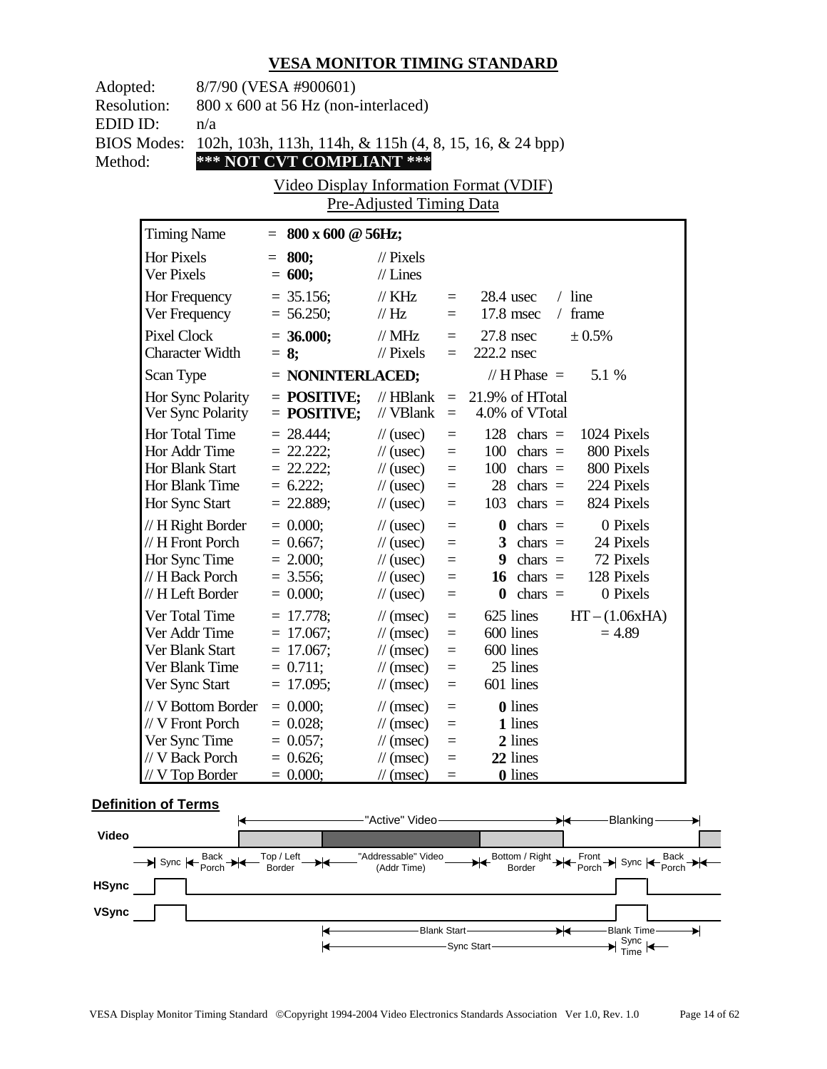# VESA MONITOR TIMING STANDARD

Adopted: 8/7/90 (VESA #900601)
Resolution: 800 x 600 at 56 Hz (non-interlaced)
EDID ID: n/a
BIOS Modes: 102h, 103h, 113h, 114h, & 115h (4, 8, 15, 16, & 24 bpp)
Method: **\*\*\* NOT CVT COMPLIANT \*\*\***

## Video Display Information Format (VDIF)
### Pre-Adjusted Timing Data

| | | | | | |
|---|---|---|---|---|---|
| Timing Name | = **800 x 600 @ 56Hz;** | | | | |
| Hor Pixels | = **800;** | // Pixels | | | |
| Ver Pixels | = **600;** | // Lines | | | |
| Hor Frequency | = 35.156; | // KHz | = | 28.4 usec | / line |
| Ver Frequency | = 56.250; | // Hz | = | 17.8 msec | / frame |
| Pixel Clock | = **36.000;** | // MHz | = | 27.8 nsec | ± 0.5% |
| Character Width | = **8;** | // Pixels | = | 222.2 nsec | |
| Scan Type | = **NONINTERLACED;** | | | // H Phase = | 5.1 % |
| Hor Sync Polarity | = **POSITIVE;** | // HBlank | = | 21.9% of HTotal | |
| Ver Sync Polarity | = **POSITIVE;** | // VBlank | = | 4.0% of VTotal | |
| Hor Total Time | = 28.444; | // (usec) | = | 128 chars = | 1024 Pixels |
| Hor Addr Time | = 22.222; | // (usec) | = | 100 chars = | 800 Pixels |
| Hor Blank Start | = 22.222; | // (usec) | = | 100 chars = | 800 Pixels |
| Hor Blank Time | = 6.222; | // (usec) | = | 28 chars = | 224 Pixels |
| Hor Sync Start | = 22.889; | // (usec) | = | 103 chars = | 824 Pixels |
| // H Right Border | = 0.000; | // (usec) | = | **0** chars = | 0 Pixels |
| // H Front Porch | = 0.667; | // (usec) | = | **3** chars = | 24 Pixels |
| Hor Sync Time | = 2.000; | // (usec) | = | **9** chars = | 72 Pixels |
| // H Back Porch | = 3.556; | // (usec) | = | **16** chars = | 128 Pixels |
| // H Left Border | = 0.000; | // (usec) | = | **0** chars = | 0 Pixels |
| Ver Total Time | = 17.778; | // (msec) | = | 625 lines | HT – (1.06xHA) |
| Ver Addr Time | = 17.067; | // (msec) | = | 600 lines | = 4.89 |
| Ver Blank Start | = 17.067; | // (msec) | = | 600 lines | |
| Ver Blank Time | = 0.711; | // (msec) | = | 25 lines | |
| Ver Sync Start | = 17.095; | // (msec) | = | 601 lines | |
| // V Bottom Border | = 0.000; | // (msec) | = | **0** lines | |
| // V Front Porch | = 0.028; | // (msec) | = | **1** lines | |
| Ver Sync Time | = 0.057; | // (msec) | = | **2** lines | |
| // V Back Porch | = 0.626; | // (msec) | = | **22** lines | |
| // V Top Border | = 0.000; | // (msec) | = | **0** lines | |

**Definition of Terms**

"Active" Video — Blanking

Video: Sync | Back Porch | Top / Left Border | "Addressable" Video (Addr Time) | Bottom / Right Border | Front Porch | Sync | Back Porch

HSync

VSync

Blank Start — Blank Time

Sync Start — Sync Time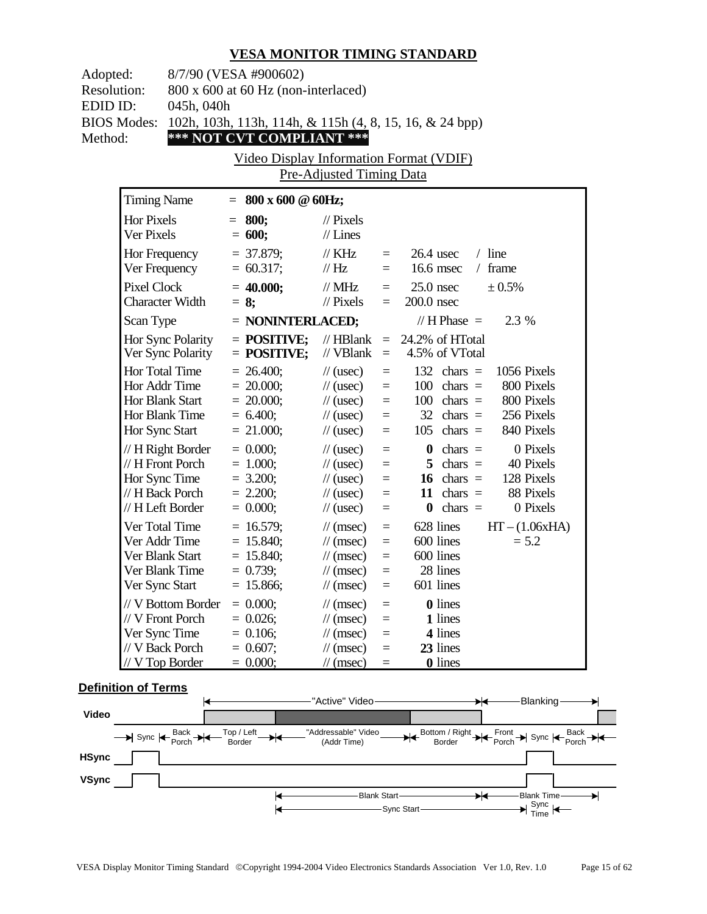# VESA MONITOR TIMING STANDARD

Adopted: 8/7/90 (VESA #900602)
Resolution: 800 x 600 at 60 Hz (non-interlaced)
EDID ID: 045h, 040h
BIOS Modes: 102h, 103h, 113h, 114h, & 115h (4, 8, 15, 16, & 24 bpp)
Method: **\*\*\* NOT CVT COMPLIANT \*\*\***

Video Display Information Format (VDIF)
Pre-Adjusted Timing Data

| Parameter | Value | Unit | | Equivalent | |
|---|---|---|---|---|---|
| Timing Name | = **800 x 600 @ 60Hz;** | | | | |
| Hor Pixels | = **800;** | // Pixels | | | |
| Ver Pixels | = **600;** | // Lines | | | |
| Hor Frequency | = 37.879; | // KHz | = | 26.4 usec | / line |
| Ver Frequency | = 60.317; | // Hz | = | 16.6 msec | / frame |
| Pixel Clock | = **40.000;** | // MHz | = | 25.0 nsec | ± 0.5% |
| Character Width | = **8;** | // Pixels | = | 200.0 nsec | |
| Scan Type | = **NONINTERLACED;** | | | // H Phase = | 2.3 % |
| Hor Sync Polarity | = **POSITIVE;** | // HBlank | = | 24.2% of HTotal | |
| Ver Sync Polarity | = **POSITIVE;** | // VBlank | = | 4.5% of VTotal | |
| Hor Total Time | = 26.400; | // (usec) | = | 132 chars = | 1056 Pixels |
| Hor Addr Time | = 20.000; | // (usec) | = | 100 chars = | 800 Pixels |
| Hor Blank Start | = 20.000; | // (usec) | = | 100 chars = | 800 Pixels |
| Hor Blank Time | = 6.400; | // (usec) | = | 32 chars = | 256 Pixels |
| Hor Sync Start | = 21.000; | // (usec) | = | 105 chars = | 840 Pixels |
| // H Right Border | = 0.000; | // (usec) | = | **0** chars = | 0 Pixels |
| // H Front Porch | = 1.000; | // (usec) | = | **5** chars = | 40 Pixels |
| Hor Sync Time | = 3.200; | // (usec) | = | **16** chars = | 128 Pixels |
| // H Back Porch | = 2.200; | // (usec) | = | **11** chars = | 88 Pixels |
| // H Left Border | = 0.000; | // (usec) | = | **0** chars = | 0 Pixels |
| Ver Total Time | = 16.579; | // (msec) | = | 628 lines | HT – (1.06xHA) |
| Ver Addr Time | = 15.840; | // (msec) | = | 600 lines | = 5.2 |
| Ver Blank Start | = 15.840; | // (msec) | = | 600 lines | |
| Ver Blank Time | = 0.739; | // (msec) | = | 28 lines | |
| Ver Sync Start | = 15.866; | // (msec) | = | 601 lines | |
| // V Bottom Border | = 0.000; | // (msec) | = | **0** lines | |
| // V Front Porch | = 0.026; | // (msec) | = | **1** lines | |
| Ver Sync Time | = 0.106; | // (msec) | = | **4** lines | |
| // V Back Porch | = 0.607; | // (msec) | = | **23** lines | |
| // V Top Border | = 0.000; | // (msec) | = | **0** lines | |

## Definition of Terms

"Active" Video — Blanking

Video: Sync | Back Porch | Top / Left Border | "Addressable" Video (Addr Time) | Bottom / Right Border | Front Porch | Sync | Back Porch

HSync

VSync

Blank Start — Blank Time

Sync Start — Sync Time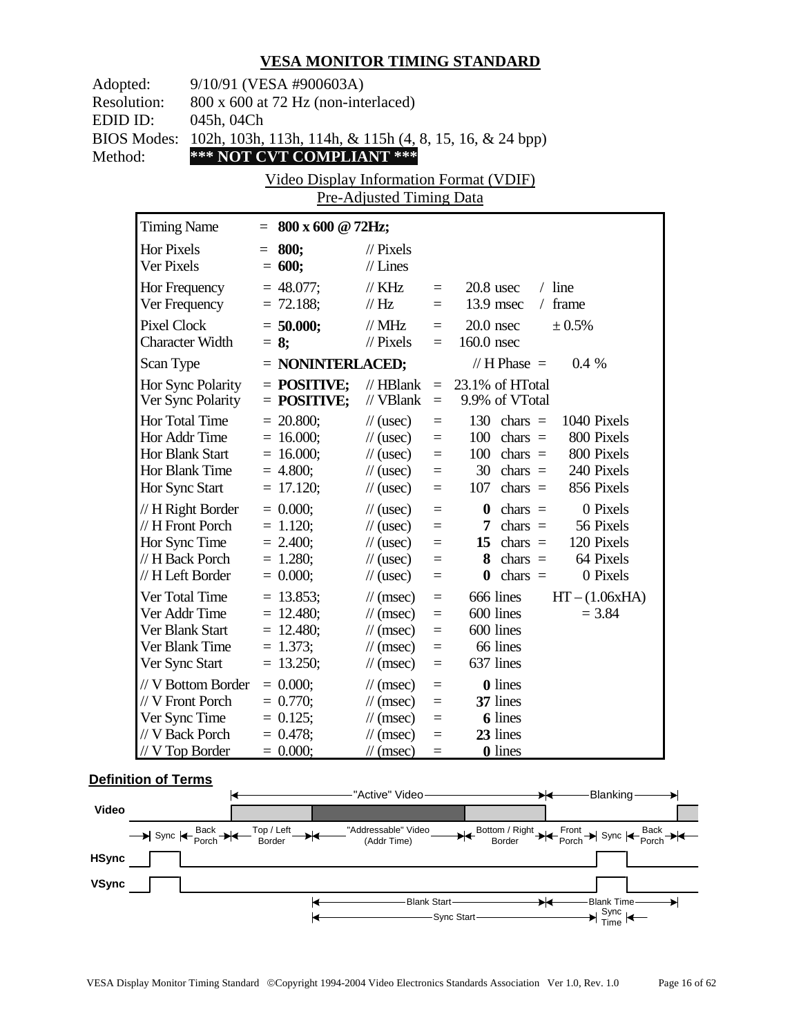## VESA MONITOR TIMING STANDARD

Adopted: 9/10/91 (VESA #900603A)
Resolution: 800 x 600 at 72 Hz (non-interlaced)
EDID ID: 045h, 04Ch
BIOS Modes: 102h, 103h, 113h, 114h, & 115h (4, 8, 15, 16, & 24 bpp)
Method: **\*\*\* NOT CVT COMPLIANT \*\*\***

Video Display Information Format (VDIF)
Pre-Adjusted Timing Data

| Timing Name | = **800 x 600 @ 72Hz;** | | | | |
|---|---|---|---|---|---|
| Hor Pixels | = **800;** | // Pixels | | | |
| Ver Pixels | = **600;** | // Lines | | | |
| Hor Frequency | = 48.077; | // KHz | = | 20.8 usec | / line |
| Ver Frequency | = 72.188; | // Hz | = | 13.9 msec | / frame |
| Pixel Clock | = **50.000;** | // MHz | = | 20.0 nsec | ± 0.5% |
| Character Width | = **8;** | // Pixels | = | 160.0 nsec | |
| Scan Type | = **NONINTERLACED;** | | | // H Phase = | 0.4 % |
| Hor Sync Polarity | = **POSITIVE;** | // HBlank | = | 23.1% of HTotal | |
| Ver Sync Polarity | = **POSITIVE;** | // VBlank | = | 9.9% of VTotal | |
| Hor Total Time | = 20.800; | // (usec) | = | 130 chars = | 1040 Pixels |
| Hor Addr Time | = 16.000; | // (usec) | = | 100 chars = | 800 Pixels |
| Hor Blank Start | = 16.000; | // (usec) | = | 100 chars = | 800 Pixels |
| Hor Blank Time | = 4.800; | // (usec) | = | 30 chars = | 240 Pixels |
| Hor Sync Start | = 17.120; | // (usec) | = | 107 chars = | 856 Pixels |
| // H Right Border | = 0.000; | // (usec) | = | **0** chars = | 0 Pixels |
| // H Front Porch | = 1.120; | // (usec) | = | **7** chars = | 56 Pixels |
| Hor Sync Time | = 2.400; | // (usec) | = | **15** chars = | 120 Pixels |
| // H Back Porch | = 1.280; | // (usec) | = | **8** chars = | 64 Pixels |
| // H Left Border | = 0.000; | // (usec) | = | **0** chars = | 0 Pixels |
| Ver Total Time | = 13.853; | // (msec) | = | 666 lines | HT – (1.06xHA) |
| Ver Addr Time | = 12.480; | // (msec) | = | 600 lines | = 3.84 |
| Ver Blank Start | = 12.480; | // (msec) | = | 600 lines | |
| Ver Blank Time | = 1.373; | // (msec) | = | 66 lines | |
| Ver Sync Start | = 13.250; | // (msec) | = | 637 lines | |
| // V Bottom Border | = 0.000; | // (msec) | = | **0** lines | |
| // V Front Porch | = 0.770; | // (msec) | = | **37** lines | |
| Ver Sync Time | = 0.125; | // (msec) | = | **6** lines | |
| // V Back Porch | = 0.478; | // (msec) | = | **23** lines | |
| // V Top Border | = 0.000; | // (msec) | = | **0** lines | |

### Definition of Terms

"Active" Video — Blanking

Video: Sync | Back Porch | Top / Left Border | "Addressable" Video (Addr Time) | Bottom / Right Border | Front Porch | Sync | Back Porch

HSync

VSync

Blank Start — Blank Time

Sync Start — Sync Time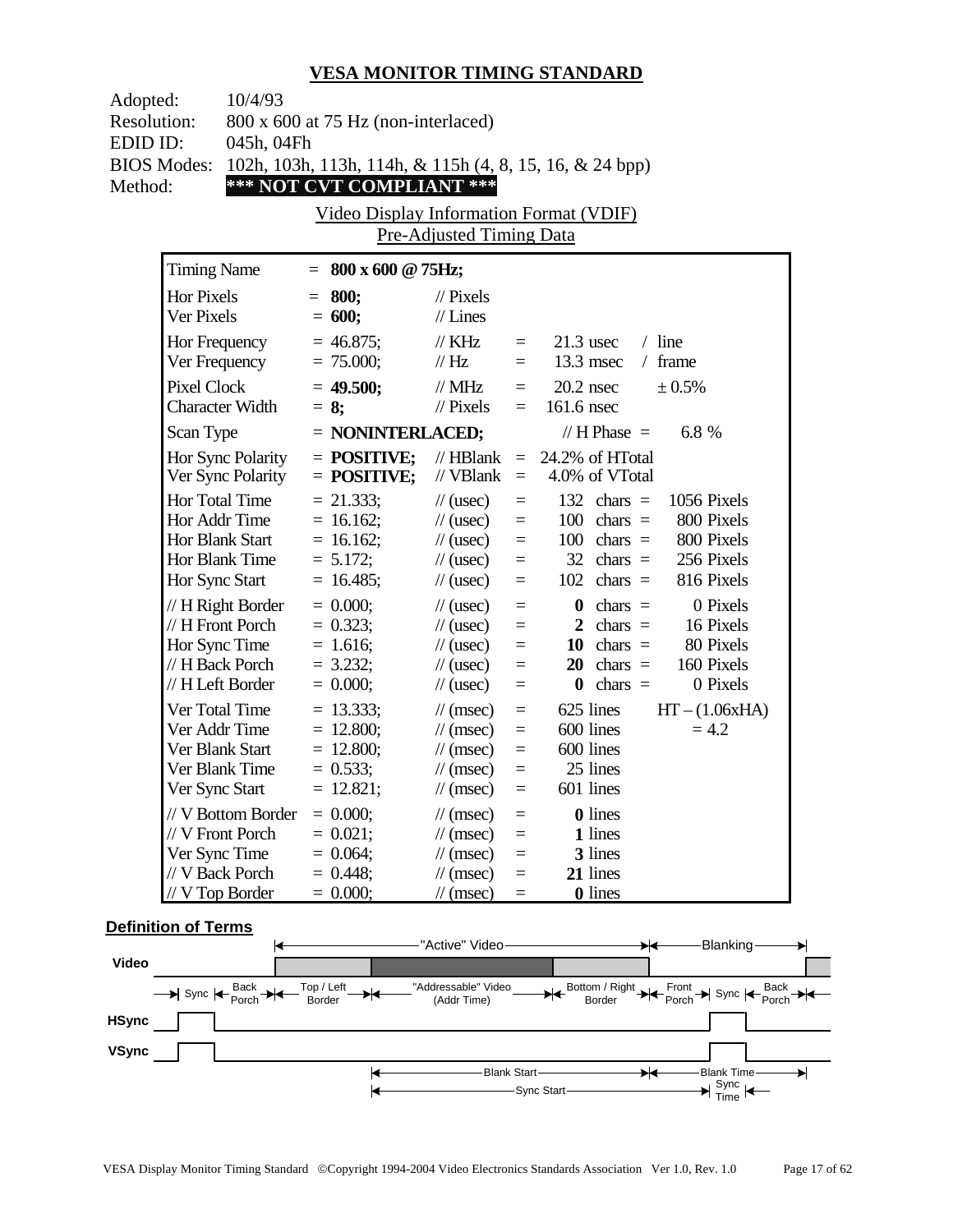## VESA MONITOR TIMING STANDARD

Adopted: 10/4/93
Resolution: 800 x 600 at 75 Hz (non-interlaced)
EDID ID: 045h, 04Fh
BIOS Modes: 102h, 103h, 113h, 114h, & 115h (4, 8, 15, 16, & 24 bpp)
Method: **\*\*\* NOT CVT COMPLIANT \*\*\***

Video Display Information Format (VDIF)
Pre-Adjusted Timing Data

| | | | | | | |
|---|---|---|---|---|---|---|
| Timing Name | = **800 x 600 @ 75Hz;** | | | | | |
| Hor Pixels | = **800;** | // Pixels | | | | |
| Ver Pixels | = **600;** | // Lines | | | | |
| Hor Frequency | = 46.875; | // KHz | = | 21.3 usec | / line | |
| Ver Frequency | = 75.000; | // Hz | = | 13.3 msec | / frame | |
| Pixel Clock | = **49.500;** | // MHz | = | 20.2 nsec | ± 0.5% | |
| Character Width | = **8;** | // Pixels | = | 161.6 nsec | | |
| Scan Type | = **NONINTERLACED;** | | | // H Phase = | 6.8 % | |
| Hor Sync Polarity | = **POSITIVE;** | // HBlank | = | 24.2% of HTotal | | |
| Ver Sync Polarity | = **POSITIVE;** | // VBlank | = | 4.0% of VTotal | | |
| Hor Total Time | = 21.333; | // (usec) | = | 132 chars = | 1056 Pixels | |
| Hor Addr Time | = 16.162; | // (usec) | = | 100 chars = | 800 Pixels | |
| Hor Blank Start | = 16.162; | // (usec) | = | 100 chars = | 800 Pixels | |
| Hor Blank Time | = 5.172; | // (usec) | = | 32 chars = | 256 Pixels | |
| Hor Sync Start | = 16.485; | // (usec) | = | 102 chars = | 816 Pixels | |
| // H Right Border | = 0.000; | // (usec) | = | **0** chars = | 0 Pixels | |
| // H Front Porch | = 0.323; | // (usec) | = | **2** chars = | 16 Pixels | |
| Hor Sync Time | = 1.616; | // (usec) | = | **10** chars = | 80 Pixels | |
| // H Back Porch | = 3.232; | // (usec) | = | **20** chars = | 160 Pixels | |
| // H Left Border | = 0.000; | // (usec) | = | **0** chars = | 0 Pixels | |
| Ver Total Time | = 13.333; | // (msec) | = | 625 lines | HT – (1.06xHA) | |
| Ver Addr Time | = 12.800; | // (msec) | = | 600 lines | = 4.2 | |
| Ver Blank Start | = 12.800; | // (msec) | = | 600 lines | | |
| Ver Blank Time | = 0.533; | // (msec) | = | 25 lines | | |
| Ver Sync Start | = 12.821; | // (msec) | = | 601 lines | | |
| // V Bottom Border | = 0.000; | // (msec) | = | **0** lines | | |
| // V Front Porch | = 0.021; | // (msec) | = | **1** lines | | |
| Ver Sync Time | = 0.064; | // (msec) | = | **3** lines | | |
| // V Back Porch | = 0.448; | // (msec) | = | **21** lines | | |
| // V Top Border | = 0.000; | // (msec) | = | **0** lines | | |

**Definition of Terms**

"Active" Video — Blanking

Video: Sync | Back Porch | Top / Left Border | "Addressable" Video (Addr Time) | Bottom / Right Border | Front Porch | Sync | Back Porch

HSync

VSync

Blank Start — Blank Time

Sync Start — Sync Time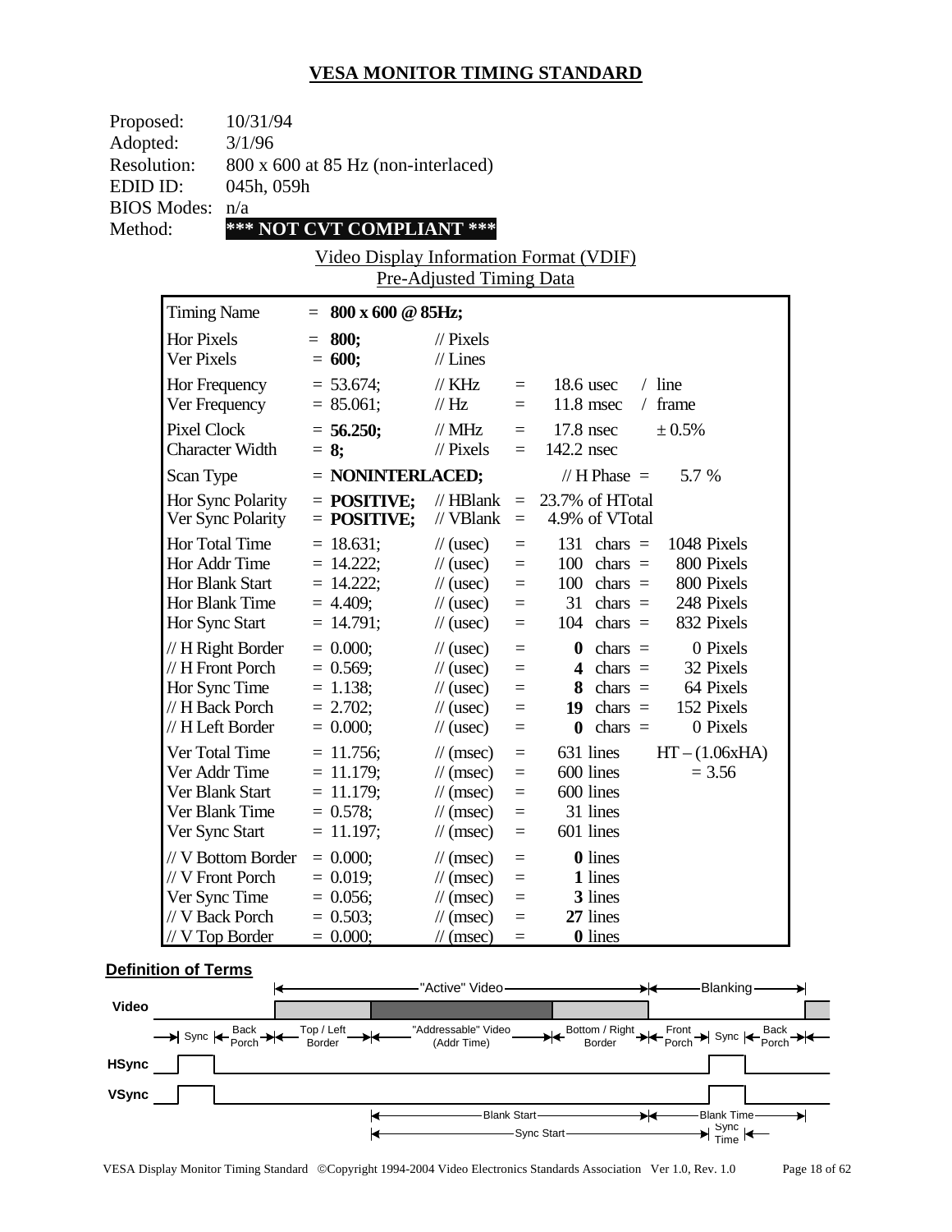## VESA MONITOR TIMING STANDARD

Proposed: 10/31/94
Adopted: 3/1/96
Resolution: 800 x 600 at 85 Hz (non-interlaced)
EDID ID: 045h, 059h
BIOS Modes: n/a
Method: **\*\*\* NOT CVT COMPLIANT \*\*\***

Video Display Information Format (VDIF)
Pre-Adjusted Timing Data

| | | | | | |
|---|---|---|---|---|---|
| Timing Name | = **800 x 600 @ 85Hz;** | | | | |
| Hor Pixels | = **800;** | // Pixels | | | |
| Ver Pixels | = **600;** | // Lines | | | |
| Hor Frequency | = 53.674; | // KHz | = | 18.6 usec | / line |
| Ver Frequency | = 85.061; | // Hz | = | 11.8 msec | / frame |
| Pixel Clock | = **56.250;** | // MHz | = | 17.8 nsec | ± 0.5% |
| Character Width | = **8;** | // Pixels | = | 142.2 nsec | |
| Scan Type | = **NONINTERLACED;** | | | // H Phase = | 5.7 % |
| Hor Sync Polarity | = **POSITIVE;** | // HBlank | = | 23.7% of HTotal | |
| Ver Sync Polarity | = **POSITIVE;** | // VBlank | = | 4.9% of VTotal | |
| Hor Total Time | = 18.631; | // (usec) | = | 131 chars = | 1048 Pixels |
| Hor Addr Time | = 14.222; | // (usec) | = | 100 chars = | 800 Pixels |
| Hor Blank Start | = 14.222; | // (usec) | = | 100 chars = | 800 Pixels |
| Hor Blank Time | = 4.409; | // (usec) | = | 31 chars = | 248 Pixels |
| Hor Sync Start | = 14.791; | // (usec) | = | 104 chars = | 832 Pixels |
| // H Right Border | = 0.000; | // (usec) | = | **0** chars = | 0 Pixels |
| // H Front Porch | = 0.569; | // (usec) | = | **4** chars = | 32 Pixels |
| Hor Sync Time | = 1.138; | // (usec) | = | **8** chars = | 64 Pixels |
| // H Back Porch | = 2.702; | // (usec) | = | **19** chars = | 152 Pixels |
| // H Left Border | = 0.000; | // (usec) | = | **0** chars = | 0 Pixels |
| Ver Total Time | = 11.756; | // (msec) | = | 631 lines | HT – (1.06xHA) |
| Ver Addr Time | = 11.179; | // (msec) | = | 600 lines | = 3.56 |
| Ver Blank Start | = 11.179; | // (msec) | = | 600 lines | |
| Ver Blank Time | = 0.578; | // (msec) | = | 31 lines | |
| Ver Sync Start | = 11.197; | // (msec) | = | 601 lines | |
| // V Bottom Border | = 0.000; | // (msec) | = | **0** lines | |
| // V Front Porch | = 0.019; | // (msec) | = | **1** lines | |
| Ver Sync Time | = 0.056; | // (msec) | = | **3** lines | |
| // V Back Porch | = 0.503; | // (msec) | = | **27** lines | |
| // V Top Border | = 0.000; | // (msec) | = | **0** lines | |

### Definition of Terms

"Active" Video — Blanking

Video: Sync | Back Porch | Top / Left Border | "Addressable" Video (Addr Time) | Bottom / Right Border | Front Porch | Sync | Back Porch

HSync

VSync

Blank Start — Blank Time

Sync Start — Sync Time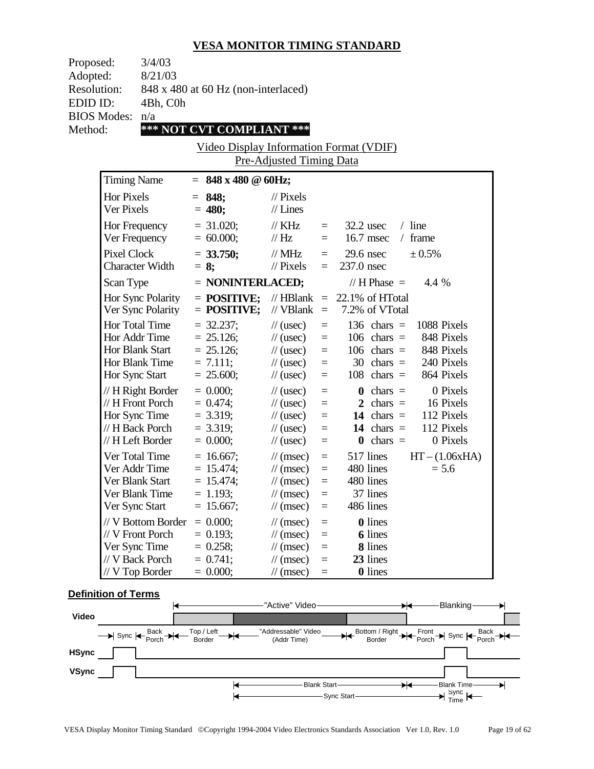# VESA MONITOR TIMING STANDARD

Proposed: 3/4/03
Adopted: 8/21/03
Resolution: 848 x 480 at 60 Hz (non-interlaced)
EDID ID: 4Bh, C0h
BIOS Modes: n/a
Method: **\*\*\* NOT CVT COMPLIANT \*\*\***

Video Display Information Format (VDIF)
Pre-Adjusted Timing Data

| | | | | | |
|---|---|---|---|---|---|
| Timing Name | = **848 x 480 @ 60Hz;** | | | | |
| Hor Pixels | = **848;** | // Pixels | | | |
| Ver Pixels | = **480;** | // Lines | | | |
| Hor Frequency | = 31.020; | // KHz | = | 32.2 usec | / line |
| Ver Frequency | = 60.000; | // Hz | = | 16.7 msec | / frame |
| Pixel Clock | = **33.750;** | // MHz | = | 29.6 nsec | ± 0.5% |
| Character Width | = **8;** | // Pixels | = | 237.0 nsec | |
| Scan Type | = **NONINTERLACED;** | | | // H Phase = | 4.4 % |
| Hor Sync Polarity | = **POSITIVE;** | // HBlank | = | 22.1% of HTotal | |
| Ver Sync Polarity | = **POSITIVE;** | // VBlank | = | 7.2% of VTotal | |
| Hor Total Time | = 32.237; | // (usec) | = | 136 chars = | 1088 Pixels |
| Hor Addr Time | = 25.126; | // (usec) | = | 106 chars = | 848 Pixels |
| Hor Blank Start | = 25.126; | // (usec) | = | 106 chars = | 848 Pixels |
| Hor Blank Time | = 7.111; | // (usec) | = | 30 chars = | 240 Pixels |
| Hor Sync Start | = 25.600; | // (usec) | = | 108 chars = | 864 Pixels |
| // H Right Border | = 0.000; | // (usec) | = | **0** chars = | 0 Pixels |
| // H Front Porch | = 0.474; | // (usec) | = | **2** chars = | 16 Pixels |
| Hor Sync Time | = 3.319; | // (usec) | = | **14** chars = | 112 Pixels |
| // H Back Porch | = 3.319; | // (usec) | = | **14** chars = | 112 Pixels |
| // H Left Border | = 0.000; | // (usec) | = | **0** chars = | 0 Pixels |
| Ver Total Time | = 16.667; | // (msec) | = | 517 lines | HT – (1.06xHA) |
| Ver Addr Time | = 15.474; | // (msec) | = | 480 lines | = 5.6 |
| Ver Blank Start | = 15.474; | // (msec) | = | 480 lines | |
| Ver Blank Time | = 1.193; | // (msec) | = | 37 lines | |
| Ver Sync Start | = 15.667; | // (msec) | = | 486 lines | |
| // V Bottom Border | = 0.000; | // (msec) | = | **0** lines | |
| // V Front Porch | = 0.193; | // (msec) | = | **6** lines | |
| Ver Sync Time | = 0.258; | // (msec) | = | **8** lines | |
| // V Back Porch | = 0.741; | // (msec) | = | **23** lines | |
| // V Top Border | = 0.000; | // (msec) | = | **0** lines | |

**Definition of Terms**

"Active" Video — Blanking

Video

Sync — Back Porch — Top / Left Border — "Addressable" Video (Addr Time) — Bottom / Right Border — Front Porch — Sync — Back Porch

HSync

VSync

Blank Start — Blank Time

Sync Start — Sync Time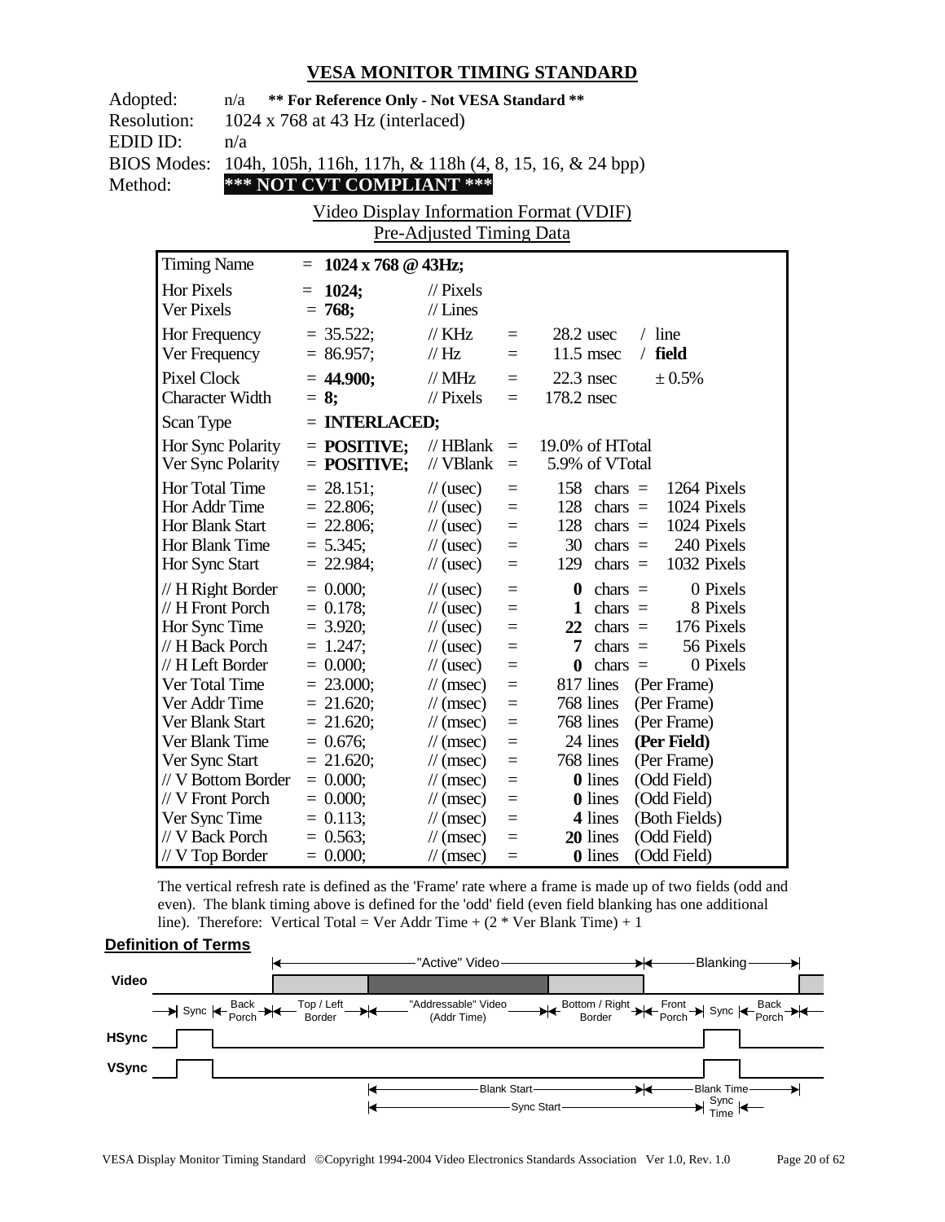# VESA MONITOR TIMING STANDARD

Adopted: n/a **\*\* For Reference Only - Not VESA Standard \*\***
Resolution: 1024 x 768 at 43 Hz (interlaced)
EDID ID: n/a
BIOS Modes: 104h, 105h, 116h, 117h, & 118h (4, 8, 15, 16, & 24 bpp)
Method: **\*\*\* NOT CVT COMPLIANT \*\*\***

Video Display Information Format (VDIF)
Pre-Adjusted Timing Data

| Timing Name | = **1024 x 768 @ 43Hz;** | | | | |
|---|---|---|---|---|---|
| Hor Pixels | = **1024;** | // Pixels | | | |
| Ver Pixels | = **768;** | // Lines | | | |
| Hor Frequency | = 35.522; | // KHz | = | 28.2 usec | / line |
| Ver Frequency | = 86.957; | // Hz | = | 11.5 msec | / **field** |
| Pixel Clock | = **44.900;** | // MHz | = | 22.3 nsec | ± 0.5% |
| Character Width | = **8;** | // Pixels | = | 178.2 nsec | |
| Scan Type | = **INTERLACED;** | | | | |
| Hor Sync Polarity | = **POSITIVE;** | // HBlank | = | 19.0% of HTotal | |
| Ver Sync Polarity | = **POSITIVE;** | // VBlank | = | 5.9% of VTotal | |
| Hor Total Time | = 28.151; | // (usec) | = | 158 chars = | 1264 Pixels |
| Hor Addr Time | = 22.806; | // (usec) | = | 128 chars = | 1024 Pixels |
| Hor Blank Start | = 22.806; | // (usec) | = | 128 chars = | 1024 Pixels |
| Hor Blank Time | = 5.345; | // (usec) | = | 30 chars = | 240 Pixels |
| Hor Sync Start | = 22.984; | // (usec) | = | 129 chars = | 1032 Pixels |
| // H Right Border | = 0.000; | // (usec) | = | **0** chars = | 0 Pixels |
| // H Front Porch | = 0.178; | // (usec) | = | **1** chars = | 8 Pixels |
| Hor Sync Time | = 3.920; | // (usec) | = | **22** chars = | 176 Pixels |
| // H Back Porch | = 1.247; | // (usec) | = | **7** chars = | 56 Pixels |
| // H Left Border | = 0.000; | // (usec) | = | **0** chars = | 0 Pixels |
| Ver Total Time | = 23.000; | // (msec) | = | 817 lines | (Per Frame) |
| Ver Addr Time | = 21.620; | // (msec) | = | 768 lines | (Per Frame) |
| Ver Blank Start | = 21.620; | // (msec) | = | 768 lines | (Per Frame) |
| Ver Blank Time | = 0.676; | // (msec) | = | 24 lines | **(Per Field)** |
| Ver Sync Start | = 21.620; | // (msec) | = | 768 lines | (Per Frame) |
| // V Bottom Border | = 0.000; | // (msec) | = | **0** lines | (Odd Field) |
| // V Front Porch | = 0.000; | // (msec) | = | **0** lines | (Odd Field) |
| Ver Sync Time | = 0.113; | // (msec) | = | **4** lines | (Both Fields) |
| // V Back Porch | = 0.563; | // (msec) | = | **20** lines | (Odd Field) |
| // V Top Border | = 0.000; | // (msec) | = | **0** lines | (Odd Field) |

The vertical refresh rate is defined as the 'Frame' rate where a frame is made up of two fields (odd and even). The blank timing above is defined for the 'odd' field (even field blanking has one additional line). Therefore: Vertical Total = Ver Addr Time + (2 * Ver Blank Time) + 1

**Definition of Terms**

"Active" Video — Blanking

Video: Sync | Back Porch | Top / Left Border | "Addressable" Video (Addr Time) | Bottom / Right Border | Front Porch | Sync | Back Porch

HSync

VSync

Blank Start — Blank Time

Sync Start — Sync Time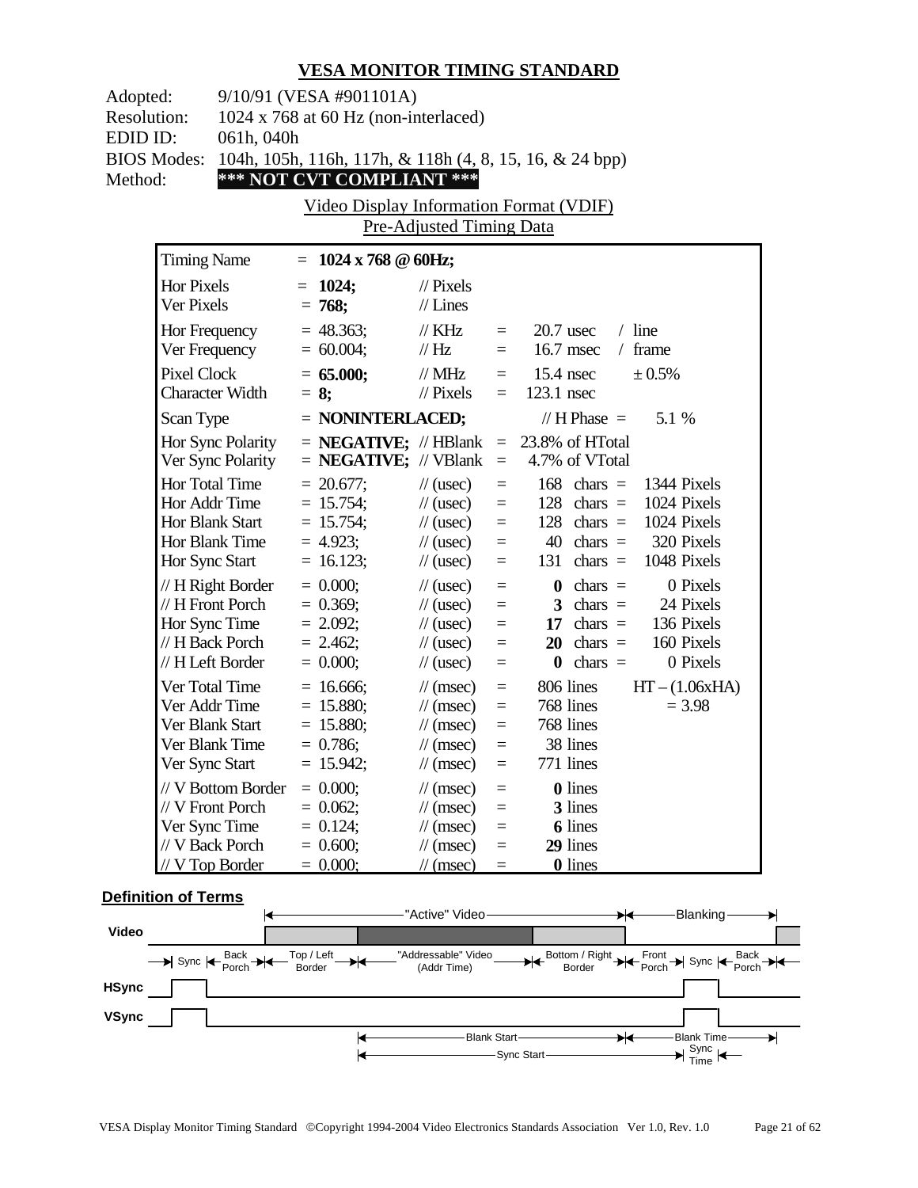## VESA MONITOR TIMING STANDARD

Adopted: 9/10/91 (VESA #901101A)
Resolution: 1024 x 768 at 60 Hz (non-interlaced)
EDID ID: 061h, 040h
BIOS Modes: 104h, 105h, 116h, 117h, & 118h (4, 8, 15, 16, & 24 bpp)
Method: **\*\*\* NOT CVT COMPLIANT \*\*\***

Video Display Information Format (VDIF)
Pre-Adjusted Timing Data

| Timing Name | = **1024 x 768 @ 60Hz;** | | | | |
|---|---|---|---|---|---|
| Hor Pixels | = **1024;** | // Pixels | | | |
| Ver Pixels | = **768;** | // Lines | | | |
| Hor Frequency | = 48.363; | // KHz | = | 20.7 usec | / line |
| Ver Frequency | = 60.004; | // Hz | = | 16.7 msec | / frame |
| Pixel Clock | = **65.000;** | // MHz | = | 15.4 nsec | ± 0.5% |
| Character Width | = **8;** | // Pixels | = | 123.1 nsec | |
| Scan Type | = **NONINTERLACED;** | | | // H Phase = | 5.1 % |
| Hor Sync Polarity | = **NEGATIVE;** | // HBlank | = | 23.8% of HTotal | |
| Ver Sync Polarity | = **NEGATIVE;** | // VBlank | = | 4.7% of VTotal | |
| Hor Total Time | = 20.677; | // (usec) | = | 168 chars = | 1344 Pixels |
| Hor Addr Time | = 15.754; | // (usec) | = | 128 chars = | 1024 Pixels |
| Hor Blank Start | = 15.754; | // (usec) | = | 128 chars = | 1024 Pixels |
| Hor Blank Time | = 4.923; | // (usec) | = | 40 chars = | 320 Pixels |
| Hor Sync Start | = 16.123; | // (usec) | = | 131 chars = | 1048 Pixels |
| // H Right Border | = 0.000; | // (usec) | = | **0** chars = | 0 Pixels |
| // H Front Porch | = 0.369; | // (usec) | = | **3** chars = | 24 Pixels |
| Hor Sync Time | = 2.092; | // (usec) | = | **17** chars = | 136 Pixels |
| // H Back Porch | = 2.462; | // (usec) | = | **20** chars = | 160 Pixels |
| // H Left Border | = 0.000; | // (usec) | = | **0** chars = | 0 Pixels |
| Ver Total Time | = 16.666; | // (msec) | = | 806 lines | HT – (1.06xHA) |
| Ver Addr Time | = 15.880; | // (msec) | = | 768 lines | = 3.98 |
| Ver Blank Start | = 15.880; | // (msec) | = | 768 lines | |
| Ver Blank Time | = 0.786; | // (msec) | = | 38 lines | |
| Ver Sync Start | = 15.942; | // (msec) | = | 771 lines | |
| // V Bottom Border | = 0.000; | // (msec) | = | **0** lines | |
| // V Front Porch | = 0.062; | // (msec) | = | **3** lines | |
| Ver Sync Time | = 0.124; | // (msec) | = | **6** lines | |
| // V Back Porch | = 0.600; | // (msec) | = | **29** lines | |
| // V Top Border | = 0.000; | // (msec) | = | **0** lines | |

### Definition of Terms

"Active" Video — Blanking

Video: Sync | Back Porch | Top / Left Border | "Addressable" Video (Addr Time) | Bottom / Right Border | Front Porch | Sync | Back Porch

HSync

VSync

Blank Start — Blank Time

Sync Start — Sync Time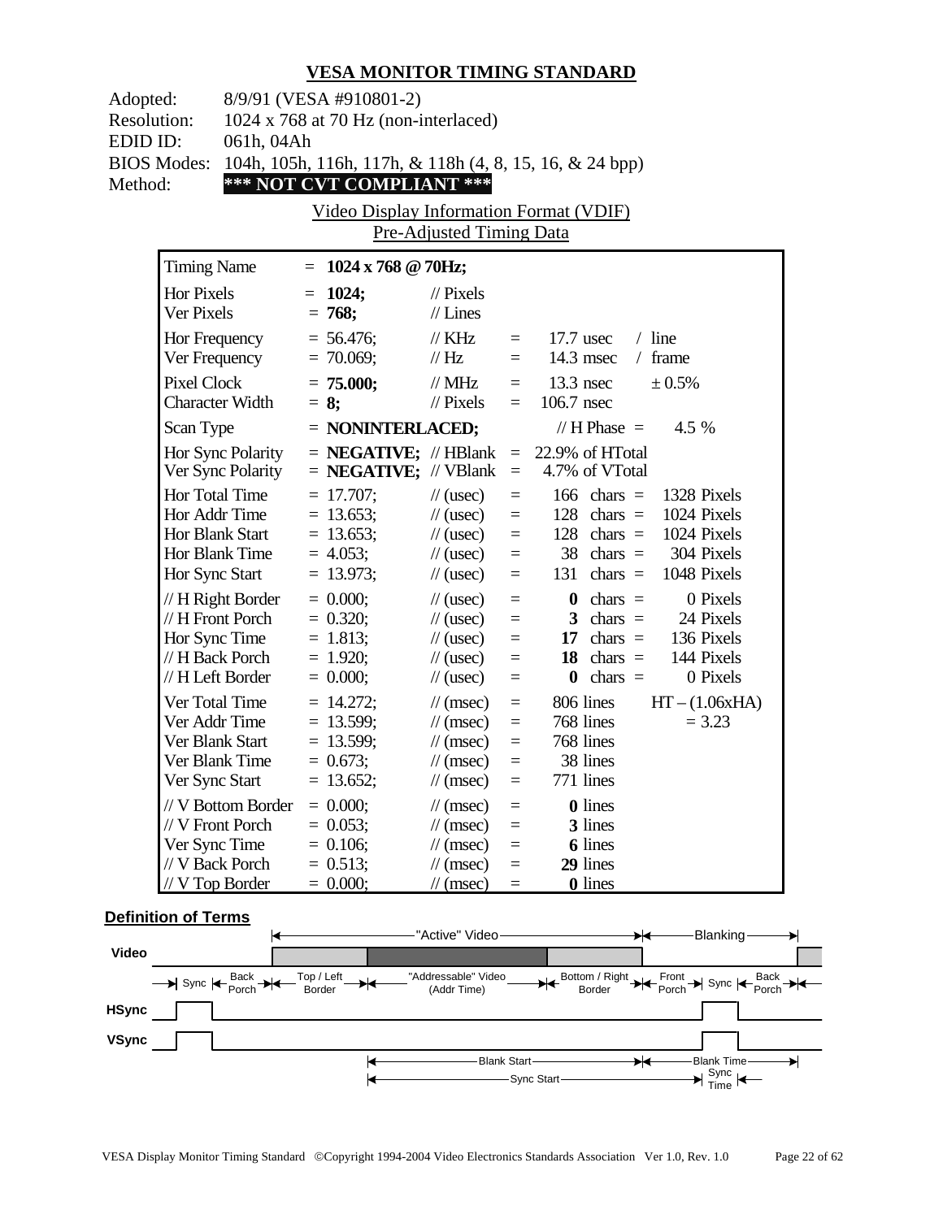## VESA MONITOR TIMING STANDARD

Adopted: 8/9/91 (VESA #910801-2)
Resolution: 1024 x 768 at 70 Hz (non-interlaced)
EDID ID: 061h, 04Ah
BIOS Modes: 104h, 105h, 116h, 117h, & 118h (4, 8, 15, 16, & 24 bpp)
Method: **\*\*\* NOT CVT COMPLIANT \*\*\***

Video Display Information Format (VDIF)
Pre-Adjusted Timing Data

| Timing Name | = **1024 x 768 @ 70Hz;** | | | | |
|---|---|---|---|---|---|
| Hor Pixels | = **1024;** | // Pixels | | | |
| Ver Pixels | = **768;** | // Lines | | | |
| Hor Frequency | = 56.476; | // KHz | = | 17.7 usec | / line |
| Ver Frequency | = 70.069; | // Hz | = | 14.3 msec | / frame |
| Pixel Clock | = **75.000;** | // MHz | = | 13.3 nsec | ± 0.5% |
| Character Width | = **8;** | // Pixels | = | 106.7 nsec | |
| Scan Type | = **NONINTERLACED;** | | | // H Phase = | 4.5 % |
| Hor Sync Polarity | = **NEGATIVE;** | // HBlank | = | 22.9% of HTotal | |
| Ver Sync Polarity | = **NEGATIVE;** | // VBlank | = | 4.7% of VTotal | |
| Hor Total Time | = 17.707; | // (usec) | = | 166 chars = | 1328 Pixels |
| Hor Addr Time | = 13.653; | // (usec) | = | 128 chars = | 1024 Pixels |
| Hor Blank Start | = 13.653; | // (usec) | = | 128 chars = | 1024 Pixels |
| Hor Blank Time | = 4.053; | // (usec) | = | 38 chars = | 304 Pixels |
| Hor Sync Start | = 13.973; | // (usec) | = | 131 chars = | 1048 Pixels |
| // H Right Border | = 0.000; | // (usec) | = | **0** chars = | 0 Pixels |
| // H Front Porch | = 0.320; | // (usec) | = | **3** chars = | 24 Pixels |
| Hor Sync Time | = 1.813; | // (usec) | = | **17** chars = | 136 Pixels |
| // H Back Porch | = 1.920; | // (usec) | = | **18** chars = | 144 Pixels |
| // H Left Border | = 0.000; | // (usec) | = | **0** chars = | 0 Pixels |
| Ver Total Time | = 14.272; | // (msec) | = | 806 lines | HT – (1.06xHA) |
| Ver Addr Time | = 13.599; | // (msec) | = | 768 lines | = 3.23 |
| Ver Blank Start | = 13.599; | // (msec) | = | 768 lines | |
| Ver Blank Time | = 0.673; | // (msec) | = | 38 lines | |
| Ver Sync Start | = 13.652; | // (msec) | = | 771 lines | |
| // V Bottom Border | = 0.000; | // (msec) | = | **0** lines | |
| // V Front Porch | = 0.053; | // (msec) | = | **3** lines | |
| Ver Sync Time | = 0.106; | // (msec) | = | **6** lines | |
| // V Back Porch | = 0.513; | // (msec) | = | **29** lines | |
| // V Top Border | = 0.000; | // (msec) | = | **0** lines | |

### Definition of Terms

"Active" Video — Blanking

Video: Sync | Back Porch | Top / Left Border | "Addressable" Video (Addr Time) | Bottom / Right Border | Front Porch | Sync | Back Porch

HSync

VSync

Blank Start — Blank Time

Sync Start — Sync Time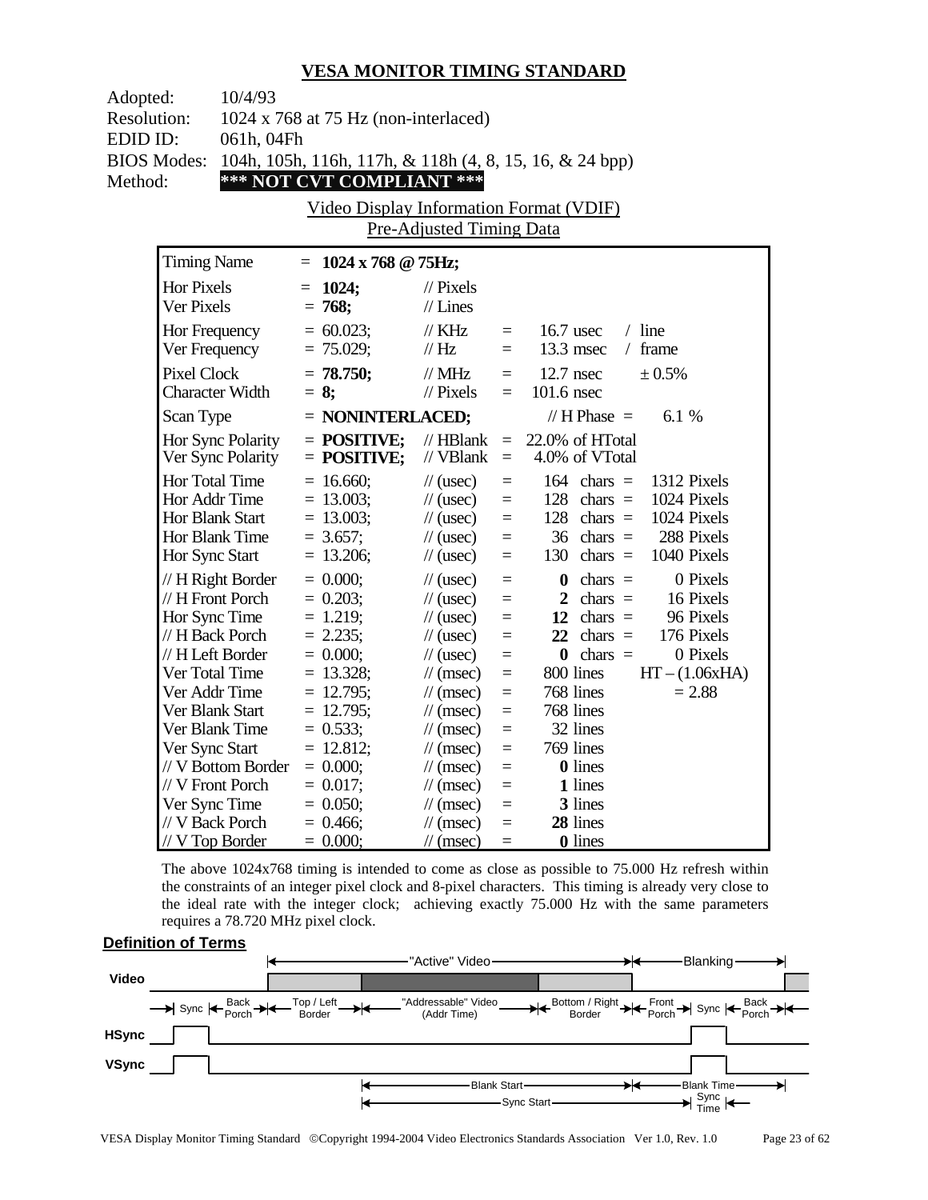## VESA MONITOR TIMING STANDARD

Adopted: 10/4/93
Resolution: 1024 x 768 at 75 Hz (non-interlaced)
EDID ID: 061h, 04Fh
BIOS Modes: 104h, 105h, 116h, 117h, & 118h (4, 8, 15, 16, & 24 bpp)
Method: **\*\*\* NOT CVT COMPLIANT \*\*\***

Video Display Information Format (VDIF)
Pre-Adjusted Timing Data

| Timing Name | = **1024 x 768 @ 75Hz;** | | | | |
|---|---|---|---|---|---|
| Hor Pixels | = **1024;** | // Pixels | | | |
| Ver Pixels | = **768;** | // Lines | | | |
| Hor Frequency | = 60.023; | // KHz | = | 16.7 usec | / line |
| Ver Frequency | = 75.029; | // Hz | = | 13.3 msec | / frame |
| Pixel Clock | = **78.750;** | // MHz | = | 12.7 nsec | ± 0.5% |
| Character Width | = **8;** | // Pixels | = | 101.6 nsec | |
| Scan Type | = **NONINTERLACED;** | | | // H Phase = | 6.1 % |
| Hor Sync Polarity | = **POSITIVE;** | // HBlank | = | 22.0% of HTotal | |
| Ver Sync Polarity | = **POSITIVE;** | // VBlank | = | 4.0% of VTotal | |
| Hor Total Time | = 16.660; | // (usec) | = | 164 chars = | 1312 Pixels |
| Hor Addr Time | = 13.003; | // (usec) | = | 128 chars = | 1024 Pixels |
| Hor Blank Start | = 13.003; | // (usec) | = | 128 chars = | 1024 Pixels |
| Hor Blank Time | = 3.657; | // (usec) | = | 36 chars = | 288 Pixels |
| Hor Sync Start | = 13.206; | // (usec) | = | 130 chars = | 1040 Pixels |
| // H Right Border | = 0.000; | // (usec) | = | **0** chars = | 0 Pixels |
| // H Front Porch | = 0.203; | // (usec) | = | **2** chars = | 16 Pixels |
| Hor Sync Time | = 1.219; | // (usec) | = | **12** chars = | 96 Pixels |
| // H Back Porch | = 2.235; | // (usec) | = | **22** chars = | 176 Pixels |
| // H Left Border | = 0.000; | // (usec) | = | **0** chars = | 0 Pixels |
| Ver Total Time | = 13.328; | // (msec) | = | 800 lines | HT – (1.06xHA) |
| Ver Addr Time | = 12.795; | // (msec) | = | 768 lines | = 2.88 |
| Ver Blank Start | = 12.795; | // (msec) | = | 768 lines | |
| Ver Blank Time | = 0.533; | // (msec) | = | 32 lines | |
| Ver Sync Start | = 12.812; | // (msec) | = | 769 lines | |
| // V Bottom Border | = 0.000; | // (msec) | = | **0** lines | |
| // V Front Porch | = 0.017; | // (msec) | = | **1** lines | |
| Ver Sync Time | = 0.050; | // (msec) | = | **3** lines | |
| // V Back Porch | = 0.466; | // (msec) | = | **28** lines | |
| // V Top Border | = 0.000; | // (msec) | = | **0** lines | |

The above 1024x768 timing is intended to come as close as possible to 75.000 Hz refresh within the constraints of an integer pixel clock and 8-pixel characters. This timing is already very close to the ideal rate with the integer clock; achieving exactly 75.000 Hz with the same parameters requires a 78.720 MHz pixel clock.

### Definition of Terms

"Active" Video | Blanking

Video: Sync | Back Porch | Top / Left Border | "Addressable" Video (Addr Time) | Bottom / Right Border | Front Porch | Sync | Back Porch

HSync

VSync

Blank Start | Blank Time

Sync Start | Sync Time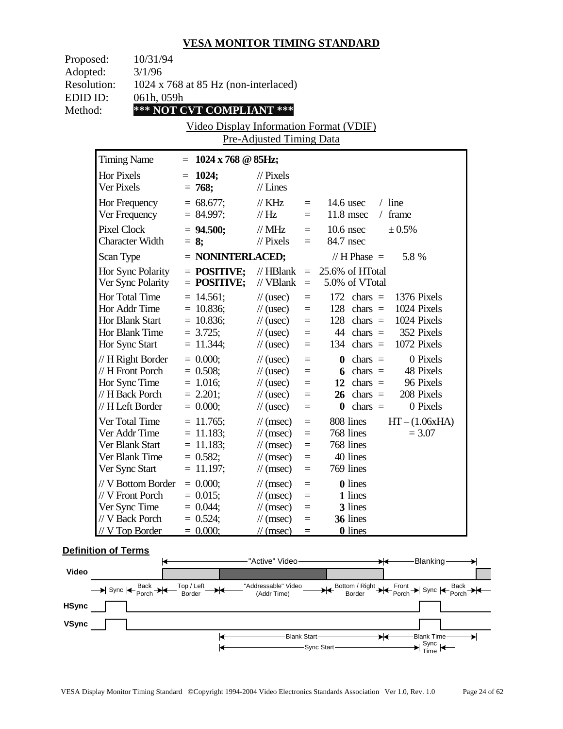## VESA MONITOR TIMING STANDARD

Proposed: 10/31/94
Adopted: 3/1/96
Resolution: 1024 x 768 at 85 Hz (non-interlaced)
EDID ID: 061h, 059h
Method: **\*\*\* NOT CVT COMPLIANT \*\*\***

Video Display Information Format (VDIF)
Pre-Adjusted Timing Data

| | | | | | |
|---|---|---|---|---|---|
| Timing Name | = **1024 x 768 @ 85Hz;** | | | | |
| Hor Pixels | = **1024;** | // Pixels | | | |
| Ver Pixels | = **768;** | // Lines | | | |
| Hor Frequency | = 68.677; | // KHz | = | 14.6 usec | / line |
| Ver Frequency | = 84.997; | // Hz | = | 11.8 msec | / frame |
| Pixel Clock | = **94.500;** | // MHz | = | 10.6 nsec | ± 0.5% |
| Character Width | = **8;** | // Pixels | = | 84.7 nsec | |
| Scan Type | = **NONINTERLACED;** | | | // H Phase = | 5.8 % |
| Hor Sync Polarity | = **POSITIVE;** | // HBlank | = | 25.6% of HTotal | |
| Ver Sync Polarity | = **POSITIVE;** | // VBlank | = | 5.0% of VTotal | |
| Hor Total Time | = 14.561; | // (usec) | = | 172 chars = | 1376 Pixels |
| Hor Addr Time | = 10.836; | // (usec) | = | 128 chars = | 1024 Pixels |
| Hor Blank Start | = 10.836; | // (usec) | = | 128 chars = | 1024 Pixels |
| Hor Blank Time | = 3.725; | // (usec) | = | 44 chars = | 352 Pixels |
| Hor Sync Start | = 11.344; | // (usec) | = | 134 chars = | 1072 Pixels |
| // H Right Border | = 0.000; | // (usec) | = | **0** chars = | 0 Pixels |
| // H Front Porch | = 0.508; | // (usec) | = | **6** chars = | 48 Pixels |
| Hor Sync Time | = 1.016; | // (usec) | = | **12** chars = | 96 Pixels |
| // H Back Porch | = 2.201; | // (usec) | = | **26** chars = | 208 Pixels |
| // H Left Border | = 0.000; | // (usec) | = | **0** chars = | 0 Pixels |
| Ver Total Time | = 11.765; | // (msec) | = | 808 lines | HT – (1.06xHA) |
| Ver Addr Time | = 11.183; | // (msec) | = | 768 lines | = 3.07 |
| Ver Blank Start | = 11.183; | // (msec) | = | 768 lines | |
| Ver Blank Time | = 0.582; | // (msec) | = | 40 lines | |
| Ver Sync Start | = 11.197; | // (msec) | = | 769 lines | |
| // V Bottom Border | = 0.000; | // (msec) | = | **0** lines | |
| // V Front Porch | = 0.015; | // (msec) | = | **1** lines | |
| Ver Sync Time | = 0.044; | // (msec) | = | **3** lines | |
| // V Back Porch | = 0.524; | // (msec) | = | **36** lines | |
| // V Top Border | = 0.000; | // (msec) | = | **0** lines | |

**Definition of Terms**

"Active" Video — Blanking

Video: Sync | Back Porch | Top / Left Border | "Addressable" Video (Addr Time) | Bottom / Right Border | Front Porch | Sync | Back Porch

HSync

VSync

Blank Start — Blank Time

Sync Start — Sync Time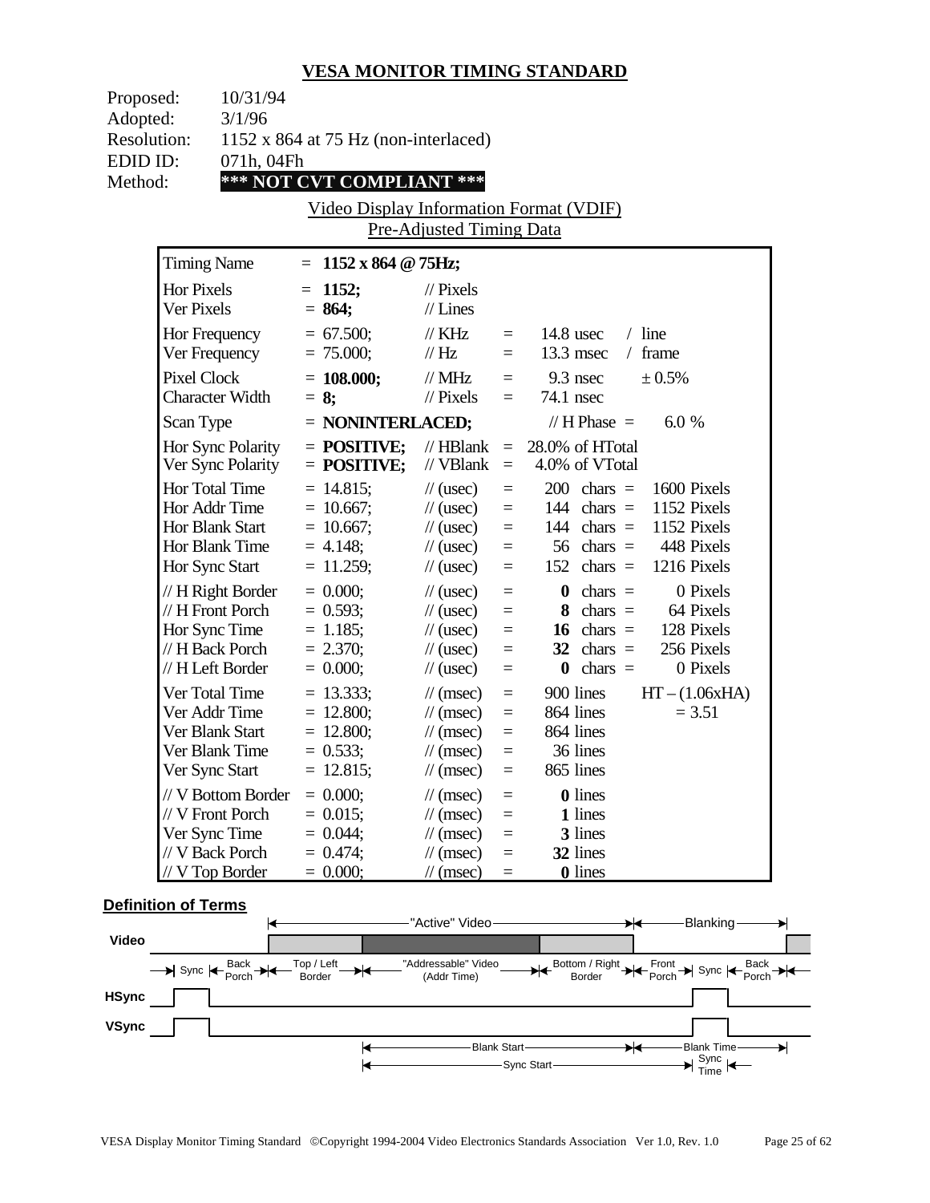# VESA MONITOR TIMING STANDARD

Proposed: 10/31/94
Adopted: 3/1/96
Resolution: 1152 x 864 at 75 Hz (non-interlaced)
EDID ID: 071h, 04Fh
Method: **\*\*\* NOT CVT COMPLIANT \*\*\***

Video Display Information Format (VDIF)
Pre-Adjusted Timing Data

| Timing Name | = **1152 x 864 @ 75Hz;** | | | | |
|---|---|---|---|---|---|
| Hor Pixels | = **1152;** | // Pixels | | | |
| Ver Pixels | = **864;** | // Lines | | | |
| Hor Frequency | = 67.500; | // KHz | = | 14.8 usec | / line |
| Ver Frequency | = 75.000; | // Hz | = | 13.3 msec | / frame |
| Pixel Clock | = **108.000;** | // MHz | = | 9.3 nsec | ± 0.5% |
| Character Width | = **8;** | // Pixels | = | 74.1 nsec | |
| Scan Type | = **NONINTERLACED;** | | | // H Phase = | 6.0 % |
| Hor Sync Polarity | = **POSITIVE;** | // HBlank | = | 28.0% of HTotal | |
| Ver Sync Polarity | = **POSITIVE;** | // VBlank | = | 4.0% of VTotal | |
| Hor Total Time | = 14.815; | // (usec) | = | 200 chars = | 1600 Pixels |
| Hor Addr Time | = 10.667; | // (usec) | = | 144 chars = | 1152 Pixels |
| Hor Blank Start | = 10.667; | // (usec) | = | 144 chars = | 1152 Pixels |
| Hor Blank Time | = 4.148; | // (usec) | = | 56 chars = | 448 Pixels |
| Hor Sync Start | = 11.259; | // (usec) | = | 152 chars = | 1216 Pixels |
| // H Right Border | = 0.000; | // (usec) | = | **0** chars = | 0 Pixels |
| // H Front Porch | = 0.593; | // (usec) | = | **8** chars = | 64 Pixels |
| Hor Sync Time | = 1.185; | // (usec) | = | **16** chars = | 128 Pixels |
| // H Back Porch | = 2.370; | // (usec) | = | **32** chars = | 256 Pixels |
| // H Left Border | = 0.000; | // (usec) | = | **0** chars = | 0 Pixels |
| Ver Total Time | = 13.333; | // (msec) | = | 900 lines | HT – (1.06xHA) |
| Ver Addr Time | = 12.800; | // (msec) | = | 864 lines | = 3.51 |
| Ver Blank Start | = 12.800; | // (msec) | = | 864 lines | |
| Ver Blank Time | = 0.533; | // (msec) | = | 36 lines | |
| Ver Sync Start | = 12.815; | // (msec) | = | 865 lines | |
| // V Bottom Border | = 0.000; | // (msec) | = | **0** lines | |
| // V Front Porch | = 0.015; | // (msec) | = | **1** lines | |
| Ver Sync Time | = 0.044; | // (msec) | = | **3** lines | |
| // V Back Porch | = 0.474; | // (msec) | = | **32** lines | |
| // V Top Border | = 0.000; | // (msec) | = | **0** lines | |

**Definition of Terms**

"Active" Video — Blanking
Video
Sync — Back Porch — Top / Left Border — "Addressable" Video (Addr Time) — Bottom / Right Border — Front Porch — Sync — Back Porch
HSync
VSync
Blank Start — Blank Time
Sync Start — Sync Time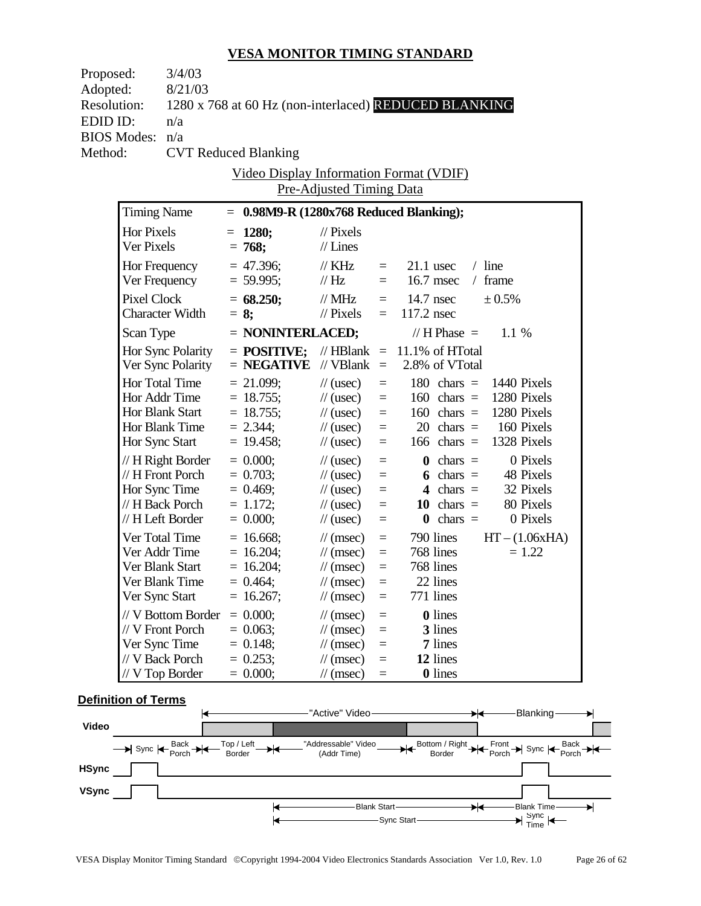## VESA MONITOR TIMING STANDARD

Proposed: 3/4/03
Adopted: 8/21/03
Resolution: 1280 x 768 at 60 Hz (non-interlaced) REDUCED BLANKING
EDID ID: n/a
BIOS Modes: n/a
Method: CVT Reduced Blanking

Video Display Information Format (VDIF)
Pre-Adjusted Timing Data

| | | | | | |
|---|---|---|---|---|---|
| Timing Name | = **0.98M9-R (1280x768 Reduced Blanking);** | | | | |
| Hor Pixels | = **1280;** | // Pixels | | | |
| Ver Pixels | = **768;** | // Lines | | | |
| Hor Frequency | = 47.396; | // KHz | = | 21.1 usec | / line |
| Ver Frequency | = 59.995; | // Hz | = | 16.7 msec | / frame |
| Pixel Clock | = **68.250;** | // MHz | = | 14.7 nsec | ± 0.5% |
| Character Width | = **8;** | // Pixels | = | 117.2 nsec | |
| Scan Type | = **NONINTERLACED;** | | | // H Phase = | 1.1 % |
| Hor Sync Polarity | = **POSITIVE;** | // HBlank | = | 11.1% of HTotal | |
| Ver Sync Polarity | = **NEGATIVE** | // VBlank | = | 2.8% of VTotal | |
| Hor Total Time | = 21.099; | // (usec) | = | 180 chars = | 1440 Pixels |
| Hor Addr Time | = 18.755; | // (usec) | = | 160 chars = | 1280 Pixels |
| Hor Blank Start | = 18.755; | // (usec) | = | 160 chars = | 1280 Pixels |
| Hor Blank Time | = 2.344; | // (usec) | = | 20 chars = | 160 Pixels |
| Hor Sync Start | = 19.458; | // (usec) | = | 166 chars = | 1328 Pixels |
| // H Right Border | = 0.000; | // (usec) | = | **0** chars = | 0 Pixels |
| // H Front Porch | = 0.703; | // (usec) | = | **6** chars = | 48 Pixels |
| Hor Sync Time | = 0.469; | // (usec) | = | **4** chars = | 32 Pixels |
| // H Back Porch | = 1.172; | // (usec) | = | **10** chars = | 80 Pixels |
| // H Left Border | = 0.000; | // (usec) | = | **0** chars = | 0 Pixels |
| Ver Total Time | = 16.668; | // (msec) | = | 790 lines | HT – (1.06xHA) |
| Ver Addr Time | = 16.204; | // (msec) | = | 768 lines | = 1.22 |
| Ver Blank Start | = 16.204; | // (msec) | = | 768 lines | |
| Ver Blank Time | = 0.464; | // (msec) | = | 22 lines | |
| Ver Sync Start | = 16.267; | // (msec) | = | 771 lines | |
| // V Bottom Border | = 0.000; | // (msec) | = | **0** lines | |
| // V Front Porch | = 0.063; | // (msec) | = | **3** lines | |
| Ver Sync Time | = 0.148; | // (msec) | = | **7** lines | |
| // V Back Porch | = 0.253; | // (msec) | = | **12** lines | |
| // V Top Border | = 0.000; | // (msec) | = | **0** lines | |

**Definition of Terms**

"Active" Video — Blanking

Video: Sync | Back Porch | Top / Left Border | "Addressable" Video (Addr Time) | Bottom / Right Border | Front Porch | Sync | Back Porch

HSync

VSync

Blank Start — Blank Time

Sync Start — Sync Time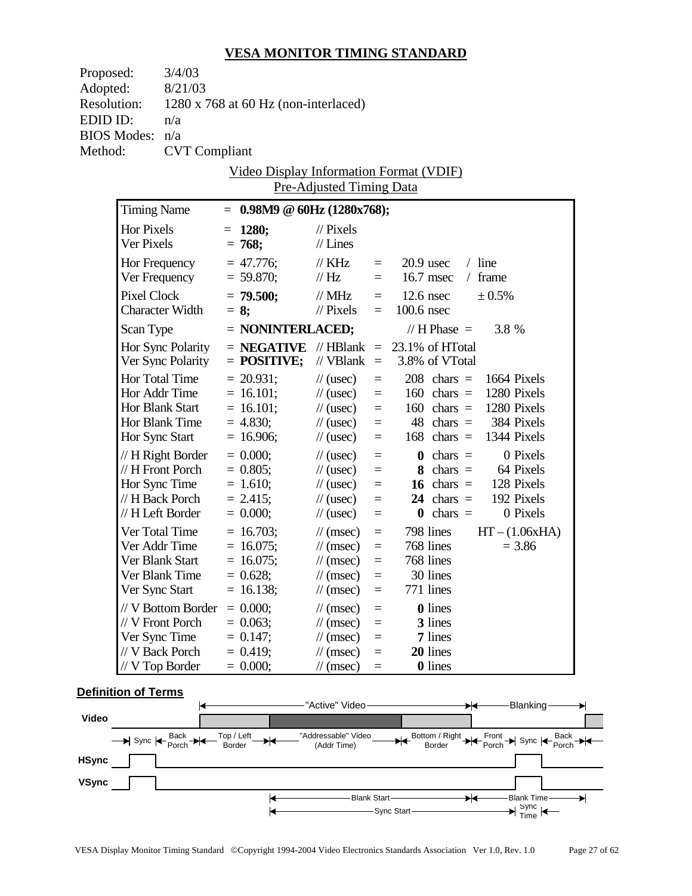# VESA MONITOR TIMING STANDARD

Proposed: 3/4/03
Adopted: 8/21/03
Resolution: 1280 x 768 at 60 Hz (non-interlaced)
EDID ID: n/a
BIOS Modes: n/a
Method: CVT Compliant

Video Display Information Format (VDIF)
Pre-Adjusted Timing Data

| | | | | | |
|---|---|---|---|---|---|
| Timing Name | = **0.98M9 @ 60Hz (1280x768);** | | | | |
| Hor Pixels | = **1280;** | // Pixels | | | |
| Ver Pixels | = **768;** | // Lines | | | |
| Hor Frequency | = 47.776; | // KHz | = | 20.9 usec | / line |
| Ver Frequency | = 59.870; | // Hz | = | 16.7 msec | / frame |
| Pixel Clock | = **79.500;** | // MHz | = | 12.6 nsec | ± 0.5% |
| Character Width | = **8;** | // Pixels | = | 100.6 nsec | |
| Scan Type | = **NONINTERLACED;** | | | // H Phase = | 3.8 % |
| Hor Sync Polarity | = **NEGATIVE** | // HBlank | = | 23.1% of HTotal | |
| Ver Sync Polarity | = **POSITIVE;** | // VBlank | = | 3.8% of VTotal | |
| Hor Total Time | = 20.931; | // (usec) | = | 208 chars = | 1664 Pixels |
| Hor Addr Time | = 16.101; | // (usec) | = | 160 chars = | 1280 Pixels |
| Hor Blank Start | = 16.101; | // (usec) | = | 160 chars = | 1280 Pixels |
| Hor Blank Time | = 4.830; | // (usec) | = | 48 chars = | 384 Pixels |
| Hor Sync Start | = 16.906; | // (usec) | = | 168 chars = | 1344 Pixels |
| // H Right Border | = 0.000; | // (usec) | = | **0** chars = | 0 Pixels |
| // H Front Porch | = 0.805; | // (usec) | = | **8** chars = | 64 Pixels |
| Hor Sync Time | = 1.610; | // (usec) | = | **16** chars = | 128 Pixels |
| // H Back Porch | = 2.415; | // (usec) | = | **24** chars = | 192 Pixels |
| // H Left Border | = 0.000; | // (usec) | = | **0** chars = | 0 Pixels |
| Ver Total Time | = 16.703; | // (msec) | = | 798 lines | HT – (1.06xHA) |
| Ver Addr Time | = 16.075; | // (msec) | = | 768 lines | = 3.86 |
| Ver Blank Start | = 16.075; | // (msec) | = | 768 lines | |
| Ver Blank Time | = 0.628; | // (msec) | = | 30 lines | |
| Ver Sync Start | = 16.138; | // (msec) | = | 771 lines | |
| // V Bottom Border | = 0.000; | // (msec) | = | **0** lines | |
| // V Front Porch | = 0.063; | // (msec) | = | **3** lines | |
| Ver Sync Time | = 0.147; | // (msec) | = | **7** lines | |
| // V Back Porch | = 0.419; | // (msec) | = | **20** lines | |
| // V Top Border | = 0.000; | // (msec) | = | **0** lines | |

**Definition of Terms**

"Active" Video — Blanking

Video: Sync | Back Porch | Top / Left Border | "Addressable" Video (Addr Time) | Bottom / Right Border | Front Porch | Sync | Back Porch

HSync

VSync

Blank Start — Blank Time

Sync Start — Sync Time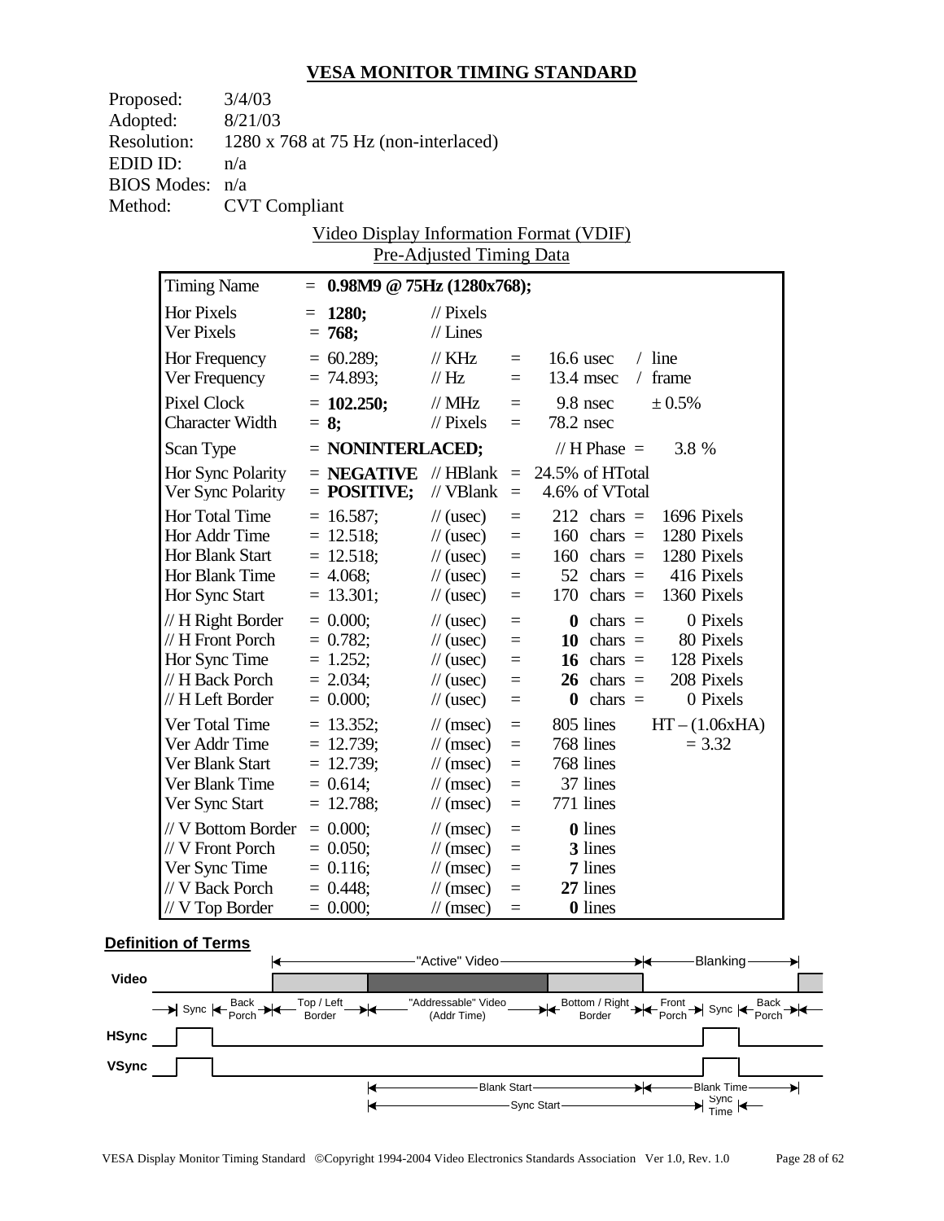# VESA MONITOR TIMING STANDARD

Proposed: 3/4/03
Adopted: 8/21/03
Resolution: 1280 x 768 at 75 Hz (non-interlaced)
EDID ID: n/a
BIOS Modes: n/a
Method: CVT Compliant

## Video Display Information Format (VDIF)
### Pre-Adjusted Timing Data

| Timing Name | = **0.98M9 @ 75Hz (1280x768);** | | | | |
|---|---|---|---|---|---|
| Hor Pixels | = **1280;** | // Pixels | | | |
| Ver Pixels | = **768;** | // Lines | | | |
| Hor Frequency | = 60.289; | // KHz | = | 16.6 usec | / line |
| Ver Frequency | = 74.893; | // Hz | = | 13.4 msec | / frame |
| Pixel Clock | = **102.250;** | // MHz | = | 9.8 nsec | ± 0.5% |
| Character Width | = **8;** | // Pixels | = | 78.2 nsec | |
| Scan Type | = **NONINTERLACED;** | | | // H Phase = | 3.8 % |
| Hor Sync Polarity | = **NEGATIVE** | // HBlank | = | 24.5% of HTotal | |
| Ver Sync Polarity | = **POSITIVE;** | // VBlank | = | 4.6% of VTotal | |
| Hor Total Time | = 16.587; | // (usec) | = | 212 chars = | 1696 Pixels |
| Hor Addr Time | = 12.518; | // (usec) | = | 160 chars = | 1280 Pixels |
| Hor Blank Start | = 12.518; | // (usec) | = | 160 chars = | 1280 Pixels |
| Hor Blank Time | = 4.068; | // (usec) | = | 52 chars = | 416 Pixels |
| Hor Sync Start | = 13.301; | // (usec) | = | 170 chars = | 1360 Pixels |
| // H Right Border | = 0.000; | // (usec) | = | **0** chars = | 0 Pixels |
| // H Front Porch | = 0.782; | // (usec) | = | **10** chars = | 80 Pixels |
| Hor Sync Time | = 1.252; | // (usec) | = | **16** chars = | 128 Pixels |
| // H Back Porch | = 2.034; | // (usec) | = | **26** chars = | 208 Pixels |
| // H Left Border | = 0.000; | // (usec) | = | **0** chars = | 0 Pixels |
| Ver Total Time | = 13.352; | // (msec) | = | 805 lines | HT – (1.06xHA) |
| Ver Addr Time | = 12.739; | // (msec) | = | 768 lines | = 3.32 |
| Ver Blank Start | = 12.739; | // (msec) | = | 768 lines | |
| Ver Blank Time | = 0.614; | // (msec) | = | 37 lines | |
| Ver Sync Start | = 12.788; | // (msec) | = | 771 lines | |
| // V Bottom Border | = 0.000; | // (msec) | = | **0** lines | |
| // V Front Porch | = 0.050; | // (msec) | = | **3** lines | |
| Ver Sync Time | = 0.116; | // (msec) | = | **7** lines | |
| // V Back Porch | = 0.448; | // (msec) | = | **27** lines | |
| // V Top Border | = 0.000; | // (msec) | = | **0** lines | |

**Definition of Terms**

"Active" Video — Blanking

Video: Sync | Back Porch | Top / Left Border | "Addressable" Video (Addr Time) | Bottom / Right Border | Front Porch | Sync | Back Porch

HSync

VSync

Blank Start — Blank Time

Sync Start — Sync Time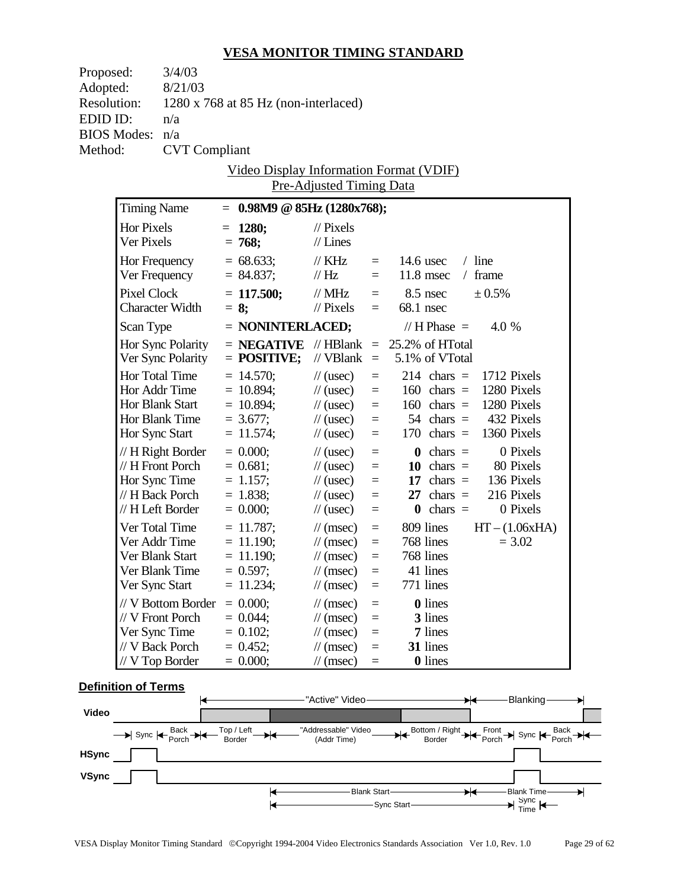## VESA MONITOR TIMING STANDARD

Proposed: 3/4/03
Adopted: 8/21/03
Resolution: 1280 x 768 at 85 Hz (non-interlaced)
EDID ID: n/a
BIOS Modes: n/a
Method: CVT Compliant

Video Display Information Format (VDIF)
Pre-Adjusted Timing Data

| Parameter | Value | Unit | | Equivalent | |
|---|---|---|---|---|---|
| Timing Name | = **0.98M9 @ 85Hz (1280x768);** | | | | |
| Hor Pixels | = **1280;** | // Pixels | | | |
| Ver Pixels | = **768;** | // Lines | | | |
| Hor Frequency | = 68.633; | // KHz | = | 14.6 usec | / line |
| Ver Frequency | = 84.837; | // Hz | = | 11.8 msec | / frame |
| Pixel Clock | = **117.500;** | // MHz | = | 8.5 nsec | ± 0.5% |
| Character Width | = **8;** | // Pixels | = | 68.1 nsec | |
| Scan Type | = **NONINTERLACED;** | | | // H Phase = | 4.0 % |
| Hor Sync Polarity | = **NEGATIVE** | // HBlank | = | 25.2% of HTotal | |
| Ver Sync Polarity | = **POSITIVE;** | // VBlank | = | 5.1% of VTotal | |
| Hor Total Time | = 14.570; | // (usec) | = | 214 chars = | 1712 Pixels |
| Hor Addr Time | = 10.894; | // (usec) | = | 160 chars = | 1280 Pixels |
| Hor Blank Start | = 10.894; | // (usec) | = | 160 chars = | 1280 Pixels |
| Hor Blank Time | = 3.677; | // (usec) | = | 54 chars = | 432 Pixels |
| Hor Sync Start | = 11.574; | // (usec) | = | 170 chars = | 1360 Pixels |
| // H Right Border | = 0.000; | // (usec) | = | **0** chars = | 0 Pixels |
| // H Front Porch | = 0.681; | // (usec) | = | **10** chars = | 80 Pixels |
| Hor Sync Time | = 1.157; | // (usec) | = | **17** chars = | 136 Pixels |
| // H Back Porch | = 1.838; | // (usec) | = | **27** chars = | 216 Pixels |
| // H Left Border | = 0.000; | // (usec) | = | **0** chars = | 0 Pixels |
| Ver Total Time | = 11.787; | // (msec) | = | 809 lines | HT – (1.06xHA) |
| Ver Addr Time | = 11.190; | // (msec) | = | 768 lines | = 3.02 |
| Ver Blank Start | = 11.190; | // (msec) | = | 768 lines | |
| Ver Blank Time | = 0.597; | // (msec) | = | 41 lines | |
| Ver Sync Start | = 11.234; | // (msec) | = | 771 lines | |
| // V Bottom Border | = 0.000; | // (msec) | = | **0** lines | |
| // V Front Porch | = 0.044; | // (msec) | = | **3** lines | |
| Ver Sync Time | = 0.102; | // (msec) | = | **7** lines | |
| // V Back Porch | = 0.452; | // (msec) | = | **31** lines | |
| // V Top Border | = 0.000; | // (msec) | = | **0** lines | |

**Definition of Terms**

"Active" Video — Blanking

Video

Sync — Back Porch — Top / Left Border — "Addressable" Video (Addr Time) — Bottom / Right Border — Front Porch — Sync — Back Porch

HSync

VSync

Blank Start — Blank Time

Sync Start — Sync Time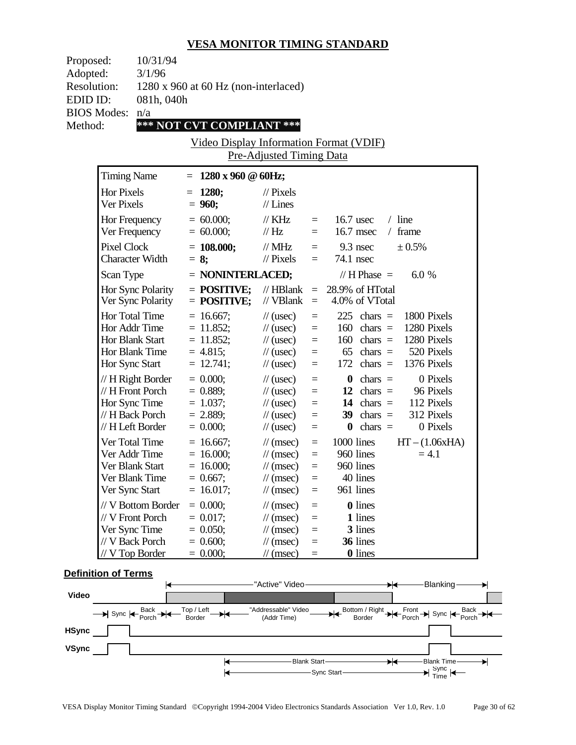## VESA MONITOR TIMING STANDARD

Proposed: 10/31/94
Adopted: 3/1/96
Resolution: 1280 x 960 at 60 Hz (non-interlaced)
EDID ID: 081h, 040h
BIOS Modes: n/a
Method: **\*\*\* NOT CVT COMPLIANT \*\*\***

Video Display Information Format (VDIF)
Pre-Adjusted Timing Data

| | | | | | |
|---|---|---|---|---|---|
| Timing Name | = **1280 x 960 @ 60Hz;** | | | | |
| Hor Pixels | = **1280;** | // Pixels | | | |
| Ver Pixels | = **960;** | // Lines | | | |
| Hor Frequency | = 60.000; | // KHz | = | 16.7 usec | / line |
| Ver Frequency | = 60.000; | // Hz | = | 16.7 msec | / frame |
| Pixel Clock | = **108.000;** | // MHz | = | 9.3 nsec | ± 0.5% |
| Character Width | = **8;** | // Pixels | = | 74.1 nsec | |
| Scan Type | = **NONINTERLACED;** | | | // H Phase = | 6.0 % |
| Hor Sync Polarity | = **POSITIVE;** | // HBlank | = | 28.9% of HTotal | |
| Ver Sync Polarity | = **POSITIVE;** | // VBlank | = | 4.0% of VTotal | |
| Hor Total Time | = 16.667; | // (usec) | = | 225 chars = | 1800 Pixels |
| Hor Addr Time | = 11.852; | // (usec) | = | 160 chars = | 1280 Pixels |
| Hor Blank Start | = 11.852; | // (usec) | = | 160 chars = | 1280 Pixels |
| Hor Blank Time | = 4.815; | // (usec) | = | 65 chars = | 520 Pixels |
| Hor Sync Start | = 12.741; | // (usec) | = | 172 chars = | 1376 Pixels |
| // H Right Border | = 0.000; | // (usec) | = | **0** chars = | 0 Pixels |
| // H Front Porch | = 0.889; | // (usec) | = | **12** chars = | 96 Pixels |
| Hor Sync Time | = 1.037; | // (usec) | = | **14** chars = | 112 Pixels |
| // H Back Porch | = 2.889; | // (usec) | = | **39** chars = | 312 Pixels |
| // H Left Border | = 0.000; | // (usec) | = | **0** chars = | 0 Pixels |
| Ver Total Time | = 16.667; | // (msec) | = | 1000 lines | HT – (1.06xHA) |
| Ver Addr Time | = 16.000; | // (msec) | = | 960 lines | = 4.1 |
| Ver Blank Start | = 16.000; | // (msec) | = | 960 lines | |
| Ver Blank Time | = 0.667; | // (msec) | = | 40 lines | |
| Ver Sync Start | = 16.017; | // (msec) | = | 961 lines | |
| // V Bottom Border | = 0.000; | // (msec) | = | **0** lines | |
| // V Front Porch | = 0.017; | // (msec) | = | **1** lines | |
| Ver Sync Time | = 0.050; | // (msec) | = | **3** lines | |
| // V Back Porch | = 0.600; | // (msec) | = | **36** lines | |
| // V Top Border | = 0.000; | // (msec) | = | **0** lines | |

### Definition of Terms

"Active" Video — Blanking

Video: Sync, Back Porch, Top / Left Border, "Addressable" Video (Addr Time), Bottom / Right Border, Front Porch, Sync, Back Porch

HSync

VSync

Blank Start — Blank Time

Sync Start — Sync Time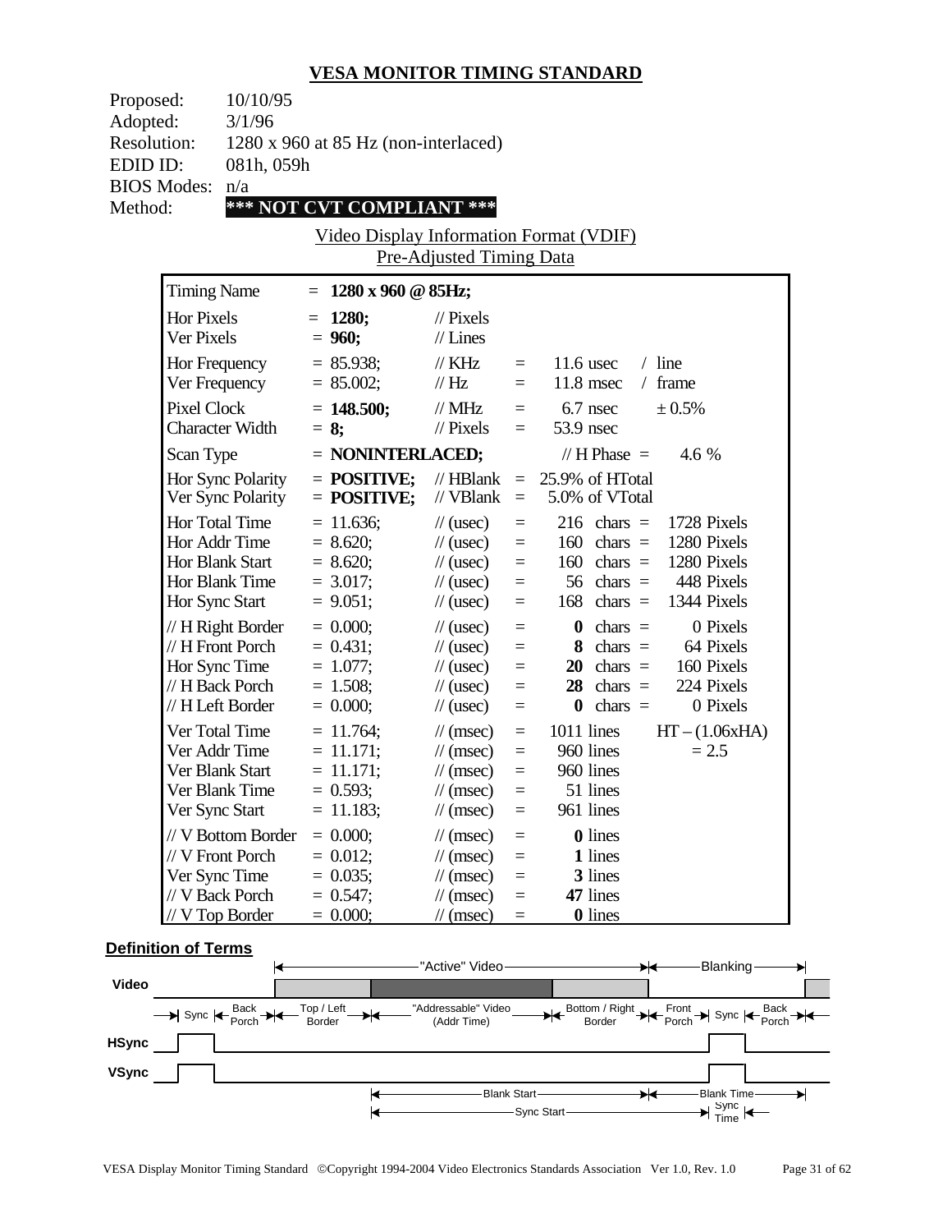## VESA MONITOR TIMING STANDARD

Proposed: 10/10/95
Adopted: 3/1/96
Resolution: 1280 x 960 at 85 Hz (non-interlaced)
EDID ID: 081h, 059h
BIOS Modes: n/a
Method: **\*\*\* NOT CVT COMPLIANT \*\*\***

Video Display Information Format (VDIF)
Pre-Adjusted Timing Data

| | | | | | |
|---|---|---|---|---|---|
| Timing Name | = **1280 x 960 @ 85Hz;** | | | | |
| Hor Pixels | = **1280;** | // Pixels | | | |
| Ver Pixels | = **960;** | // Lines | | | |
| Hor Frequency | = 85.938; | // KHz | = | 11.6 usec | / line |
| Ver Frequency | = 85.002; | // Hz | = | 11.8 msec | / frame |
| Pixel Clock | = **148.500;** | // MHz | = | 6.7 nsec | ± 0.5% |
| Character Width | = **8;** | // Pixels | = | 53.9 nsec | |
| Scan Type | = **NONINTERLACED;** | | | // H Phase = | 4.6 % |
| Hor Sync Polarity | = **POSITIVE;** | // HBlank | = | 25.9% of HTotal | |
| Ver Sync Polarity | = **POSITIVE;** | // VBlank | = | 5.0% of VTotal | |
| Hor Total Time | = 11.636; | // (usec) | = | 216 chars = | 1728 Pixels |
| Hor Addr Time | = 8.620; | // (usec) | = | 160 chars = | 1280 Pixels |
| Hor Blank Start | = 8.620; | // (usec) | = | 160 chars = | 1280 Pixels |
| Hor Blank Time | = 3.017; | // (usec) | = | 56 chars = | 448 Pixels |
| Hor Sync Start | = 9.051; | // (usec) | = | 168 chars = | 1344 Pixels |
| // H Right Border | = 0.000; | // (usec) | = | **0** chars = | 0 Pixels |
| // H Front Porch | = 0.431; | // (usec) | = | **8** chars = | 64 Pixels |
| Hor Sync Time | = 1.077; | // (usec) | = | **20** chars = | 160 Pixels |
| // H Back Porch | = 1.508; | // (usec) | = | **28** chars = | 224 Pixels |
| // H Left Border | = 0.000; | // (usec) | = | **0** chars = | 0 Pixels |
| Ver Total Time | = 11.764; | // (msec) | = | 1011 lines | HT – (1.06xHA) |
| Ver Addr Time | = 11.171; | // (msec) | = | 960 lines | = 2.5 |
| Ver Blank Start | = 11.171; | // (msec) | = | 960 lines | |
| Ver Blank Time | = 0.593; | // (msec) | = | 51 lines | |
| Ver Sync Start | = 11.183; | // (msec) | = | 961 lines | |
| // V Bottom Border | = 0.000; | // (msec) | = | **0** lines | |
| // V Front Porch | = 0.012; | // (msec) | = | **1** lines | |
| Ver Sync Time | = 0.035; | // (msec) | = | **3** lines | |
| // V Back Porch | = 0.547; | // (msec) | = | **47** lines | |
| // V Top Border | = 0.000; | // (msec) | = | **0** lines | |

**Definition of Terms**

"Active" Video — Blanking
Video
Sync, Back Porch, Top / Left Border, "Addressable" Video (Addr Time), Bottom / Right Border, Front Porch, Sync, Back Porch
HSync
VSync
Blank Start — Blank Time
Sync Start — Sync Time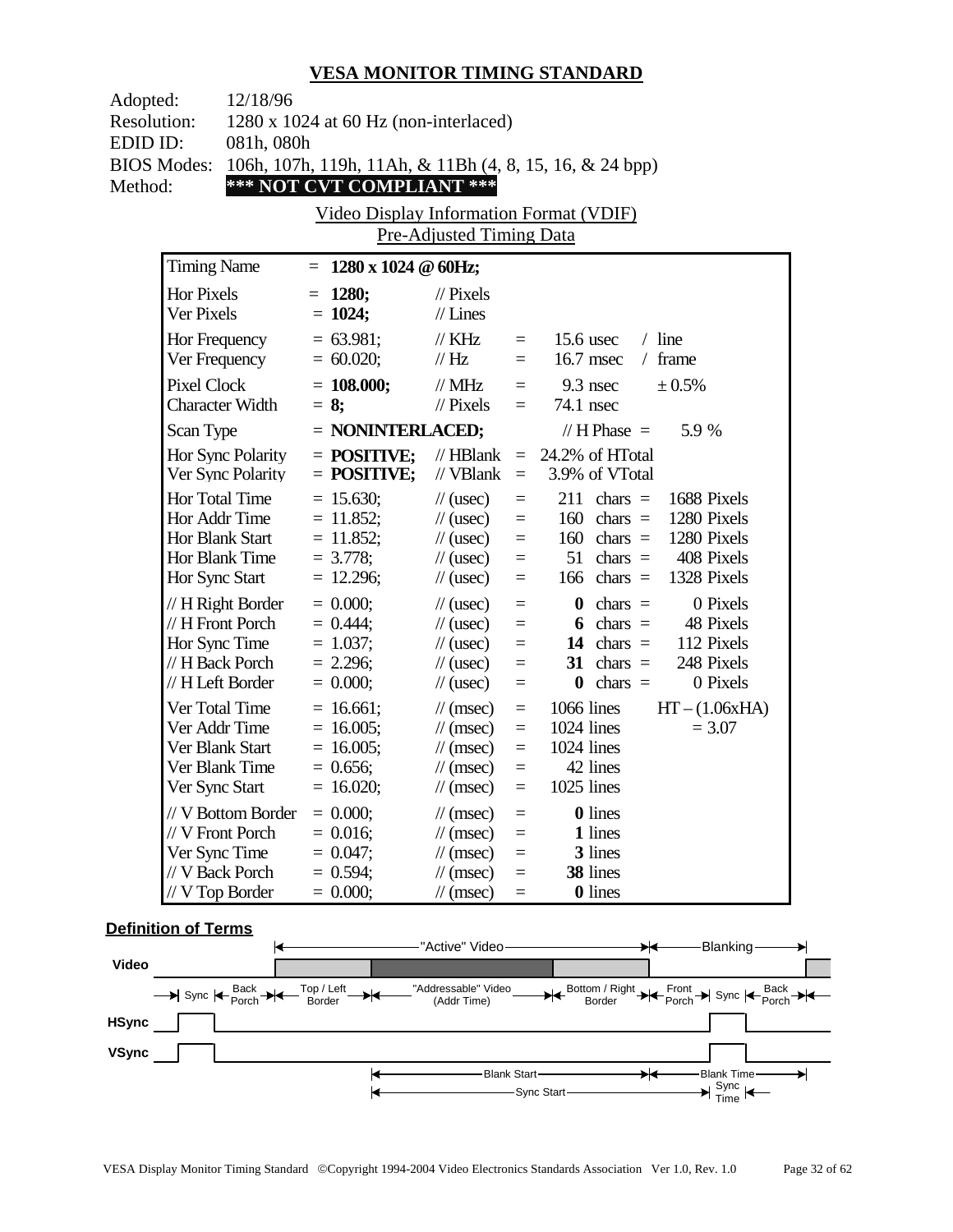# VESA MONITOR TIMING STANDARD

Adopted: 12/18/96
Resolution: 1280 x 1024 at 60 Hz (non-interlaced)
EDID ID: 081h, 080h
BIOS Modes: 106h, 107h, 119h, 11Ah, & 11Bh (4, 8, 15, 16, & 24 bpp)
Method: **\*\*\* NOT CVT COMPLIANT \*\*\***

Video Display Information Format (VDIF)
Pre-Adjusted Timing Data

| | | | | | |
|---|---|---|---|---|---|
| Timing Name | = **1280 x 1024 @ 60Hz;** | | | | |
| Hor Pixels | = **1280;** | // Pixels | | | |
| Ver Pixels | = **1024;** | // Lines | | | |
| Hor Frequency | = 63.981; | // KHz | = | 15.6 usec | / line |
| Ver Frequency | = 60.020; | // Hz | = | 16.7 msec | / frame |
| Pixel Clock | = **108.000;** | // MHz | = | 9.3 nsec | ± 0.5% |
| Character Width | = **8;** | // Pixels | = | 74.1 nsec | |
| Scan Type | = **NONINTERLACED;** | | | // H Phase = | 5.9 % |
| Hor Sync Polarity | = **POSITIVE;** | // HBlank | = | 24.2% of HTotal | |
| Ver Sync Polarity | = **POSITIVE;** | // VBlank | = | 3.9% of VTotal | |
| Hor Total Time | = 15.630; | // (usec) | = | 211 chars = | 1688 Pixels |
| Hor Addr Time | = 11.852; | // (usec) | = | 160 chars = | 1280 Pixels |
| Hor Blank Start | = 11.852; | // (usec) | = | 160 chars = | 1280 Pixels |
| Hor Blank Time | = 3.778; | // (usec) | = | 51 chars = | 408 Pixels |
| Hor Sync Start | = 12.296; | // (usec) | = | 166 chars = | 1328 Pixels |
| // H Right Border | = 0.000; | // (usec) | = | **0** chars = | 0 Pixels |
| // H Front Porch | = 0.444; | // (usec) | = | **6** chars = | 48 Pixels |
| Hor Sync Time | = 1.037; | // (usec) | = | **14** chars = | 112 Pixels |
| // H Back Porch | = 2.296; | // (usec) | = | **31** chars = | 248 Pixels |
| // H Left Border | = 0.000; | // (usec) | = | **0** chars = | 0 Pixels |
| Ver Total Time | = 16.661; | // (msec) | = | 1066 lines | HT – (1.06xHA) |
| Ver Addr Time | = 16.005; | // (msec) | = | 1024 lines | = 3.07 |
| Ver Blank Start | = 16.005; | // (msec) | = | 1024 lines | |
| Ver Blank Time | = 0.656; | // (msec) | = | 42 lines | |
| Ver Sync Start | = 16.020; | // (msec) | = | 1025 lines | |
| // V Bottom Border | = 0.000; | // (msec) | = | **0** lines | |
| // V Front Porch | = 0.016; | // (msec) | = | **1** lines | |
| Ver Sync Time | = 0.047; | // (msec) | = | **3** lines | |
| // V Back Porch | = 0.594; | // (msec) | = | **38** lines | |
| // V Top Border | = 0.000; | // (msec) | = | **0** lines | |

**Definition of Terms**

"Active" Video — Blanking

Video: Sync | Back Porch | Top / Left Border | "Addressable" Video (Addr Time) | Bottom / Right Border | Front Porch | Sync | Back Porch

HSync

VSync

Blank Start — Blank Time

Sync Start — Sync Time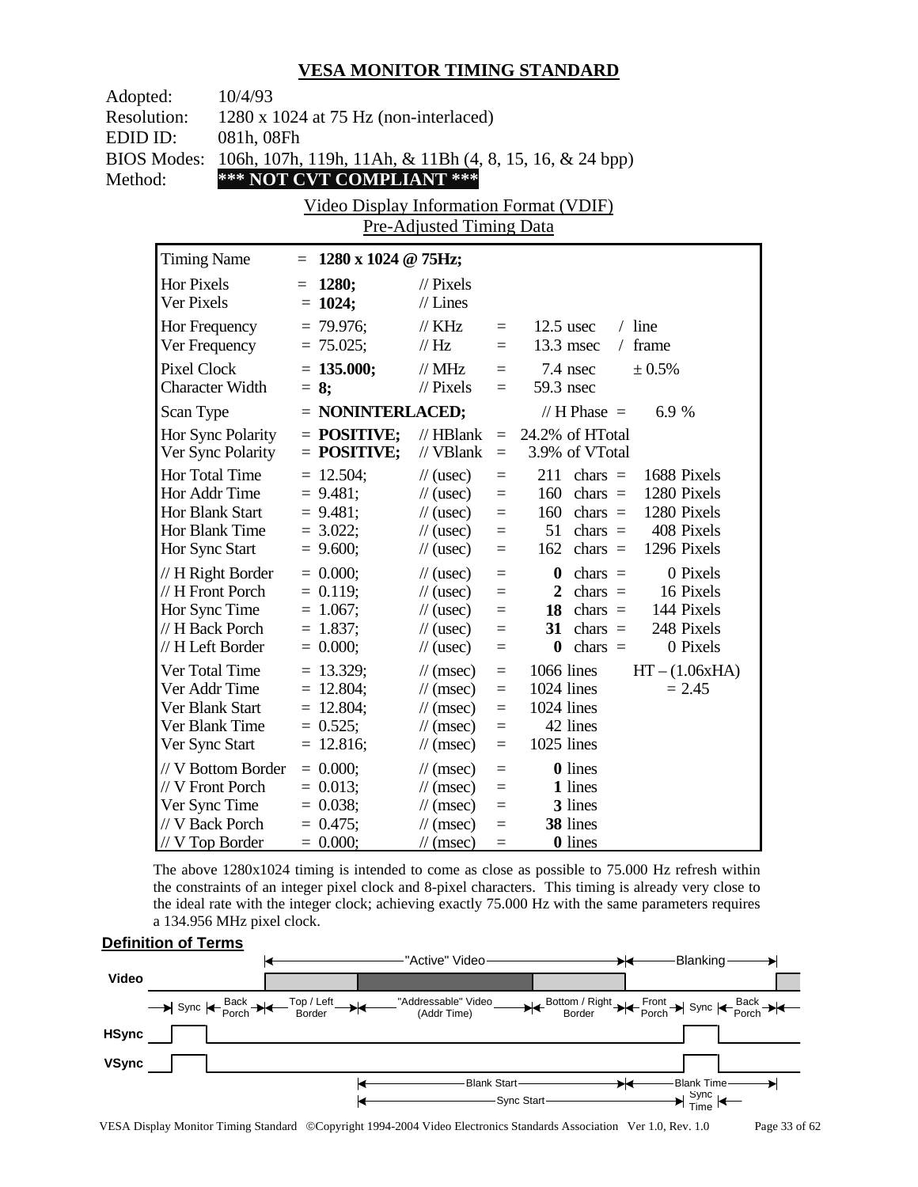# VESA MONITOR TIMING STANDARD

Adopted: 10/4/93
Resolution: 1280 x 1024 at 75 Hz (non-interlaced)
EDID ID: 081h, 08Fh
BIOS Modes: 106h, 107h, 119h, 11Ah, & 11Bh (4, 8, 15, 16, & 24 bpp)
Method: **\*\*\* NOT CVT COMPLIANT \*\*\***

Video Display Information Format (VDIF)
Pre-Adjusted Timing Data

| Timing Name | = **1280 x 1024 @ 75Hz;** | | | | |
|---|---|---|---|---|---|
| Hor Pixels | = **1280;** | // Pixels | | | |
| Ver Pixels | = **1024;** | // Lines | | | |
| Hor Frequency | = 79.976; | // KHz | = | 12.5 usec | / line |
| Ver Frequency | = 75.025; | // Hz | = | 13.3 msec | / frame |
| Pixel Clock | = **135.000;** | // MHz | = | 7.4 nsec | ± 0.5% |
| Character Width | = **8;** | // Pixels | = | 59.3 nsec | |
| Scan Type | = **NONINTERLACED;** | | | // H Phase = | 6.9 % |
| Hor Sync Polarity | = **POSITIVE;** | // HBlank | = | 24.2% of HTotal | |
| Ver Sync Polarity | = **POSITIVE;** | // VBlank | = | 3.9% of VTotal | |
| Hor Total Time | = 12.504; | // (usec) | = | 211 chars = | 1688 Pixels |
| Hor Addr Time | = 9.481; | // (usec) | = | 160 chars = | 1280 Pixels |
| Hor Blank Start | = 9.481; | // (usec) | = | 160 chars = | 1280 Pixels |
| Hor Blank Time | = 3.022; | // (usec) | = | 51 chars = | 408 Pixels |
| Hor Sync Start | = 9.600; | // (usec) | = | 162 chars = | 1296 Pixels |
| // H Right Border | = 0.000; | // (usec) | = | **0** chars = | 0 Pixels |
| // H Front Porch | = 0.119; | // (usec) | = | **2** chars = | 16 Pixels |
| Hor Sync Time | = 1.067; | // (usec) | = | **18** chars = | 144 Pixels |
| // H Back Porch | = 1.837; | // (usec) | = | **31** chars = | 248 Pixels |
| // H Left Border | = 0.000; | // (usec) | = | **0** chars = | 0 Pixels |
| Ver Total Time | = 13.329; | // (msec) | = | 1066 lines | HT – (1.06xHA) |
| Ver Addr Time | = 12.804; | // (msec) | = | 1024 lines | = 2.45 |
| Ver Blank Start | = 12.804; | // (msec) | = | 1024 lines | |
| Ver Blank Time | = 0.525; | // (msec) | = | 42 lines | |
| Ver Sync Start | = 12.816; | // (msec) | = | 1025 lines | |
| // V Bottom Border | = 0.000; | // (msec) | = | **0** lines | |
| // V Front Porch | = 0.013; | // (msec) | = | **1** lines | |
| Ver Sync Time | = 0.038; | // (msec) | = | **3** lines | |
| // V Back Porch | = 0.475; | // (msec) | = | **38** lines | |
| // V Top Border | = 0.000; | // (msec) | = | **0** lines | |

The above 1280x1024 timing is intended to come as close as possible to 75.000 Hz refresh within the constraints of an integer pixel clock and 8-pixel characters. This timing is already very close to the ideal rate with the integer clock; achieving exactly 75.000 Hz with the same parameters requires a 134.956 MHz pixel clock.

**Definition of Terms**

"Active" Video | Blanking

Video: Sync | Back Porch | Top / Left Border | "Addressable" Video (Addr Time) | Bottom / Right Border | Front Porch | Sync | Back Porch

HSync

VSync

Blank Start | Blank Time

Sync Start | Sync Time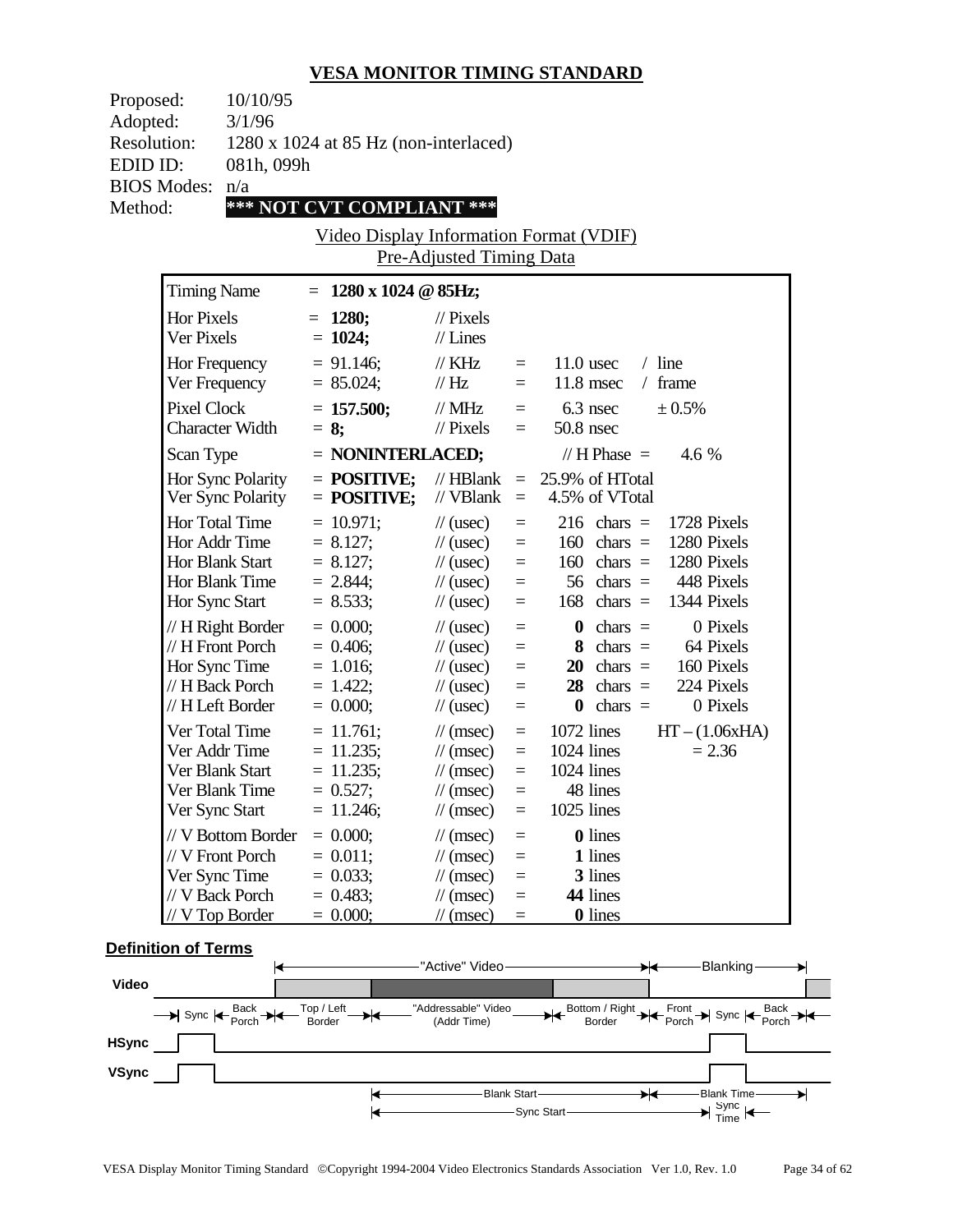# VESA MONITOR TIMING STANDARD

Proposed: 10/10/95
Adopted: 3/1/96
Resolution: 1280 x 1024 at 85 Hz (non-interlaced)
EDID ID: 081h, 099h
BIOS Modes: n/a
Method: **\*\*\* NOT CVT COMPLIANT \*\*\***

Video Display Information Format (VDIF)
Pre-Adjusted Timing Data

| | | | | | |
|---|---|---|---|---|---|
| Timing Name | = **1280 x 1024 @ 85Hz;** | | | | |
| Hor Pixels | = **1280;** | // Pixels | | | |
| Ver Pixels | = **1024;** | // Lines | | | |
| Hor Frequency | = 91.146; | // KHz | = | 11.0 usec | / line |
| Ver Frequency | = 85.024; | // Hz | = | 11.8 msec | / frame |
| Pixel Clock | = **157.500;** | // MHz | = | 6.3 nsec | ± 0.5% |
| Character Width | = **8;** | // Pixels | = | 50.8 nsec | |
| Scan Type | = **NONINTERLACED;** | | | // H Phase = | 4.6 % |
| Hor Sync Polarity | = **POSITIVE;** | // HBlank | = | 25.9% of HTotal | |
| Ver Sync Polarity | = **POSITIVE;** | // VBlank | = | 4.5% of VTotal | |
| Hor Total Time | = 10.971; | // (usec) | = | 216 chars = | 1728 Pixels |
| Hor Addr Time | = 8.127; | // (usec) | = | 160 chars = | 1280 Pixels |
| Hor Blank Start | = 8.127; | // (usec) | = | 160 chars = | 1280 Pixels |
| Hor Blank Time | = 2.844; | // (usec) | = | 56 chars = | 448 Pixels |
| Hor Sync Start | = 8.533; | // (usec) | = | 168 chars = | 1344 Pixels |
| // H Right Border | = 0.000; | // (usec) | = | **0** chars = | 0 Pixels |
| // H Front Porch | = 0.406; | // (usec) | = | **8** chars = | 64 Pixels |
| Hor Sync Time | = 1.016; | // (usec) | = | **20** chars = | 160 Pixels |
| // H Back Porch | = 1.422; | // (usec) | = | **28** chars = | 224 Pixels |
| // H Left Border | = 0.000; | // (usec) | = | **0** chars = | 0 Pixels |
| Ver Total Time | = 11.761; | // (msec) | = | 1072 lines | HT – (1.06xHA) |
| Ver Addr Time | = 11.235; | // (msec) | = | 1024 lines | = 2.36 |
| Ver Blank Start | = 11.235; | // (msec) | = | 1024 lines | |
| Ver Blank Time | = 0.527; | // (msec) | = | 48 lines | |
| Ver Sync Start | = 11.246; | // (msec) | = | 1025 lines | |
| // V Bottom Border | = 0.000; | // (msec) | = | **0** lines | |
| // V Front Porch | = 0.011; | // (msec) | = | **1** lines | |
| Ver Sync Time | = 0.033; | // (msec) | = | **3** lines | |
| // V Back Porch | = 0.483; | // (msec) | = | **44** lines | |
| // V Top Border | = 0.000; | // (msec) | = | **0** lines | |

**Definition of Terms**

"Active" Video — Blanking

Video: Sync, Back Porch, Top / Left Border, "Addressable" Video (Addr Time), Bottom / Right Border, Front Porch, Sync, Back Porch

HSync

VSync

Blank Start — Blank Time

Sync Start — Sync Time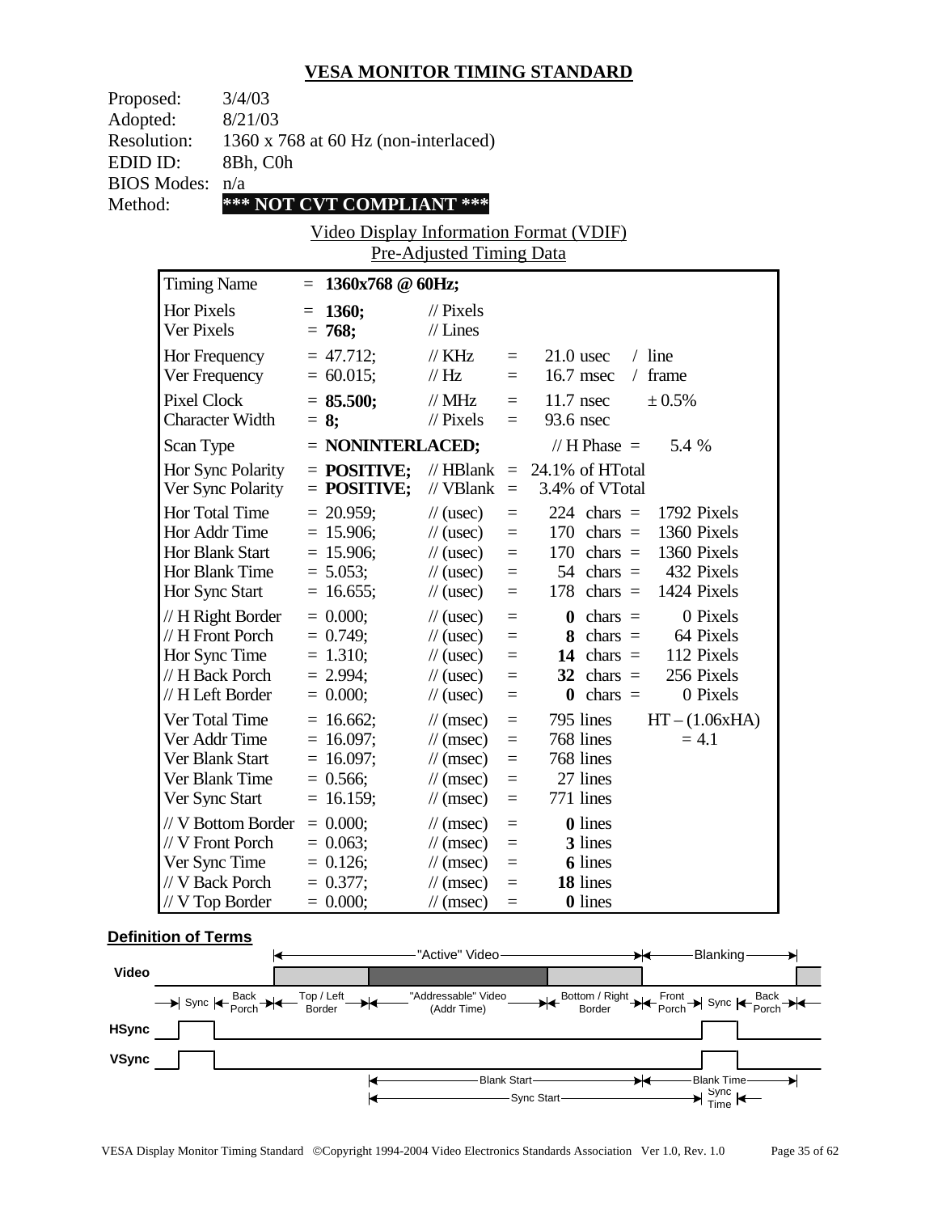## VESA MONITOR TIMING STANDARD

Proposed: 3/4/03
Adopted: 8/21/03
Resolution: 1360 x 768 at 60 Hz (non-interlaced)
EDID ID: 8Bh, C0h
BIOS Modes: n/a
Method: **\*\*\* NOT CVT COMPLIANT \*\*\***

Video Display Information Format (VDIF)
Pre-Adjusted Timing Data

| | | | | | |
|---|---|---|---|---|---|
| Timing Name | = **1360x768 @ 60Hz;** | | | | |
| Hor Pixels | = **1360;** | // Pixels | | | |
| Ver Pixels | = **768;** | // Lines | | | |
| Hor Frequency | = 47.712; | // KHz | = | 21.0 usec | / line |
| Ver Frequency | = 60.015; | // Hz | = | 16.7 msec | / frame |
| Pixel Clock | = **85.500;** | // MHz | = | 11.7 nsec | ± 0.5% |
| Character Width | = **8;** | // Pixels | = | 93.6 nsec | |
| Scan Type | = **NONINTERLACED;** | | | // H Phase = | 5.4 % |
| Hor Sync Polarity | = **POSITIVE;** | // HBlank | = | 24.1% of HTotal | |
| Ver Sync Polarity | = **POSITIVE;** | // VBlank | = | 3.4% of VTotal | |
| Hor Total Time | = 20.959; | // (usec) | = | 224 chars = | 1792 Pixels |
| Hor Addr Time | = 15.906; | // (usec) | = | 170 chars = | 1360 Pixels |
| Hor Blank Start | = 15.906; | // (usec) | = | 170 chars = | 1360 Pixels |
| Hor Blank Time | = 5.053; | // (usec) | = | 54 chars = | 432 Pixels |
| Hor Sync Start | = 16.655; | // (usec) | = | 178 chars = | 1424 Pixels |
| // H Right Border | = 0.000; | // (usec) | = | **0** chars = | 0 Pixels |
| // H Front Porch | = 0.749; | // (usec) | = | **8** chars = | 64 Pixels |
| Hor Sync Time | = 1.310; | // (usec) | = | **14** chars = | 112 Pixels |
| // H Back Porch | = 2.994; | // (usec) | = | **32** chars = | 256 Pixels |
| // H Left Border | = 0.000; | // (usec) | = | **0** chars = | 0 Pixels |
| Ver Total Time | = 16.662; | // (msec) | = | 795 lines | HT – (1.06xHA) |
| Ver Addr Time | = 16.097; | // (msec) | = | 768 lines | = 4.1 |
| Ver Blank Start | = 16.097; | // (msec) | = | 768 lines | |
| Ver Blank Time | = 0.566; | // (msec) | = | 27 lines | |
| Ver Sync Start | = 16.159; | // (msec) | = | 771 lines | |
| // V Bottom Border | = 0.000; | // (msec) | = | **0** lines | |
| // V Front Porch | = 0.063; | // (msec) | = | **3** lines | |
| Ver Sync Time | = 0.126; | // (msec) | = | **6** lines | |
| // V Back Porch | = 0.377; | // (msec) | = | **18** lines | |
| // V Top Border | = 0.000; | // (msec) | = | **0** lines | |

**Definition of Terms**

"Active" Video — Blanking

Video: Sync | Back Porch | Top / Left Border | "Addressable" Video (Addr Time) | Bottom / Right Border | Front Porch | Sync | Back Porch

HSync

VSync

Blank Start — Blank Time

Sync Start — Sync Time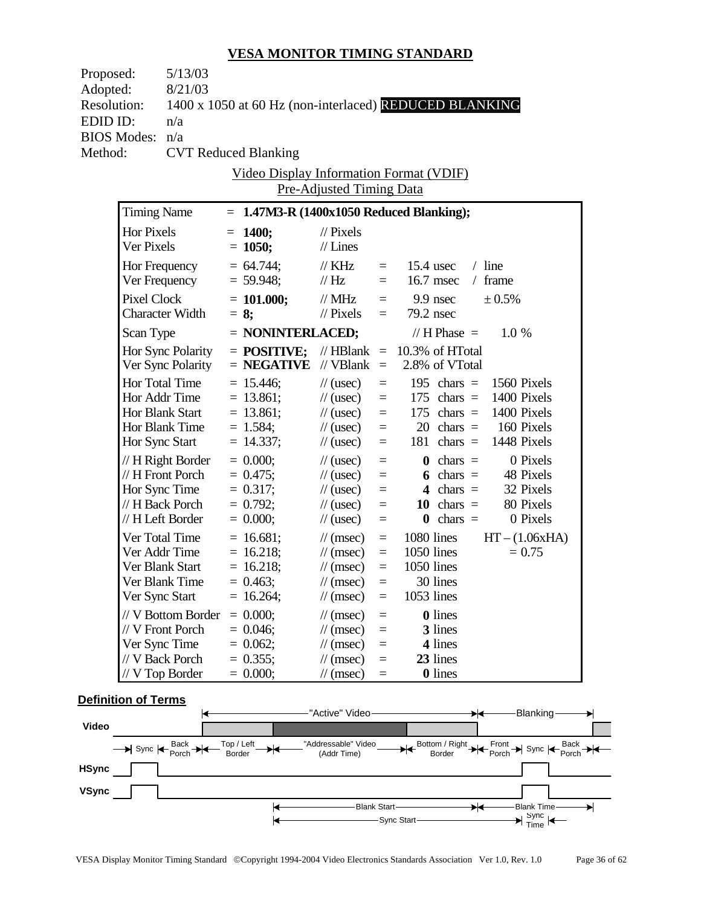# VESA MONITOR TIMING STANDARD

| | |
|---|---|
| Proposed: | 5/13/03 |
| Adopted: | 8/21/03 |
| Resolution: | 1400 x 1050 at 60 Hz (non-interlaced) REDUCED BLANKING |
| EDID ID: | n/a |
| BIOS Modes: | n/a |
| Method: | CVT Reduced Blanking |

Video Display Information Format (VDIF)
Pre-Adjusted Timing Data

| | | | | | |
|---|---|---|---|---|---|
| Timing Name | = **1.47M3-R (1400x1050 Reduced Blanking);** | | | | |
| Hor Pixels | = **1400;** | // Pixels | | | |
| Ver Pixels | = **1050;** | // Lines | | | |
| Hor Frequency | = 64.744; | // KHz | = | 15.4 usec | / line |
| Ver Frequency | = 59.948; | // Hz | = | 16.7 msec | / frame |
| Pixel Clock | = **101.000;** | // MHz | = | 9.9 nsec | ± 0.5% |
| Character Width | = **8;** | // Pixels | = | 79.2 nsec | |
| Scan Type | = **NONINTERLACED;** | | | // H Phase = | 1.0 % |
| Hor Sync Polarity | = **POSITIVE;** | // HBlank | = | 10.3% of HTotal | |
| Ver Sync Polarity | = **NEGATIVE** | // VBlank | = | 2.8% of VTotal | |
| Hor Total Time | = 15.446; | // (usec) | = | 195 chars = | 1560 Pixels |
| Hor Addr Time | = 13.861; | // (usec) | = | 175 chars = | 1400 Pixels |
| Hor Blank Start | = 13.861; | // (usec) | = | 175 chars = | 1400 Pixels |
| Hor Blank Time | = 1.584; | // (usec) | = | 20 chars = | 160 Pixels |
| Hor Sync Start | = 14.337; | // (usec) | = | 181 chars = | 1448 Pixels |
| // H Right Border | = 0.000; | // (usec) | = | **0** chars = | 0 Pixels |
| // H Front Porch | = 0.475; | // (usec) | = | **6** chars = | 48 Pixels |
| Hor Sync Time | = 0.317; | // (usec) | = | **4** chars = | 32 Pixels |
| // H Back Porch | = 0.792; | // (usec) | = | **10** chars = | 80 Pixels |
| // H Left Border | = 0.000; | // (usec) | = | **0** chars = | 0 Pixels |
| Ver Total Time | = 16.681; | // (msec) | = | 1080 lines | HT – (1.06xHA) |
| Ver Addr Time | = 16.218; | // (msec) | = | 1050 lines | = 0.75 |
| Ver Blank Start | = 16.218; | // (msec) | = | 1050 lines | |
| Ver Blank Time | = 0.463; | // (msec) | = | 30 lines | |
| Ver Sync Start | = 16.264; | // (msec) | = | 1053 lines | |
| // V Bottom Border | = 0.000; | // (msec) | = | **0** lines | |
| // V Front Porch | = 0.046; | // (msec) | = | **3** lines | |
| Ver Sync Time | = 0.062; | // (msec) | = | **4** lines | |
| // V Back Porch | = 0.355; | // (msec) | = | **23** lines | |
| // V Top Border | = 0.000; | // (msec) | = | **0** lines | |

**Definition of Terms**

"Active" Video — Blanking

Video: Sync | Back Porch | Top / Left Border | "Addressable" Video (Addr Time) | Bottom / Right Border | Front Porch | Sync | Back Porch

HSync

VSync

Blank Start — Blank Time

Sync Start — Sync Time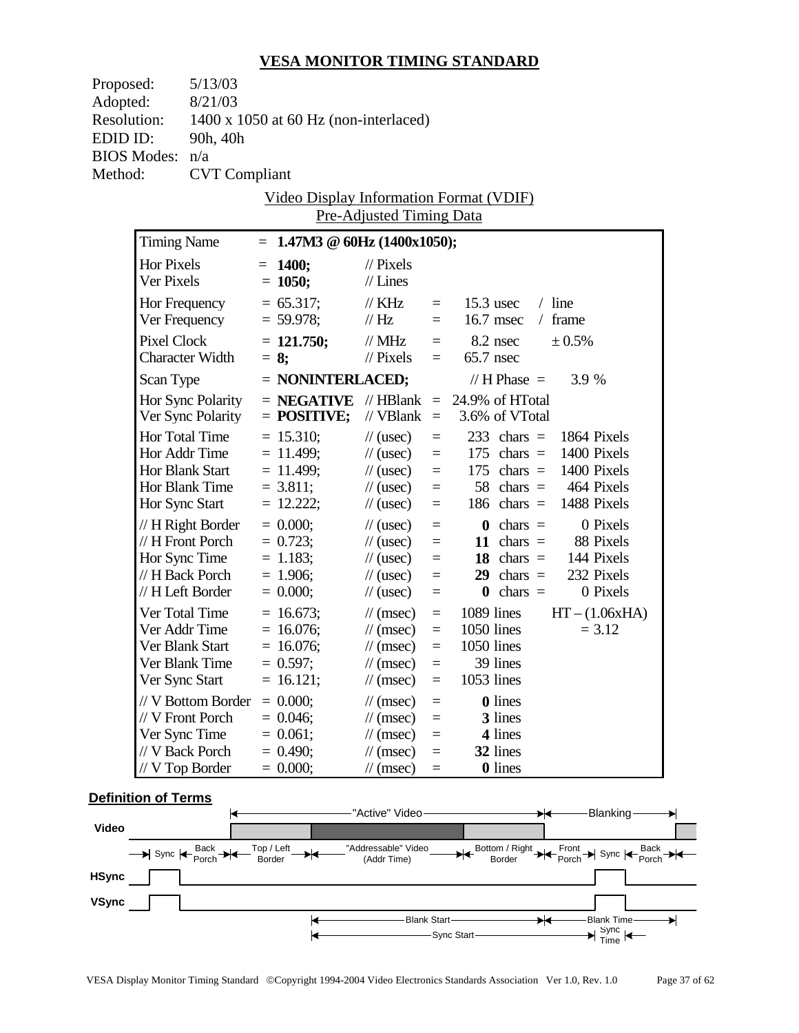# VESA MONITOR TIMING STANDARD

Proposed: 5/13/03
Adopted: 8/21/03
Resolution: 1400 x 1050 at 60 Hz (non-interlaced)
EDID ID: 90h, 40h
BIOS Modes: n/a
Method: CVT Compliant

Video Display Information Format (VDIF)
Pre-Adjusted Timing Data

| Timing Name | = **1.47M3 @ 60Hz (1400x1050);** | | | | |
|---|---|---|---|---|---|
| Hor Pixels | = **1400;** | // Pixels | | | |
| Ver Pixels | = **1050;** | // Lines | | | |
| Hor Frequency | = 65.317; | // KHz | = | 15.3 usec | / line |
| Ver Frequency | = 59.978; | // Hz | = | 16.7 msec | / frame |
| Pixel Clock | = **121.750;** | // MHz | = | 8.2 nsec | ± 0.5% |
| Character Width | = **8;** | // Pixels | = | 65.7 nsec | |
| Scan Type | = **NONINTERLACED;** | | | // H Phase = | 3.9 % |
| Hor Sync Polarity | = **NEGATIVE** | // HBlank | = | 24.9% of HTotal | |
| Ver Sync Polarity | = **POSITIVE;** | // VBlank | = | 3.6% of VTotal | |
| Hor Total Time | = 15.310; | // (usec) | = | 233 chars = | 1864 Pixels |
| Hor Addr Time | = 11.499; | // (usec) | = | 175 chars = | 1400 Pixels |
| Hor Blank Start | = 11.499; | // (usec) | = | 175 chars = | 1400 Pixels |
| Hor Blank Time | = 3.811; | // (usec) | = | 58 chars = | 464 Pixels |
| Hor Sync Start | = 12.222; | // (usec) | = | 186 chars = | 1488 Pixels |
| // H Right Border | = 0.000; | // (usec) | = | **0** chars = | 0 Pixels |
| // H Front Porch | = 0.723; | // (usec) | = | **11** chars = | 88 Pixels |
| Hor Sync Time | = 1.183; | // (usec) | = | **18** chars = | 144 Pixels |
| // H Back Porch | = 1.906; | // (usec) | = | **29** chars = | 232 Pixels |
| // H Left Border | = 0.000; | // (usec) | = | **0** chars = | 0 Pixels |
| Ver Total Time | = 16.673; | // (msec) | = | 1089 lines | HT – (1.06xHA) |
| Ver Addr Time | = 16.076; | // (msec) | = | 1050 lines | = 3.12 |
| Ver Blank Start | = 16.076; | // (msec) | = | 1050 lines | |
| Ver Blank Time | = 0.597; | // (msec) | = | 39 lines | |
| Ver Sync Start | = 16.121; | // (msec) | = | 1053 lines | |
| // V Bottom Border | = 0.000; | // (msec) | = | **0** lines | |
| // V Front Porch | = 0.046; | // (msec) | = | **3** lines | |
| Ver Sync Time | = 0.061; | // (msec) | = | **4** lines | |
| // V Back Porch | = 0.490; | // (msec) | = | **32** lines | |
| // V Top Border | = 0.000; | // (msec) | = | **0** lines | |

**Definition of Terms**

"Active" Video — Blanking

Video: Sync | Back Porch | Top / Left Border | "Addressable" Video (Addr Time) | Bottom / Right Border | Front Porch | Sync | Back Porch

HSync

VSync

Blank Start — Blank Time

Sync Start — Sync Time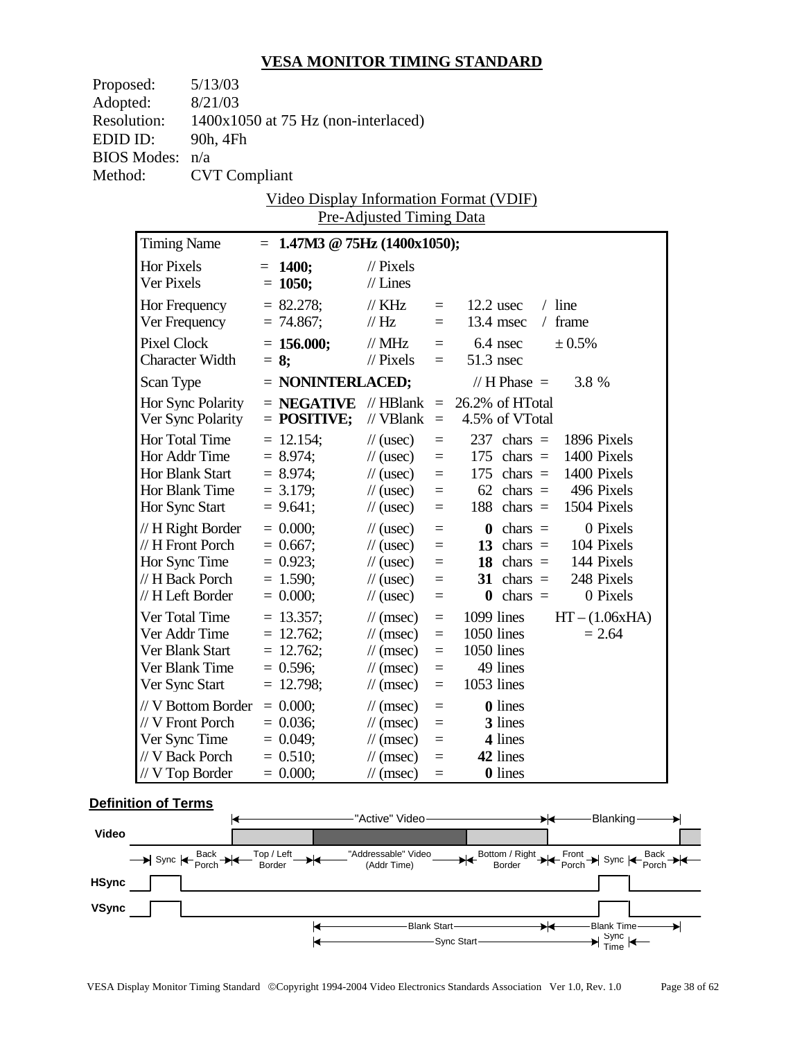# VESA MONITOR TIMING STANDARD

Proposed: 5/13/03
Adopted: 8/21/03
Resolution: 1400x1050 at 75 Hz (non-interlaced)
EDID ID: 90h, 4Fh
BIOS Modes: n/a
Method: CVT Compliant

Video Display Information Format (VDIF)
Pre-Adjusted Timing Data

| | | | | | |
|---|---|---|---|---|---|
| Timing Name | = **1.47M3 @ 75Hz (1400x1050);** | | | | |
| Hor Pixels | = **1400;** | // Pixels | | | |
| Ver Pixels | = **1050;** | // Lines | | | |
| Hor Frequency | = 82.278; | // KHz | = | 12.2 usec | / line |
| Ver Frequency | = 74.867; | // Hz | = | 13.4 msec | / frame |
| Pixel Clock | = **156.000;** | // MHz | = | 6.4 nsec | ± 0.5% |
| Character Width | = **8;** | // Pixels | = | 51.3 nsec | |
| Scan Type | = **NONINTERLACED;** | | | // H Phase = | 3.8 % |
| Hor Sync Polarity | = **NEGATIVE** | // HBlank | = | 26.2% of HTotal | |
| Ver Sync Polarity | = **POSITIVE;** | // VBlank | = | 4.5% of VTotal | |
| Hor Total Time | = 12.154; | // (usec) | = | 237 chars = | 1896 Pixels |
| Hor Addr Time | = 8.974; | // (usec) | = | 175 chars = | 1400 Pixels |
| Hor Blank Start | = 8.974; | // (usec) | = | 175 chars = | 1400 Pixels |
| Hor Blank Time | = 3.179; | // (usec) | = | 62 chars = | 496 Pixels |
| Hor Sync Start | = 9.641; | // (usec) | = | 188 chars = | 1504 Pixels |
| // H Right Border | = 0.000; | // (usec) | = | **0** chars = | 0 Pixels |
| // H Front Porch | = 0.667; | // (usec) | = | **13** chars = | 104 Pixels |
| Hor Sync Time | = 0.923; | // (usec) | = | **18** chars = | 144 Pixels |
| // H Back Porch | = 1.590; | // (usec) | = | **31** chars = | 248 Pixels |
| // H Left Border | = 0.000; | // (usec) | = | **0** chars = | 0 Pixels |
| Ver Total Time | = 13.357; | // (msec) | = | 1099 lines | HT – (1.06xHA) |
| Ver Addr Time | = 12.762; | // (msec) | = | 1050 lines | = 2.64 |
| Ver Blank Start | = 12.762; | // (msec) | = | 1050 lines | |
| Ver Blank Time | = 0.596; | // (msec) | = | 49 lines | |
| Ver Sync Start | = 12.798; | // (msec) | = | 1053 lines | |
| // V Bottom Border | = 0.000; | // (msec) | = | **0** lines | |
| // V Front Porch | = 0.036; | // (msec) | = | **3** lines | |
| Ver Sync Time | = 0.049; | // (msec) | = | **4** lines | |
| // V Back Porch | = 0.510; | // (msec) | = | **42** lines | |
| // V Top Border | = 0.000; | // (msec) | = | **0** lines | |

**Definition of Terms**

"Active" Video — Blanking

Video: Sync | Back Porch | Top / Left Border | "Addressable" Video (Addr Time) | Bottom / Right Border | Front Porch | Sync | Back Porch

HSync

VSync

Blank Start — Blank Time

Sync Start — Sync Time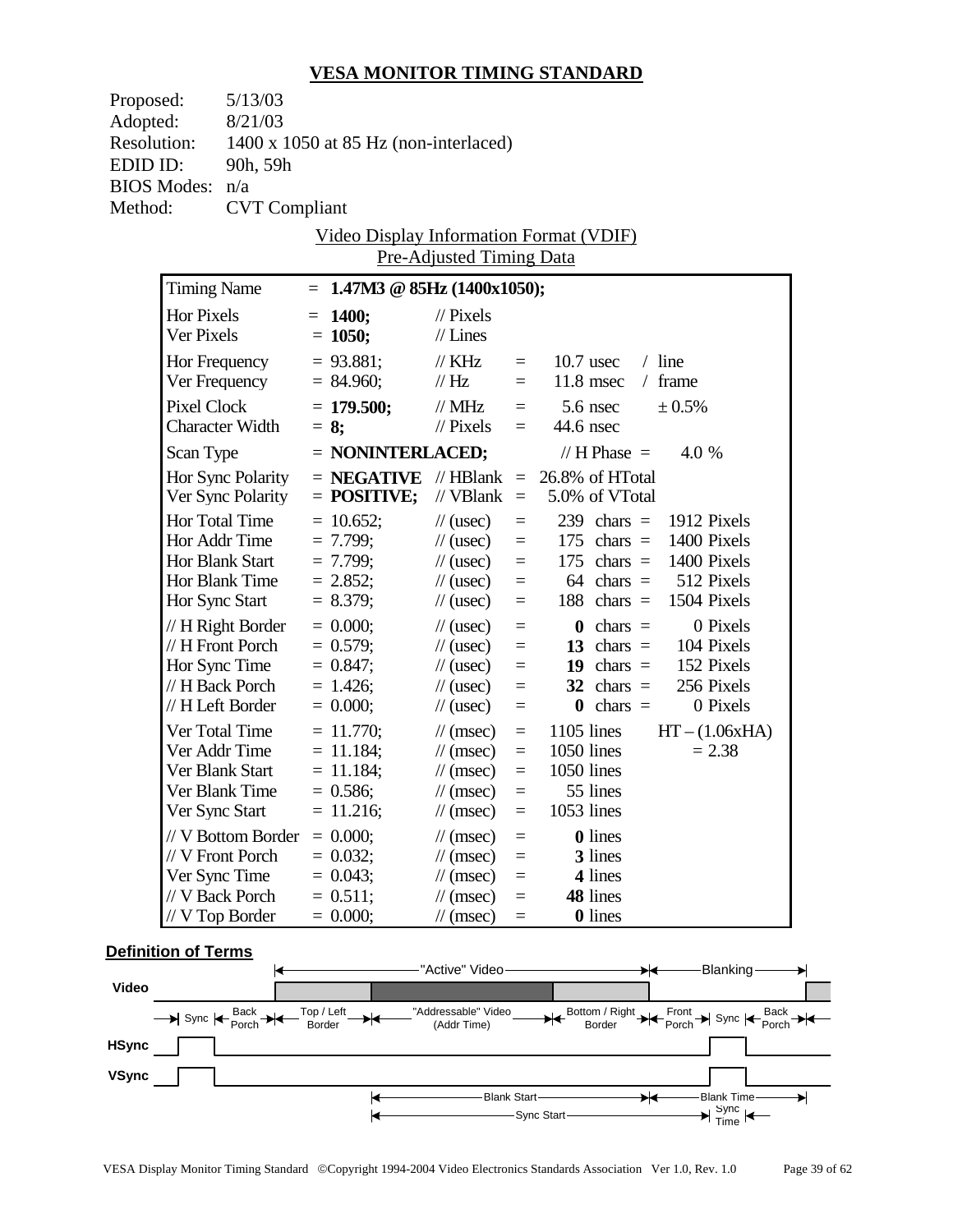# VESA MONITOR TIMING STANDARD

Proposed: 5/13/03
Adopted: 8/21/03
Resolution: 1400 x 1050 at 85 Hz (non-interlaced)
EDID ID: 90h, 59h
BIOS Modes: n/a
Method: CVT Compliant

Video Display Information Format (VDIF)
Pre-Adjusted Timing Data

| | | | | | |
|---|---|---|---|---|---|
| Timing Name | = **1.47M3 @ 85Hz (1400x1050);** | | | | |
| Hor Pixels | = **1400;** | // Pixels | | | |
| Ver Pixels | = **1050;** | // Lines | | | |
| Hor Frequency | = 93.881; | // KHz | = | 10.7 usec | / line |
| Ver Frequency | = 84.960; | // Hz | = | 11.8 msec | / frame |
| Pixel Clock | = **179.500;** | // MHz | = | 5.6 nsec | ± 0.5% |
| Character Width | = **8;** | // Pixels | = | 44.6 nsec | |
| Scan Type | = **NONINTERLACED;** | | | // H Phase = | 4.0 % |
| Hor Sync Polarity | = **NEGATIVE** | // HBlank | = | 26.8% of HTotal | |
| Ver Sync Polarity | = **POSITIVE;** | // VBlank | = | 5.0% of VTotal | |
| Hor Total Time | = 10.652; | // (usec) | = | 239 chars = | 1912 Pixels |
| Hor Addr Time | = 7.799; | // (usec) | = | 175 chars = | 1400 Pixels |
| Hor Blank Start | = 7.799; | // (usec) | = | 175 chars = | 1400 Pixels |
| Hor Blank Time | = 2.852; | // (usec) | = | 64 chars = | 512 Pixels |
| Hor Sync Start | = 8.379; | // (usec) | = | 188 chars = | 1504 Pixels |
| // H Right Border | = 0.000; | // (usec) | = | **0** chars = | 0 Pixels |
| // H Front Porch | = 0.579; | // (usec) | = | **13** chars = | 104 Pixels |
| Hor Sync Time | = 0.847; | // (usec) | = | **19** chars = | 152 Pixels |
| // H Back Porch | = 1.426; | // (usec) | = | **32** chars = | 256 Pixels |
| // H Left Border | = 0.000; | // (usec) | = | **0** chars = | 0 Pixels |
| Ver Total Time | = 11.770; | // (msec) | = | 1105 lines | HT – (1.06xHA) |
| Ver Addr Time | = 11.184; | // (msec) | = | 1050 lines | = 2.38 |
| Ver Blank Start | = 11.184; | // (msec) | = | 1050 lines | |
| Ver Blank Time | = 0.586; | // (msec) | = | 55 lines | |
| Ver Sync Start | = 11.216; | // (msec) | = | 1053 lines | |
| // V Bottom Border | = 0.000; | // (msec) | = | **0** lines | |
| // V Front Porch | = 0.032; | // (msec) | = | **3** lines | |
| Ver Sync Time | = 0.043; | // (msec) | = | **4** lines | |
| // V Back Porch | = 0.511; | // (msec) | = | **48** lines | |
| // V Top Border | = 0.000; | // (msec) | = | **0** lines | |

**Definition of Terms**

"Active" Video — Blanking

Video: Sync | Back Porch | Top / Left Border | "Addressable" Video (Addr Time) | Bottom / Right Border | Front Porch | Sync | Back Porch

HSync

VSync

Blank Start — Blank Time

Sync Start — Sync Time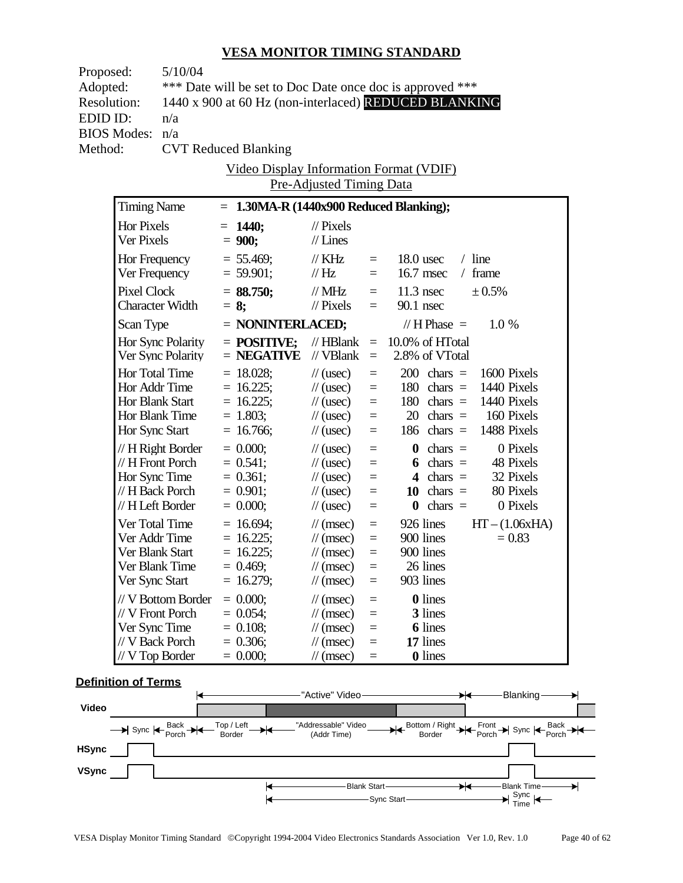## VESA MONITOR TIMING STANDARD

| | |
|---|---|
| Proposed: | 5/10/04 |
| Adopted: | *** Date will be set to Doc Date once doc is approved *** |
| Resolution: | 1440 x 900 at 60 Hz (non-interlaced) REDUCED BLANKING |
| EDID ID: | n/a |
| BIOS Modes: | n/a |
| Method: | CVT Reduced Blanking |

Video Display Information Format (VDIF)
Pre-Adjusted Timing Data

| | | | | | |
|---|---|---|---|---|---|
| Timing Name | = **1.30MA-R (1440x900 Reduced Blanking);** | | | | |
| Hor Pixels | = **1440;** | // Pixels | | | |
| Ver Pixels | = **900;** | // Lines | | | |
| Hor Frequency | = 55.469; | // KHz | = | 18.0 usec | / line |
| Ver Frequency | = 59.901; | // Hz | = | 16.7 msec | / frame |
| Pixel Clock | = **88.750;** | // MHz | = | 11.3 nsec | ± 0.5% |
| Character Width | = **8;** | // Pixels | = | 90.1 nsec | |
| Scan Type | = **NONINTERLACED;** | | | // H Phase = | 1.0 % |
| Hor Sync Polarity | = **POSITIVE;** | // HBlank | = | 10.0% of HTotal | |
| Ver Sync Polarity | = **NEGATIVE** | // VBlank | = | 2.8% of VTotal | |
| Hor Total Time | = 18.028; | // (usec) | = | 200 chars = | 1600 Pixels |
| Hor Addr Time | = 16.225; | // (usec) | = | 180 chars = | 1440 Pixels |
| Hor Blank Start | = 16.225; | // (usec) | = | 180 chars = | 1440 Pixels |
| Hor Blank Time | = 1.803; | // (usec) | = | 20 chars = | 160 Pixels |
| Hor Sync Start | = 16.766; | // (usec) | = | 186 chars = | 1488 Pixels |
| // H Right Border | = 0.000; | // (usec) | = | **0** chars = | 0 Pixels |
| // H Front Porch | = 0.541; | // (usec) | = | **6** chars = | 48 Pixels |
| Hor Sync Time | = 0.361; | // (usec) | = | **4** chars = | 32 Pixels |
| // H Back Porch | = 0.901; | // (usec) | = | **10** chars = | 80 Pixels |
| // H Left Border | = 0.000; | // (usec) | = | **0** chars = | 0 Pixels |
| Ver Total Time | = 16.694; | // (msec) | = | 926 lines | HT – (1.06xHA) |
| Ver Addr Time | = 16.225; | // (msec) | = | 900 lines | = 0.83 |
| Ver Blank Start | = 16.225; | // (msec) | = | 900 lines | |
| Ver Blank Time | = 0.469; | // (msec) | = | 26 lines | |
| Ver Sync Start | = 16.279; | // (msec) | = | 903 lines | |
| // V Bottom Border | = 0.000; | // (msec) | = | **0** lines | |
| // V Front Porch | = 0.054; | // (msec) | = | **3** lines | |
| Ver Sync Time | = 0.108; | // (msec) | = | **6** lines | |
| // V Back Porch | = 0.306; | // (msec) | = | **17** lines | |
| // V Top Border | = 0.000; | // (msec) | = | **0** lines | |

**Definition of Terms**

"Active" Video — Blanking

Video: Sync | Back Porch | Top / Left Border | "Addressable" Video (Addr Time) | Bottom / Right Border | Front Porch | Sync | Back Porch

HSync

VSync

Blank Start — Blank Time

Sync Start — Sync Time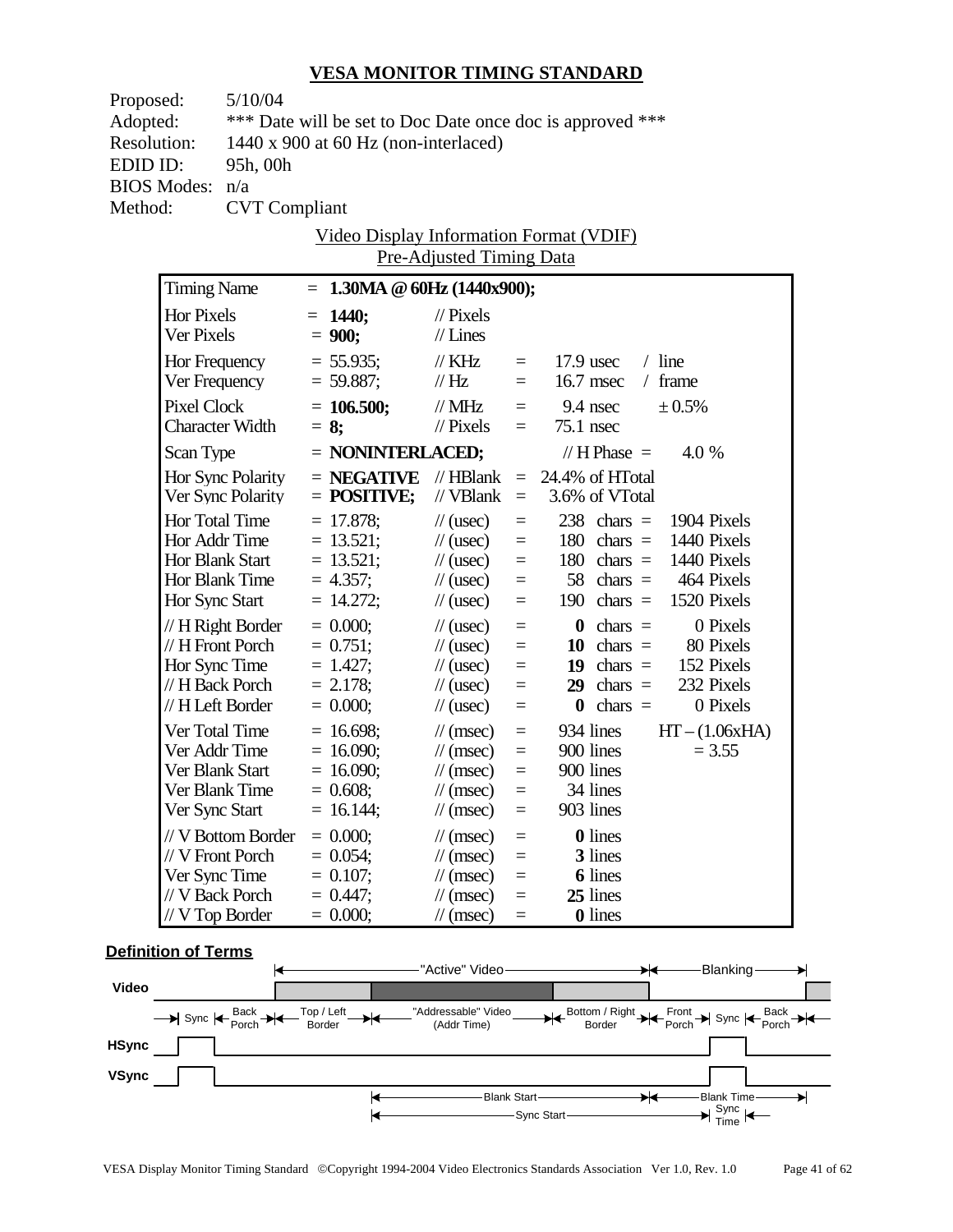## VESA MONITOR TIMING STANDARD

Proposed: 5/10/04
Adopted: *** Date will be set to Doc Date once doc is approved ***
Resolution: 1440 x 900 at 60 Hz (non-interlaced)
EDID ID: 95h, 00h
BIOS Modes: n/a
Method: CVT Compliant

Video Display Information Format (VDIF)
Pre-Adjusted Timing Data

| Timing Name | = **1.30MA @ 60Hz (1440x900);** | | | | |
|---|---|---|---|---|---|
| Hor Pixels | = **1440;** | // Pixels | | | |
| Ver Pixels | = **900;** | // Lines | | | |
| Hor Frequency | = 55.935; | // KHz | = | 17.9 usec | / line |
| Ver Frequency | = 59.887; | // Hz | = | 16.7 msec | / frame |
| Pixel Clock | = **106.500;** | // MHz | = | 9.4 nsec | ± 0.5% |
| Character Width | = **8;** | // Pixels | = | 75.1 nsec | |
| Scan Type | = **NONINTERLACED;** | | | // H Phase = | 4.0 % |
| Hor Sync Polarity | = **NEGATIVE** | // HBlank | = | 24.4% of HTotal | |
| Ver Sync Polarity | = **POSITIVE;** | // VBlank | = | 3.6% of VTotal | |
| Hor Total Time | = 17.878; | // (usec) | = | 238 chars = | 1904 Pixels |
| Hor Addr Time | = 13.521; | // (usec) | = | 180 chars = | 1440 Pixels |
| Hor Blank Start | = 13.521; | // (usec) | = | 180 chars = | 1440 Pixels |
| Hor Blank Time | = 4.357; | // (usec) | = | 58 chars = | 464 Pixels |
| Hor Sync Start | = 14.272; | // (usec) | = | 190 chars = | 1520 Pixels |
| // H Right Border | = 0.000; | // (usec) | = | **0** chars = | 0 Pixels |
| // H Front Porch | = 0.751; | // (usec) | = | **10** chars = | 80 Pixels |
| Hor Sync Time | = 1.427; | // (usec) | = | **19** chars = | 152 Pixels |
| // H Back Porch | = 2.178; | // (usec) | = | **29** chars = | 232 Pixels |
| // H Left Border | = 0.000; | // (usec) | = | **0** chars = | 0 Pixels |
| Ver Total Time | = 16.698; | // (msec) | = | 934 lines | HT – (1.06xHA) |
| Ver Addr Time | = 16.090; | // (msec) | = | 900 lines | = 3.55 |
| Ver Blank Start | = 16.090; | // (msec) | = | 900 lines | |
| Ver Blank Time | = 0.608; | // (msec) | = | 34 lines | |
| Ver Sync Start | = 16.144; | // (msec) | = | 903 lines | |
| // V Bottom Border | = 0.000; | // (msec) | = | **0** lines | |
| // V Front Porch | = 0.054; | // (msec) | = | **3** lines | |
| Ver Sync Time | = 0.107; | // (msec) | = | **6** lines | |
| // V Back Porch | = 0.447; | // (msec) | = | **25** lines | |
| // V Top Border | = 0.000; | // (msec) | = | **0** lines | |

**Definition of Terms**

"Active" Video — Blanking

Video: Sync | Back Porch | Top / Left Border | "Addressable" Video (Addr Time) | Bottom / Right Border | Front Porch | Sync | Back Porch

HSync

VSync

Blank Start — Blank Time

Sync Start — Sync Time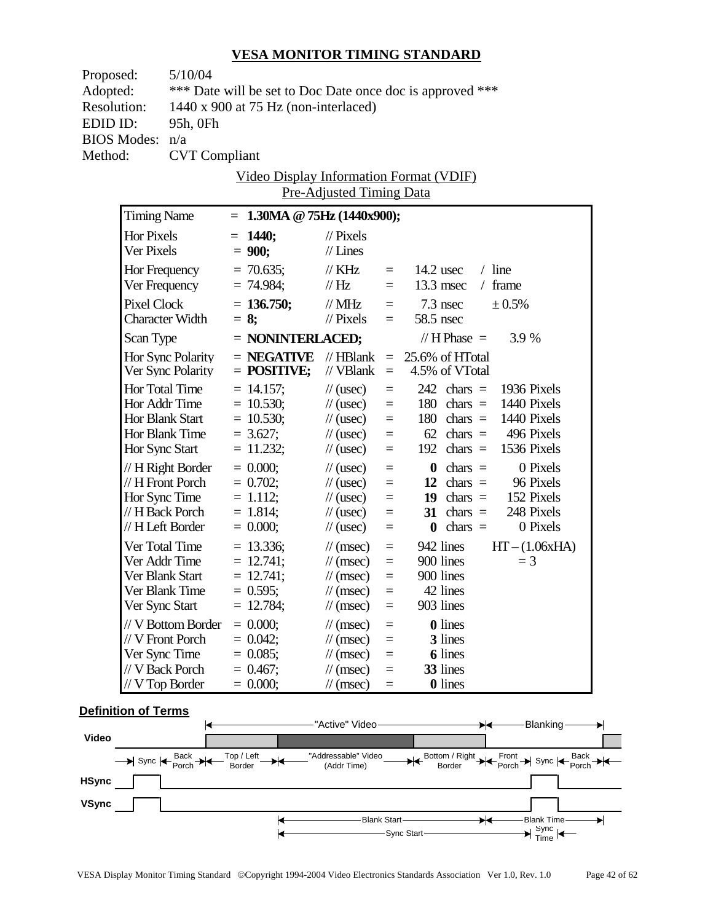## VESA MONITOR TIMING STANDARD

Proposed: 5/10/04
Adopted: *** Date will be set to Doc Date once doc is approved ***
Resolution: 1440 x 900 at 75 Hz (non-interlaced)
EDID ID: 95h, 0Fh
BIOS Modes: n/a
Method: CVT Compliant

Video Display Information Format (VDIF)
Pre-Adjusted Timing Data

| Timing Name | = **1.30MA @ 75Hz (1440x900);** | | | | |
|---|---|---|---|---|---|
| Hor Pixels | = **1440;** | // Pixels | | | |
| Ver Pixels | = **900;** | // Lines | | | |
| Hor Frequency | = 70.635; | // KHz | = | 14.2 usec | / line |
| Ver Frequency | = 74.984; | // Hz | = | 13.3 msec | / frame |
| Pixel Clock | = **136.750;** | // MHz | = | 7.3 nsec | ± 0.5% |
| Character Width | = **8;** | // Pixels | = | 58.5 nsec | |
| Scan Type | = **NONINTERLACED;** | | | // H Phase = | 3.9 % |
| Hor Sync Polarity | = **NEGATIVE** | // HBlank | = | 25.6% of HTotal | |
| Ver Sync Polarity | = **POSITIVE;** | // VBlank | = | 4.5% of VTotal | |
| Hor Total Time | = 14.157; | // (usec) | = | 242 chars = | 1936 Pixels |
| Hor Addr Time | = 10.530; | // (usec) | = | 180 chars = | 1440 Pixels |
| Hor Blank Start | = 10.530; | // (usec) | = | 180 chars = | 1440 Pixels |
| Hor Blank Time | = 3.627; | // (usec) | = | 62 chars = | 496 Pixels |
| Hor Sync Start | = 11.232; | // (usec) | = | 192 chars = | 1536 Pixels |
| // H Right Border | = 0.000; | // (usec) | = | **0** chars = | 0 Pixels |
| // H Front Porch | = 0.702; | // (usec) | = | **12** chars = | 96 Pixels |
| Hor Sync Time | = 1.112; | // (usec) | = | **19** chars = | 152 Pixels |
| // H Back Porch | = 1.814; | // (usec) | = | **31** chars = | 248 Pixels |
| // H Left Border | = 0.000; | // (usec) | = | **0** chars = | 0 Pixels |
| Ver Total Time | = 13.336; | // (msec) | = | 942 lines | HT – (1.06xHA) |
| Ver Addr Time | = 12.741; | // (msec) | = | 900 lines | = 3 |
| Ver Blank Start | = 12.741; | // (msec) | = | 900 lines | |
| Ver Blank Time | = 0.595; | // (msec) | = | 42 lines | |
| Ver Sync Start | = 12.784; | // (msec) | = | 903 lines | |
| // V Bottom Border | = 0.000; | // (msec) | = | **0** lines | |
| // V Front Porch | = 0.042; | // (msec) | = | **3** lines | |
| Ver Sync Time | = 0.085; | // (msec) | = | **6** lines | |
| // V Back Porch | = 0.467; | // (msec) | = | **33** lines | |
| // V Top Border | = 0.000; | // (msec) | = | **0** lines | |

### Definition of Terms

"Active" Video — Blanking

Video: Sync | Back Porch | Top / Left Border | "Addressable" Video (Addr Time) | Bottom / Right Border | Front Porch | Sync | Back Porch

HSync

VSync

Blank Start — Blank Time

Sync Start — Sync Time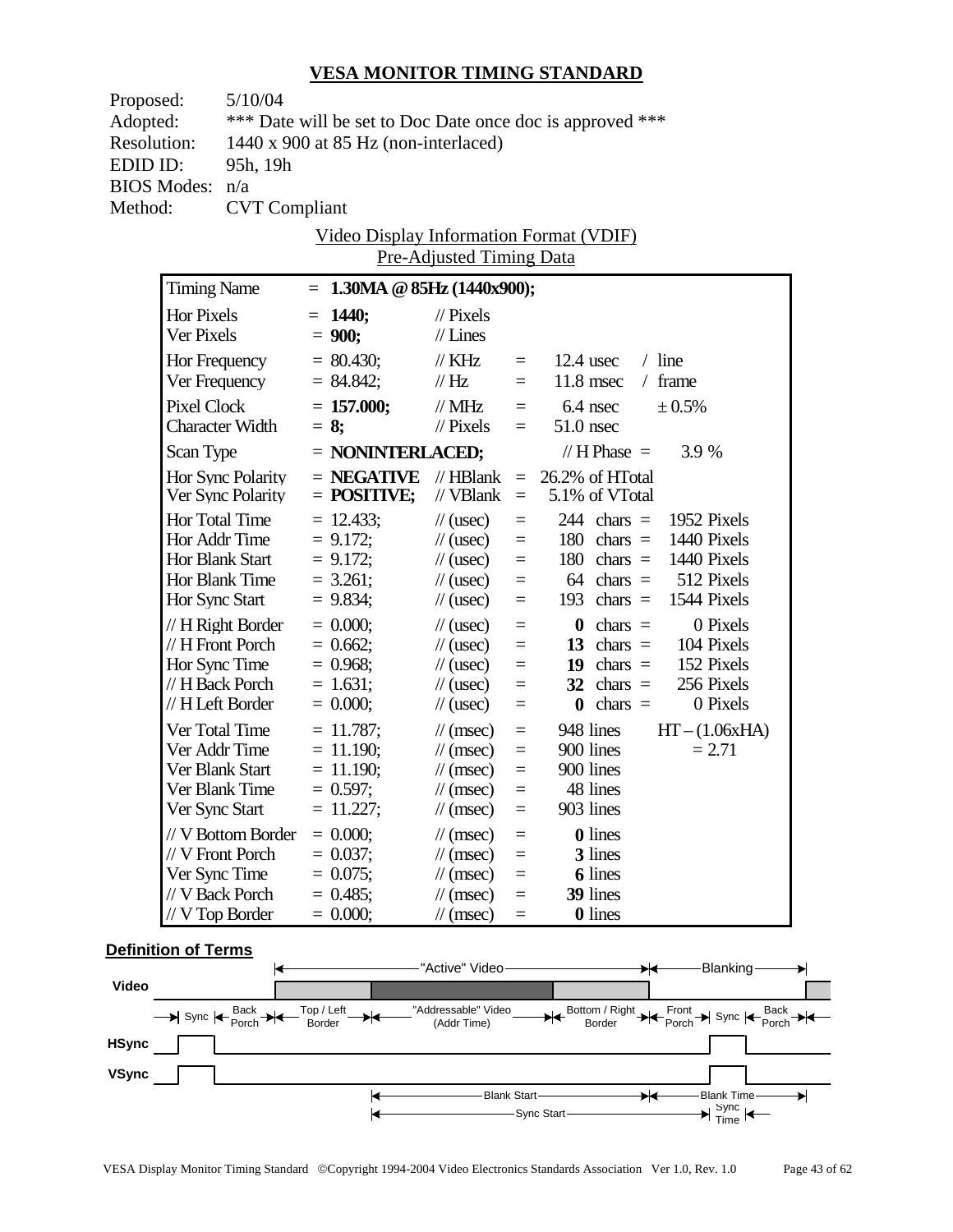# VESA MONITOR TIMING STANDARD

| | |
|---|---|
| Proposed: | 5/10/04 |
| Adopted: | *** Date will be set to Doc Date once doc is approved *** |
| Resolution: | 1440 x 900 at 85 Hz (non-interlaced) |
| EDID ID: | 95h, 19h |
| BIOS Modes: | n/a |
| Method: | CVT Compliant |

Video Display Information Format (VDIF)
Pre-Adjusted Timing Data

| Parameter | Value | Unit | | | |
|---|---|---|---|---|---|
| Timing Name | = **1.30MA @ 85Hz (1440x900);** | | | | |
| Hor Pixels | = **1440;** | // Pixels | | | |
| Ver Pixels | = **900;** | // Lines | | | |
| Hor Frequency | = 80.430; | // KHz | = | 12.4 usec | / line |
| Ver Frequency | = 84.842; | // Hz | = | 11.8 msec | / frame |
| Pixel Clock | = **157.000;** | // MHz | = | 6.4 nsec | ± 0.5% |
| Character Width | = **8;** | // Pixels | = | 51.0 nsec | |
| Scan Type | = **NONINTERLACED;** | | | // H Phase = | 3.9 % |
| Hor Sync Polarity | = **NEGATIVE** | // HBlank | = | 26.2% of HTotal | |
| Ver Sync Polarity | = **POSITIVE;** | // VBlank | = | 5.1% of VTotal | |
| Hor Total Time | = 12.433; | // (usec) | = | 244 chars = | 1952 Pixels |
| Hor Addr Time | = 9.172; | // (usec) | = | 180 chars = | 1440 Pixels |
| Hor Blank Start | = 9.172; | // (usec) | = | 180 chars = | 1440 Pixels |
| Hor Blank Time | = 3.261; | // (usec) | = | 64 chars = | 512 Pixels |
| Hor Sync Start | = 9.834; | // (usec) | = | 193 chars = | 1544 Pixels |
| // H Right Border | = 0.000; | // (usec) | = | **0** chars = | 0 Pixels |
| // H Front Porch | = 0.662; | // (usec) | = | **13** chars = | 104 Pixels |
| Hor Sync Time | = 0.968; | // (usec) | = | **19** chars = | 152 Pixels |
| // H Back Porch | = 1.631; | // (usec) | = | **32** chars = | 256 Pixels |
| // H Left Border | = 0.000; | // (usec) | = | **0** chars = | 0 Pixels |
| Ver Total Time | = 11.787; | // (msec) | = | 948 lines | HT – (1.06xHA) |
| Ver Addr Time | = 11.190; | // (msec) | = | 900 lines | = 2.71 |
| Ver Blank Start | = 11.190; | // (msec) | = | 900 lines | |
| Ver Blank Time | = 0.597; | // (msec) | = | 48 lines | |
| Ver Sync Start | = 11.227; | // (msec) | = | 903 lines | |
| // V Bottom Border | = 0.000; | // (msec) | = | **0** lines | |
| // V Front Porch | = 0.037; | // (msec) | = | **3** lines | |
| Ver Sync Time | = 0.075; | // (msec) | = | **6** lines | |
| // V Back Porch | = 0.485; | // (msec) | = | **39** lines | |
| // V Top Border | = 0.000; | // (msec) | = | **0** lines | |

**Definition of Terms**

Video: "Active" Video | Blanking
Sync | Back Porch | Top / Left Border | "Addressable" Video (Addr Time) | Bottom / Right Border | Front Porch | Sync | Back Porch
HSync
VSync
Blank Start | Blank Time
Sync Start | Sync Time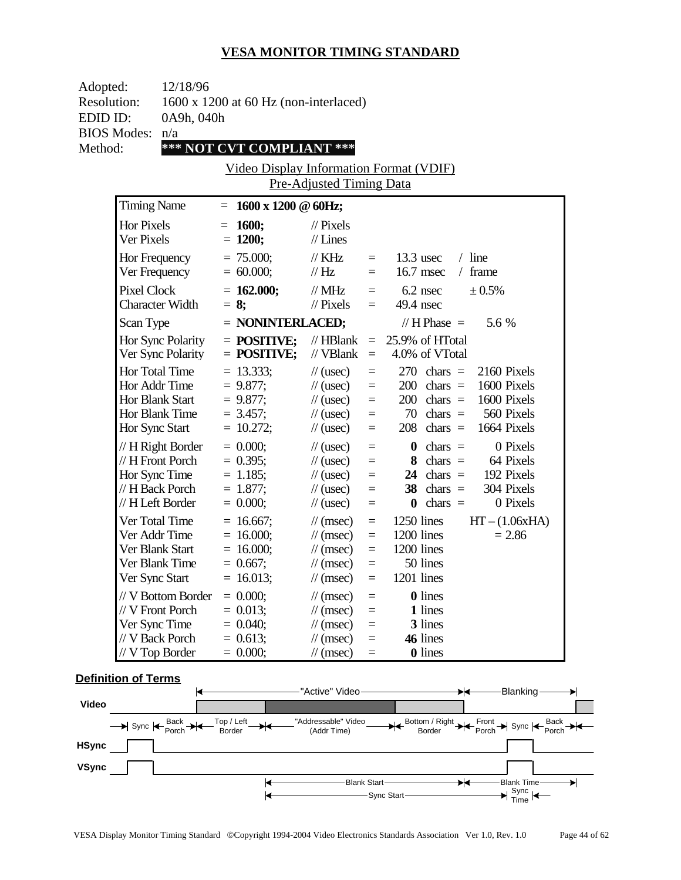## VESA MONITOR TIMING STANDARD

Adopted: 12/18/96
Resolution: 1600 x 1200 at 60 Hz (non-interlaced)
EDID ID: 0A9h, 040h
BIOS Modes: n/a
Method: **\*\*\* NOT CVT COMPLIANT \*\*\***

Video Display Information Format (VDIF)
Pre-Adjusted Timing Data

| | | | | | |
|---|---|---|---|---|---|
| Timing Name | = **1600 x 1200 @ 60Hz;** | | | | |
| Hor Pixels | = **1600;** | // Pixels | | | |
| Ver Pixels | = **1200;** | // Lines | | | |
| Hor Frequency | = 75.000; | // KHz | = | 13.3 usec | / line |
| Ver Frequency | = 60.000; | // Hz | = | 16.7 msec | / frame |
| Pixel Clock | = **162.000;** | // MHz | = | 6.2 nsec | ± 0.5% |
| Character Width | = **8;** | // Pixels | = | 49.4 nsec | |
| Scan Type | = **NONINTERLACED;** | | | // H Phase = | 5.6 % |
| Hor Sync Polarity | = **POSITIVE;** | // HBlank | = | 25.9% of HTotal | |
| Ver Sync Polarity | = **POSITIVE;** | // VBlank | = | 4.0% of VTotal | |
| Hor Total Time | = 13.333; | // (usec) | = | 270 chars = | 2160 Pixels |
| Hor Addr Time | = 9.877; | // (usec) | = | 200 chars = | 1600 Pixels |
| Hor Blank Start | = 9.877; | // (usec) | = | 200 chars = | 1600 Pixels |
| Hor Blank Time | = 3.457; | // (usec) | = | 70 chars = | 560 Pixels |
| Hor Sync Start | = 10.272; | // (usec) | = | 208 chars = | 1664 Pixels |
| // H Right Border | = 0.000; | // (usec) | = | **0** chars = | 0 Pixels |
| // H Front Porch | = 0.395; | // (usec) | = | **8** chars = | 64 Pixels |
| Hor Sync Time | = 1.185; | // (usec) | = | **24** chars = | 192 Pixels |
| // H Back Porch | = 1.877; | // (usec) | = | **38** chars = | 304 Pixels |
| // H Left Border | = 0.000; | // (usec) | = | **0** chars = | 0 Pixels |
| Ver Total Time | = 16.667; | // (msec) | = | 1250 lines | HT – (1.06xHA) |
| Ver Addr Time | = 16.000; | // (msec) | = | 1200 lines | = 2.86 |
| Ver Blank Start | = 16.000; | // (msec) | = | 1200 lines | |
| Ver Blank Time | = 0.667; | // (msec) | = | 50 lines | |
| Ver Sync Start | = 16.013; | // (msec) | = | 1201 lines | |
| // V Bottom Border | = 0.000; | // (msec) | = | **0** lines | |
| // V Front Porch | = 0.013; | // (msec) | = | **1** lines | |
| Ver Sync Time | = 0.040; | // (msec) | = | **3** lines | |
| // V Back Porch | = 0.613; | // (msec) | = | **46** lines | |
| // V Top Border | = 0.000; | // (msec) | = | **0** lines | |

### Definition of Terms

"Active" Video — Blanking

Video: Sync | Back Porch | Top / Left Border | "Addressable" Video (Addr Time) | Bottom / Right Border | Front Porch | Sync | Back Porch

HSync

VSync

Blank Start — Blank Time

Sync Start — Sync Time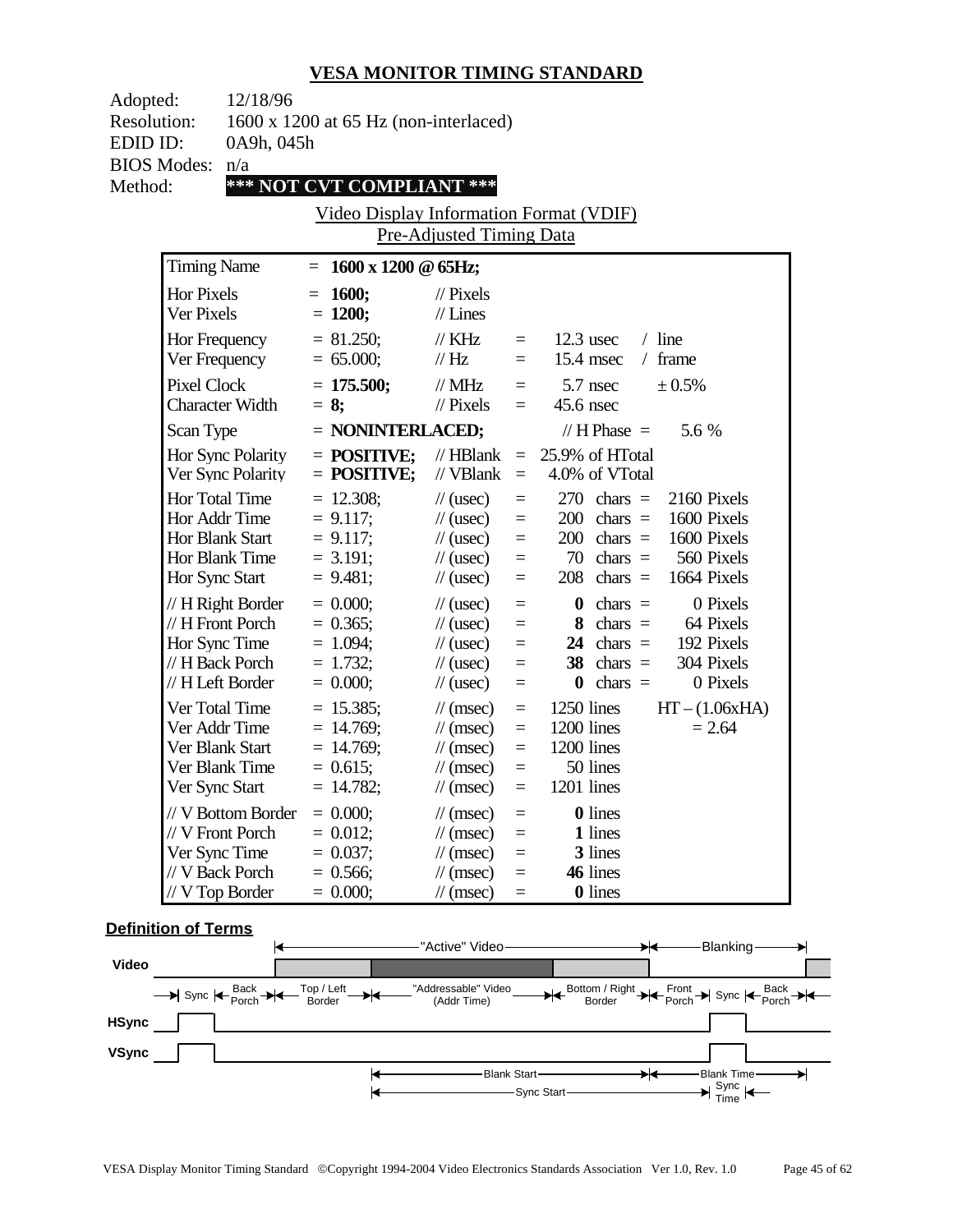# VESA MONITOR TIMING STANDARD

Adopted: 12/18/96
Resolution: 1600 x 1200 at 65 Hz (non-interlaced)
EDID ID: 0A9h, 045h
BIOS Modes: n/a
Method: **\*\*\* NOT CVT COMPLIANT \*\*\***

Video Display Information Format (VDIF)
Pre-Adjusted Timing Data

| Timing Name | = **1600 x 1200 @ 65Hz;** | | | | |
|---|---|---|---|---|---|
| Hor Pixels | = **1600;** | // Pixels | | | |
| Ver Pixels | = **1200;** | // Lines | | | |
| Hor Frequency | = 81.250; | // KHz | = | 12.3 usec | / line |
| Ver Frequency | = 65.000; | // Hz | = | 15.4 msec | / frame |
| Pixel Clock | = **175.500;** | // MHz | = | 5.7 nsec | ± 0.5% |
| Character Width | = **8;** | // Pixels | = | 45.6 nsec | |
| Scan Type | = **NONINTERLACED;** | | | // H Phase = | 5.6 % |
| Hor Sync Polarity | = **POSITIVE;** | // HBlank | = | 25.9% of HTotal | |
| Ver Sync Polarity | = **POSITIVE;** | // VBlank | = | 4.0% of VTotal | |
| Hor Total Time | = 12.308; | // (usec) | = | 270 chars = | 2160 Pixels |
| Hor Addr Time | = 9.117; | // (usec) | = | 200 chars = | 1600 Pixels |
| Hor Blank Start | = 9.117; | // (usec) | = | 200 chars = | 1600 Pixels |
| Hor Blank Time | = 3.191; | // (usec) | = | 70 chars = | 560 Pixels |
| Hor Sync Start | = 9.481; | // (usec) | = | 208 chars = | 1664 Pixels |
| // H Right Border | = 0.000; | // (usec) | = | **0** chars = | 0 Pixels |
| // H Front Porch | = 0.365; | // (usec) | = | **8** chars = | 64 Pixels |
| Hor Sync Time | = 1.094; | // (usec) | = | **24** chars = | 192 Pixels |
| // H Back Porch | = 1.732; | // (usec) | = | **38** chars = | 304 Pixels |
| // H Left Border | = 0.000; | // (usec) | = | **0** chars = | 0 Pixels |
| Ver Total Time | = 15.385; | // (msec) | = | 1250 lines | HT – (1.06xHA) |
| Ver Addr Time | = 14.769; | // (msec) | = | 1200 lines | = 2.64 |
| Ver Blank Start | = 14.769; | // (msec) | = | 1200 lines | |
| Ver Blank Time | = 0.615; | // (msec) | = | 50 lines | |
| Ver Sync Start | = 14.782; | // (msec) | = | 1201 lines | |
| // V Bottom Border | = 0.000; | // (msec) | = | **0** lines | |
| // V Front Porch | = 0.012; | // (msec) | = | **1** lines | |
| Ver Sync Time | = 0.037; | // (msec) | = | **3** lines | |
| // V Back Porch | = 0.566; | // (msec) | = | **46** lines | |
| // V Top Border | = 0.000; | // (msec) | = | **0** lines | |

**Definition of Terms**

"Active" Video — Blanking

Video: Sync | Back Porch | Top / Left Border | "Addressable" Video (Addr Time) | Bottom / Right Border | Front Porch | Sync | Back Porch

HSync

VSync

Blank Start — Blank Time

Sync Start — Sync Time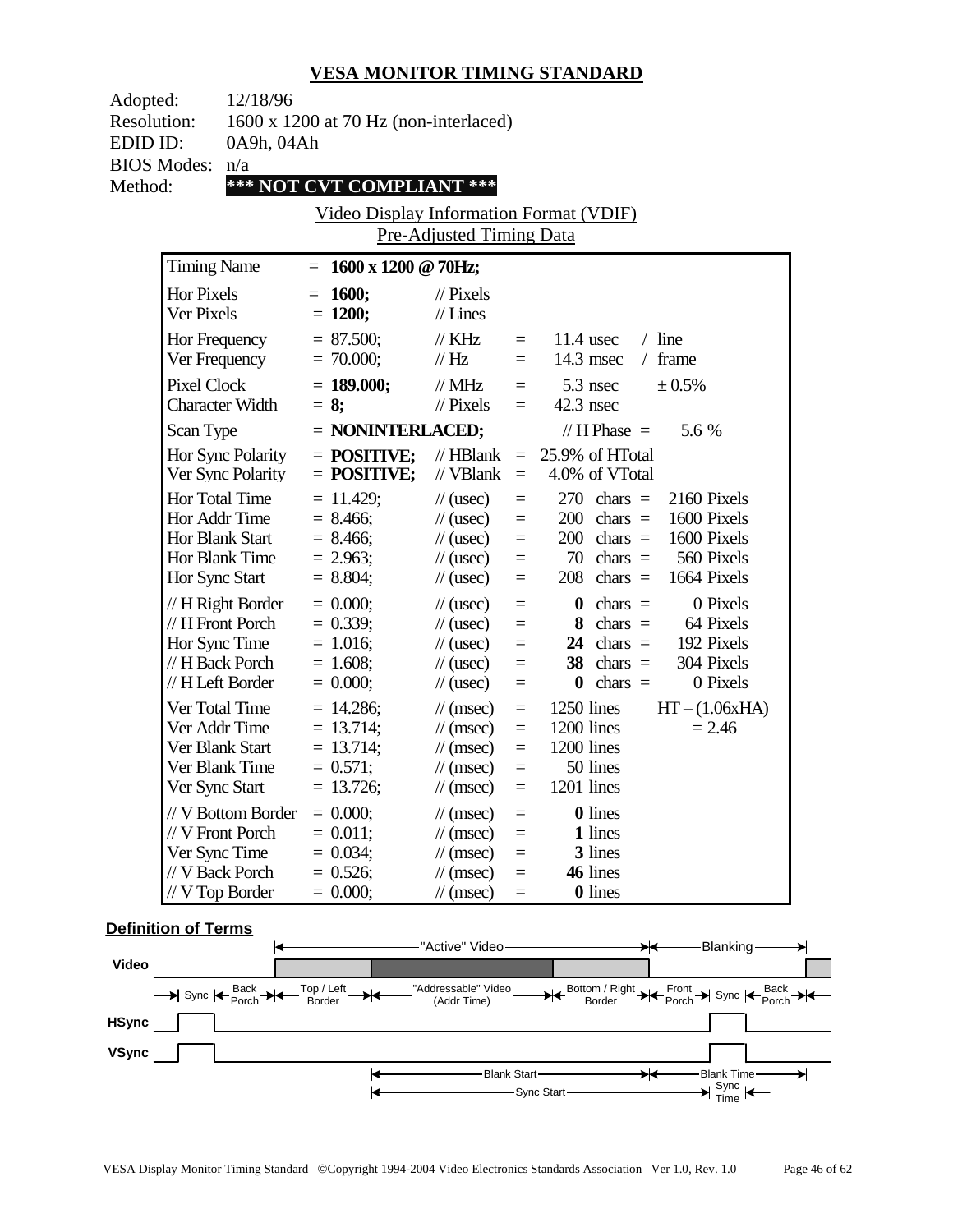# VESA MONITOR TIMING STANDARD

Adopted: 12/18/96
Resolution: 1600 x 1200 at 70 Hz (non-interlaced)
EDID ID: 0A9h, 04Ah
BIOS Modes: n/a
Method: **\*\*\* NOT CVT COMPLIANT \*\*\***

Video Display Information Format (VDIF)
Pre-Adjusted Timing Data

| | | | | | |
|---|---|---|---|---|---|
| Timing Name | = **1600 x 1200 @ 70Hz;** | | | | |
| Hor Pixels | = **1600;** | // Pixels | | | |
| Ver Pixels | = **1200;** | // Lines | | | |
| Hor Frequency | = 87.500; | // KHz | = | 11.4 usec | / line |
| Ver Frequency | = 70.000; | // Hz | = | 14.3 msec | / frame |
| Pixel Clock | = **189.000;** | // MHz | = | 5.3 nsec | ± 0.5% |
| Character Width | = **8;** | // Pixels | = | 42.3 nsec | |
| Scan Type | = **NONINTERLACED;** | | | // H Phase = | 5.6 % |
| Hor Sync Polarity | = **POSITIVE;** | // HBlank | = | 25.9% of HTotal | |
| Ver Sync Polarity | = **POSITIVE;** | // VBlank | = | 4.0% of VTotal | |
| Hor Total Time | = 11.429; | // (usec) | = | 270 chars = | 2160 Pixels |
| Hor Addr Time | = 8.466; | // (usec) | = | 200 chars = | 1600 Pixels |
| Hor Blank Start | = 8.466; | // (usec) | = | 200 chars = | 1600 Pixels |
| Hor Blank Time | = 2.963; | // (usec) | = | 70 chars = | 560 Pixels |
| Hor Sync Start | = 8.804; | // (usec) | = | 208 chars = | 1664 Pixels |
| // H Right Border | = 0.000; | // (usec) | = | **0** chars = | 0 Pixels |
| // H Front Porch | = 0.339; | // (usec) | = | **8** chars = | 64 Pixels |
| Hor Sync Time | = 1.016; | // (usec) | = | **24** chars = | 192 Pixels |
| // H Back Porch | = 1.608; | // (usec) | = | **38** chars = | 304 Pixels |
| // H Left Border | = 0.000; | // (usec) | = | **0** chars = | 0 Pixels |
| Ver Total Time | = 14.286; | // (msec) | = | 1250 lines | HT – (1.06xHA) |
| Ver Addr Time | = 13.714; | // (msec) | = | 1200 lines | = 2.46 |
| Ver Blank Start | = 13.714; | // (msec) | = | 1200 lines | |
| Ver Blank Time | = 0.571; | // (msec) | = | 50 lines | |
| Ver Sync Start | = 13.726; | // (msec) | = | 1201 lines | |
| // V Bottom Border | = 0.000; | // (msec) | = | **0** lines | |
| // V Front Porch | = 0.011; | // (msec) | = | **1** lines | |
| Ver Sync Time | = 0.034; | // (msec) | = | **3** lines | |
| // V Back Porch | = 0.526; | // (msec) | = | **46** lines | |
| // V Top Border | = 0.000; | // (msec) | = | **0** lines | |

**Definition of Terms**

"Active" Video — Blanking

Video: Sync | Back Porch | Top / Left Border | "Addressable" Video (Addr Time) | Bottom / Right Border | Front Porch | Sync | Back Porch

HSync

VSync

Blank Start — Blank Time

Sync Start — Sync Time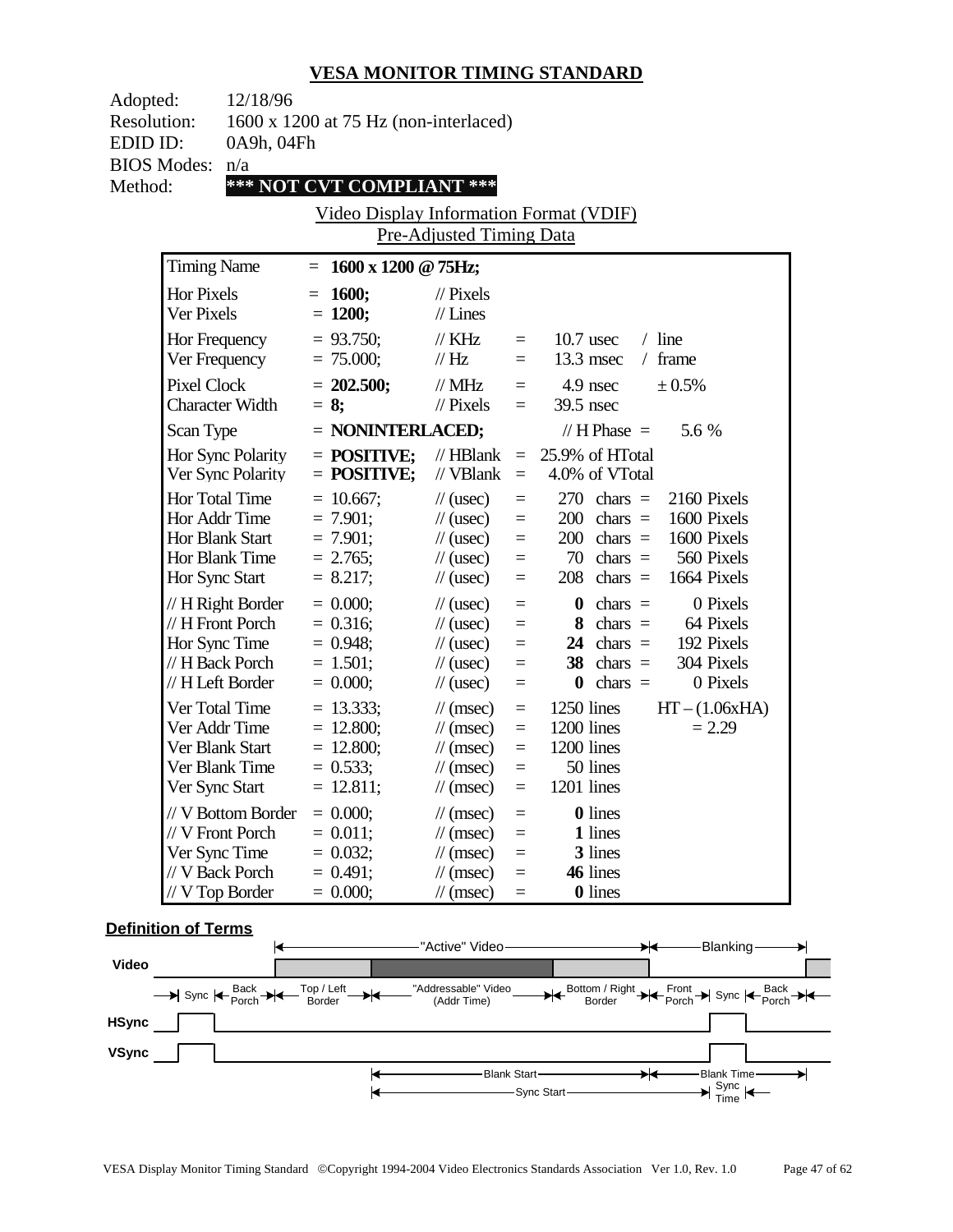# VESA MONITOR TIMING STANDARD

Adopted: 12/18/96
Resolution: 1600 x 1200 at 75 Hz (non-interlaced)
EDID ID: 0A9h, 04Fh
BIOS Modes: n/a
Method: **\*\*\* NOT CVT COMPLIANT \*\*\***

## Video Display Information Format (VDIF)
### Pre-Adjusted Timing Data

| | | | | | | |
|---|---|---|---|---|---|---|
| Timing Name | = **1600 x 1200 @ 75Hz;** | | | | | |
| Hor Pixels | = **1600;** | // Pixels | | | | |
| Ver Pixels | = **1200;** | // Lines | | | | |
| Hor Frequency | = 93.750; | // KHz | = | 10.7 usec | / line | |
| Ver Frequency | = 75.000; | // Hz | = | 13.3 msec | / frame | |
| Pixel Clock | = **202.500;** | // MHz | = | 4.9 nsec | ± 0.5% | |
| Character Width | = **8;** | // Pixels | = | 39.5 nsec | | |
| Scan Type | = **NONINTERLACED;** | | | // H Phase = | 5.6 % | |
| Hor Sync Polarity | = **POSITIVE;** | // HBlank | = | 25.9% of HTotal | | |
| Ver Sync Polarity | = **POSITIVE;** | // VBlank | = | 4.0% of VTotal | | |
| Hor Total Time | = 10.667; | // (usec) | = | 270 | chars = | 2160 Pixels |
| Hor Addr Time | = 7.901; | // (usec) | = | 200 | chars = | 1600 Pixels |
| Hor Blank Start | = 7.901; | // (usec) | = | 200 | chars = | 1600 Pixels |
| Hor Blank Time | = 2.765; | // (usec) | = | 70 | chars = | 560 Pixels |
| Hor Sync Start | = 8.217; | // (usec) | = | 208 | chars = | 1664 Pixels |
| // H Right Border | = 0.000; | // (usec) | = | **0** | chars = | 0 Pixels |
| // H Front Porch | = 0.316; | // (usec) | = | **8** | chars = | 64 Pixels |
| Hor Sync Time | = 0.948; | // (usec) | = | **24** | chars = | 192 Pixels |
| // H Back Porch | = 1.501; | // (usec) | = | **38** | chars = | 304 Pixels |
| // H Left Border | = 0.000; | // (usec) | = | **0** | chars = | 0 Pixels |
| Ver Total Time | = 13.333; | // (msec) | = | 1250 lines | | HT – (1.06xHA) |
| Ver Addr Time | = 12.800; | // (msec) | = | 1200 lines | | = 2.29 |
| Ver Blank Start | = 12.800; | // (msec) | = | 1200 lines | | |
| Ver Blank Time | = 0.533; | // (msec) | = | 50 lines | | |
| Ver Sync Start | = 12.811; | // (msec) | = | 1201 lines | | |
| // V Bottom Border | = 0.000; | // (msec) | = | **0** lines | | |
| // V Front Porch | = 0.011; | // (msec) | = | **1** lines | | |
| Ver Sync Time | = 0.032; | // (msec) | = | **3** lines | | |
| // V Back Porch | = 0.491; | // (msec) | = | **46** lines | | |
| // V Top Border | = 0.000; | // (msec) | = | **0** lines | | |

**Definition of Terms**

"Active" Video — Blanking

Video: Sync | Back Porch | Top / Left Border | "Addressable" Video (Addr Time) | Bottom / Right Border | Front Porch | Sync | Back Porch

HSync

VSync

Blank Start — Blank Time

Sync Start — Sync Time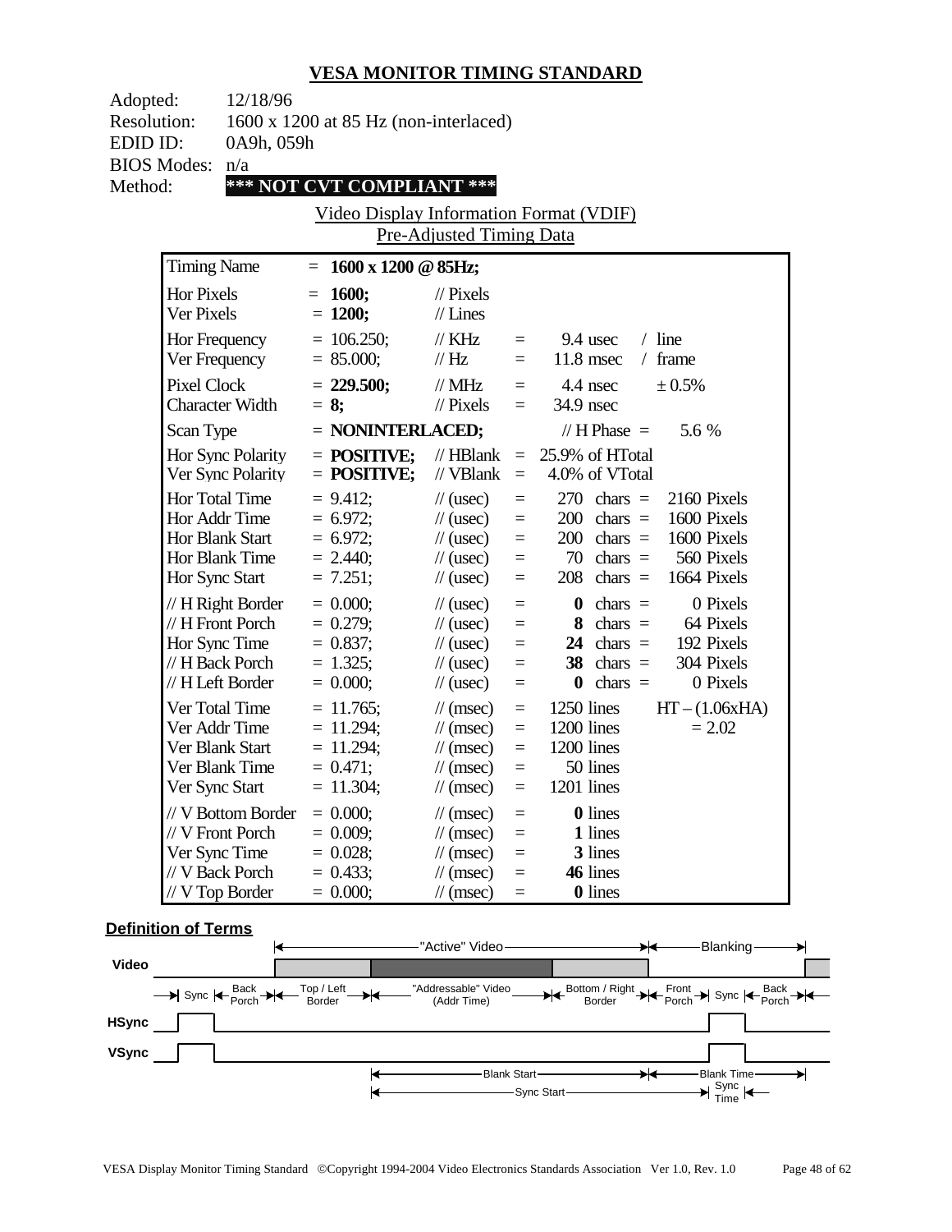## VESA MONITOR TIMING STANDARD

Adopted: 12/18/96
Resolution: 1600 x 1200 at 85 Hz (non-interlaced)
EDID ID: 0A9h, 059h
BIOS Modes: n/a
Method: **\*\*\* NOT CVT COMPLIANT \*\*\***

Video Display Information Format (VDIF)
Pre-Adjusted Timing Data

| | | | | | |
|---|---|---|---|---|---|
| Timing Name | = **1600 x 1200 @ 85Hz;** | | | | |
| Hor Pixels | = **1600;** | // Pixels | | | |
| Ver Pixels | = **1200;** | // Lines | | | |
| Hor Frequency | = 106.250; | // KHz | = | 9.4 usec | / line |
| Ver Frequency | = 85.000; | // Hz | = | 11.8 msec | / frame |
| Pixel Clock | = **229.500;** | // MHz | = | 4.4 nsec | ± 0.5% |
| Character Width | = **8;** | // Pixels | = | 34.9 nsec | |
| Scan Type | = **NONINTERLACED;** | | | // H Phase = | 5.6 % |
| Hor Sync Polarity | = **POSITIVE;** | // HBlank | = | 25.9% of HTotal | |
| Ver Sync Polarity | = **POSITIVE;** | // VBlank | = | 4.0% of VTotal | |
| Hor Total Time | = 9.412; | // (usec) | = | 270 chars = | 2160 Pixels |
| Hor Addr Time | = 6.972; | // (usec) | = | 200 chars = | 1600 Pixels |
| Hor Blank Start | = 6.972; | // (usec) | = | 200 chars = | 1600 Pixels |
| Hor Blank Time | = 2.440; | // (usec) | = | 70 chars = | 560 Pixels |
| Hor Sync Start | = 7.251; | // (usec) | = | 208 chars = | 1664 Pixels |
| // H Right Border | = 0.000; | // (usec) | = | **0** chars = | 0 Pixels |
| // H Front Porch | = 0.279; | // (usec) | = | **8** chars = | 64 Pixels |
| Hor Sync Time | = 0.837; | // (usec) | = | **24** chars = | 192 Pixels |
| // H Back Porch | = 1.325; | // (usec) | = | **38** chars = | 304 Pixels |
| // H Left Border | = 0.000; | // (usec) | = | **0** chars = | 0 Pixels |
| Ver Total Time | = 11.765; | // (msec) | = | 1250 lines | HT – (1.06xHA) |
| Ver Addr Time | = 11.294; | // (msec) | = | 1200 lines | = 2.02 |
| Ver Blank Start | = 11.294; | // (msec) | = | 1200 lines | |
| Ver Blank Time | = 0.471; | // (msec) | = | 50 lines | |
| Ver Sync Start | = 11.304; | // (msec) | = | 1201 lines | |
| // V Bottom Border | = 0.000; | // (msec) | = | **0** lines | |
| // V Front Porch | = 0.009; | // (msec) | = | **1** lines | |
| Ver Sync Time | = 0.028; | // (msec) | = | **3** lines | |
| // V Back Porch | = 0.433; | // (msec) | = | **46** lines | |
| // V Top Border | = 0.000; | // (msec) | = | **0** lines | |

**Definition of Terms**

"Active" Video — Blanking

Video: Sync | Back Porch | Top / Left Border | "Addressable" Video (Addr Time) | Bottom / Right Border | Front Porch | Sync | Back Porch

HSync

VSync

Blank Start — Blank Time

Sync Start — Sync Time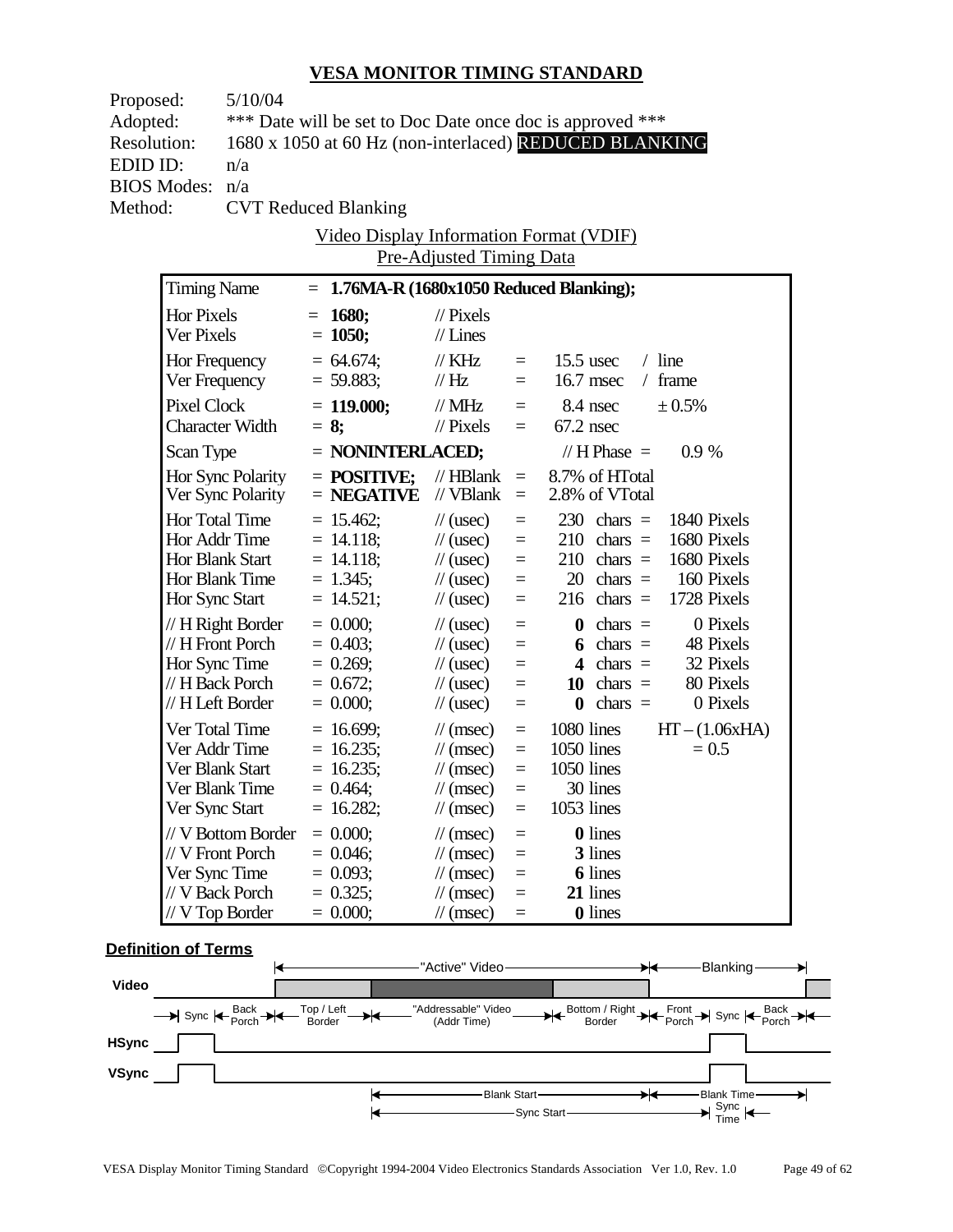# VESA MONITOR TIMING STANDARD

Proposed: 5/10/04
Adopted: *** Date will be set to Doc Date once doc is approved ***
Resolution: 1680 x 1050 at 60 Hz (non-interlaced) REDUCED BLANKING
EDID ID: n/a
BIOS Modes: n/a
Method: CVT Reduced Blanking

Video Display Information Format (VDIF)
Pre-Adjusted Timing Data

| Timing Name | = **1.76MA-R (1680x1050 Reduced Blanking);** | | | | |
|---|---|---|---|---|---|
| Hor Pixels | = **1680;** | // Pixels | | | |
| Ver Pixels | = **1050;** | // Lines | | | |
| Hor Frequency | = 64.674; | // KHz | = | 15.5 usec | / line |
| Ver Frequency | = 59.883; | // Hz | = | 16.7 msec | / frame |
| Pixel Clock | = **119.000;** | // MHz | = | 8.4 nsec | ± 0.5% |
| Character Width | = **8;** | // Pixels | = | 67.2 nsec | |
| Scan Type | = **NONINTERLACED;** | | | // H Phase = | 0.9 % |
| Hor Sync Polarity | = **POSITIVE;** | // HBlank | = | 8.7% of HTotal | |
| Ver Sync Polarity | = **NEGATIVE** | // VBlank | = | 2.8% of VTotal | |
| Hor Total Time | = 15.462; | // (usec) | = | 230 chars = | 1840 Pixels |
| Hor Addr Time | = 14.118; | // (usec) | = | 210 chars = | 1680 Pixels |
| Hor Blank Start | = 14.118; | // (usec) | = | 210 chars = | 1680 Pixels |
| Hor Blank Time | = 1.345; | // (usec) | = | 20 chars = | 160 Pixels |
| Hor Sync Start | = 14.521; | // (usec) | = | 216 chars = | 1728 Pixels |
| // H Right Border | = 0.000; | // (usec) | = | **0** chars = | 0 Pixels |
| // H Front Porch | = 0.403; | // (usec) | = | **6** chars = | 48 Pixels |
| Hor Sync Time | = 0.269; | // (usec) | = | **4** chars = | 32 Pixels |
| // H Back Porch | = 0.672; | // (usec) | = | **10** chars = | 80 Pixels |
| // H Left Border | = 0.000; | // (usec) | = | **0** chars = | 0 Pixels |
| Ver Total Time | = 16.699; | // (msec) | = | 1080 lines | HT – (1.06xHA) |
| Ver Addr Time | = 16.235; | // (msec) | = | 1050 lines | = 0.5 |
| Ver Blank Start | = 16.235; | // (msec) | = | 1050 lines | |
| Ver Blank Time | = 0.464; | // (msec) | = | 30 lines | |
| Ver Sync Start | = 16.282; | // (msec) | = | 1053 lines | |
| // V Bottom Border | = 0.000; | // (msec) | = | **0** lines | |
| // V Front Porch | = 0.046; | // (msec) | = | **3** lines | |
| Ver Sync Time | = 0.093; | // (msec) | = | **6** lines | |
| // V Back Porch | = 0.325; | // (msec) | = | **21** lines | |
| // V Top Border | = 0.000; | // (msec) | = | **0** lines | |

**Definition of Terms**

"Active" Video — Blanking

Video: Sync | Back Porch | Top / Left Border | "Addressable" Video (Addr Time) | Bottom / Right Border | Front Porch | Sync | Back Porch

HSync

VSync

Blank Start — Blank Time

Sync Start — Sync Time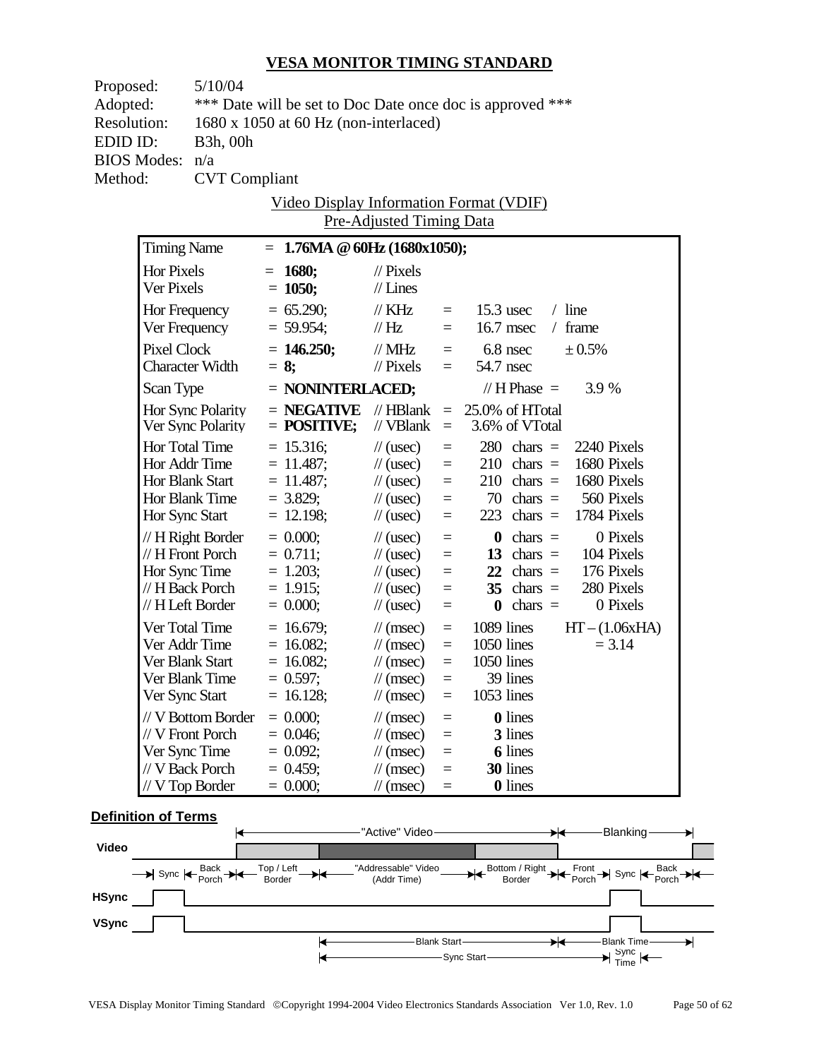## VESA MONITOR TIMING STANDARD

Proposed: 5/10/04
Adopted: *** Date will be set to Doc Date once doc is approved ***
Resolution: 1680 x 1050 at 60 Hz (non-interlaced)
EDID ID: B3h, 00h
BIOS Modes: n/a
Method: CVT Compliant

Video Display Information Format (VDIF)
Pre-Adjusted Timing Data

| Timing Name | = **1.76MA @ 60Hz (1680x1050);** | | | | |
|---|---|---|---|---|---|
| Hor Pixels | = **1680;** | // Pixels | | | |
| Ver Pixels | = **1050;** | // Lines | | | |
| Hor Frequency | = 65.290; | // KHz | = | 15.3 usec | / line |
| Ver Frequency | = 59.954; | // Hz | = | 16.7 msec | / frame |
| Pixel Clock | = **146.250;** | // MHz | = | 6.8 nsec | ± 0.5% |
| Character Width | = **8;** | // Pixels | = | 54.7 nsec | |
| Scan Type | = **NONINTERLACED;** | | | // H Phase = | 3.9 % |
| Hor Sync Polarity | = **NEGATIVE** | // HBlank | = | 25.0% of HTotal | |
| Ver Sync Polarity | = **POSITIVE;** | // VBlank | = | 3.6% of VTotal | |
| Hor Total Time | = 15.316; | // (usec) | = | 280 chars = | 2240 Pixels |
| Hor Addr Time | = 11.487; | // (usec) | = | 210 chars = | 1680 Pixels |
| Hor Blank Start | = 11.487; | // (usec) | = | 210 chars = | 1680 Pixels |
| Hor Blank Time | = 3.829; | // (usec) | = | 70 chars = | 560 Pixels |
| Hor Sync Start | = 12.198; | // (usec) | = | 223 chars = | 1784 Pixels |
| // H Right Border | = 0.000; | // (usec) | = | **0** chars = | 0 Pixels |
| // H Front Porch | = 0.711; | // (usec) | = | **13** chars = | 104 Pixels |
| Hor Sync Time | = 1.203; | // (usec) | = | **22** chars = | 176 Pixels |
| // H Back Porch | = 1.915; | // (usec) | = | **35** chars = | 280 Pixels |
| // H Left Border | = 0.000; | // (usec) | = | **0** chars = | 0 Pixels |
| Ver Total Time | = 16.679; | // (msec) | = | 1089 lines | HT – (1.06xHA) |
| Ver Addr Time | = 16.082; | // (msec) | = | 1050 lines | = 3.14 |
| Ver Blank Start | = 16.082; | // (msec) | = | 1050 lines | |
| Ver Blank Time | = 0.597; | // (msec) | = | 39 lines | |
| Ver Sync Start | = 16.128; | // (msec) | = | 1053 lines | |
| // V Bottom Border | = 0.000; | // (msec) | = | **0** lines | |
| // V Front Porch | = 0.046; | // (msec) | = | **3** lines | |
| Ver Sync Time | = 0.092; | // (msec) | = | **6** lines | |
| // V Back Porch | = 0.459; | // (msec) | = | **30** lines | |
| // V Top Border | = 0.000; | // (msec) | = | **0** lines | |

**Definition of Terms**

"Active" Video — Blanking

Video: Sync | Back Porch | Top / Left Border | "Addressable" Video (Addr Time) | Bottom / Right Border | Front Porch | Sync | Back Porch

HSync

VSync

Blank Start — Blank Time

Sync Start — Sync Time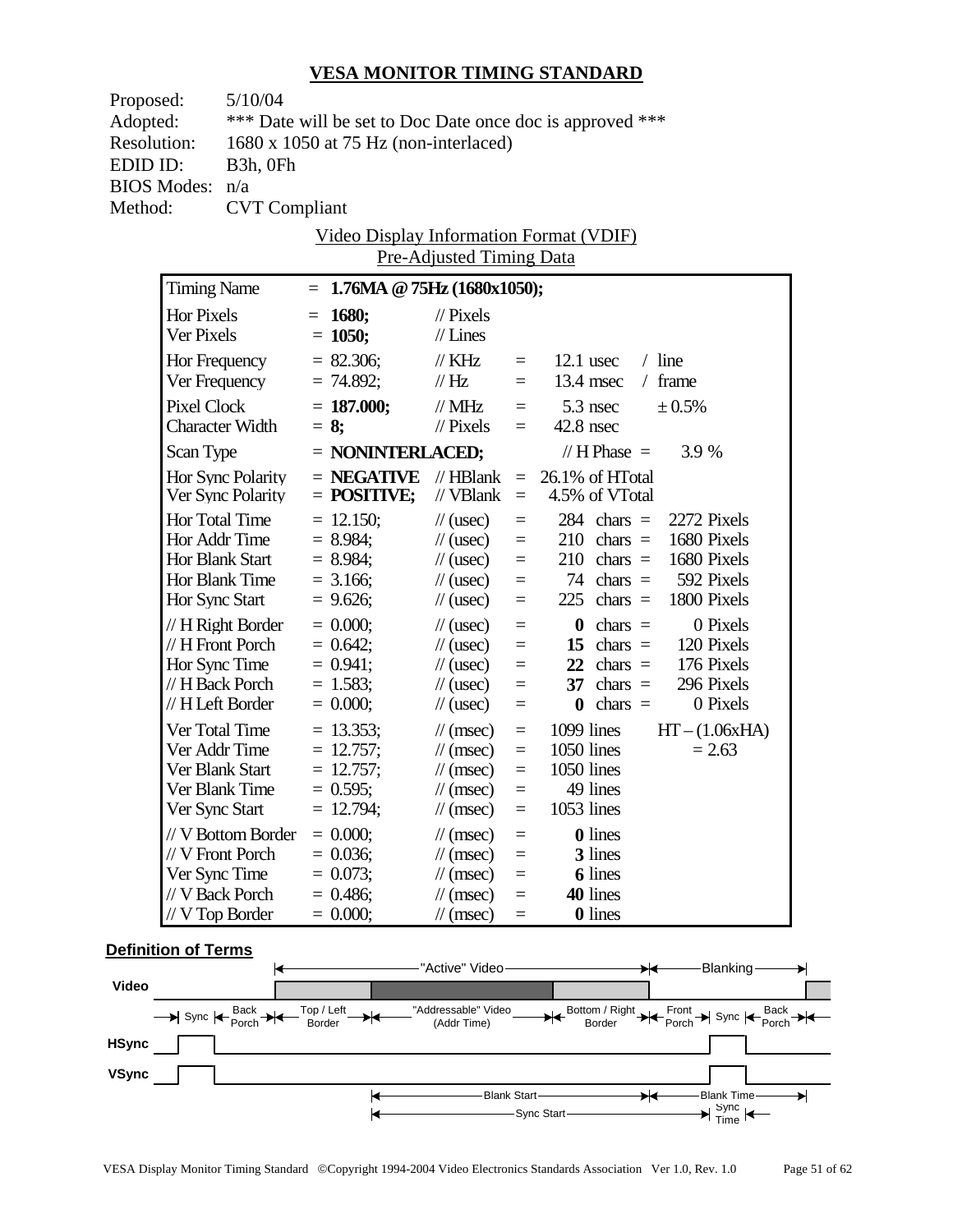## VESA MONITOR TIMING STANDARD

Proposed: 5/10/04
Adopted: *** Date will be set to Doc Date once doc is approved ***
Resolution: 1680 x 1050 at 75 Hz (non-interlaced)
EDID ID: B3h, 0Fh
BIOS Modes: n/a
Method: CVT Compliant

Video Display Information Format (VDIF)
Pre-Adjusted Timing Data

| Timing Name | = **1.76MA @ 75Hz (1680x1050);** | | | | |
|---|---|---|---|---|---|
| Hor Pixels | = **1680;** | // Pixels | | | |
| Ver Pixels | = **1050;** | // Lines | | | |
| Hor Frequency | = 82.306; | // KHz | = | 12.1 usec | / line |
| Ver Frequency | = 74.892; | // Hz | = | 13.4 msec | / frame |
| Pixel Clock | = **187.000;** | // MHz | = | 5.3 nsec | ± 0.5% |
| Character Width | = **8;** | // Pixels | = | 42.8 nsec | |
| Scan Type | = **NONINTERLACED;** | | | // H Phase = | 3.9 % |
| Hor Sync Polarity | = **NEGATIVE** | // HBlank | = | 26.1% of HTotal | |
| Ver Sync Polarity | = **POSITIVE;** | // VBlank | = | 4.5% of VTotal | |
| Hor Total Time | = 12.150; | // (usec) | = | 284 chars = | 2272 Pixels |
| Hor Addr Time | = 8.984; | // (usec) | = | 210 chars = | 1680 Pixels |
| Hor Blank Start | = 8.984; | // (usec) | = | 210 chars = | 1680 Pixels |
| Hor Blank Time | = 3.166; | // (usec) | = | 74 chars = | 592 Pixels |
| Hor Sync Start | = 9.626; | // (usec) | = | 225 chars = | 1800 Pixels |
| // H Right Border | = 0.000; | // (usec) | = | **0** chars = | 0 Pixels |
| // H Front Porch | = 0.642; | // (usec) | = | **15** chars = | 120 Pixels |
| Hor Sync Time | = 0.941; | // (usec) | = | **22** chars = | 176 Pixels |
| // H Back Porch | = 1.583; | // (usec) | = | **37** chars = | 296 Pixels |
| // H Left Border | = 0.000; | // (usec) | = | **0** chars = | 0 Pixels |
| Ver Total Time | = 13.353; | // (msec) | = | 1099 lines | HT – (1.06xHA) |
| Ver Addr Time | = 12.757; | // (msec) | = | 1050 lines | = 2.63 |
| Ver Blank Start | = 12.757; | // (msec) | = | 1050 lines | |
| Ver Blank Time | = 0.595; | // (msec) | = | 49 lines | |
| Ver Sync Start | = 12.794; | // (msec) | = | 1053 lines | |
| // V Bottom Border | = 0.000; | // (msec) | = | **0** lines | |
| // V Front Porch | = 0.036; | // (msec) | = | **3** lines | |
| Ver Sync Time | = 0.073; | // (msec) | = | **6** lines | |
| // V Back Porch | = 0.486; | // (msec) | = | **40** lines | |
| // V Top Border | = 0.000; | // (msec) | = | **0** lines | |

**Definition of Terms**

"Active" Video — Blanking

Video: Sync | Back Porch | Top / Left Border | "Addressable" Video (Addr Time) | Bottom / Right Border | Front Porch | Sync | Back Porch

HSync

VSync

Blank Start — Blank Time

Sync Start — Sync Time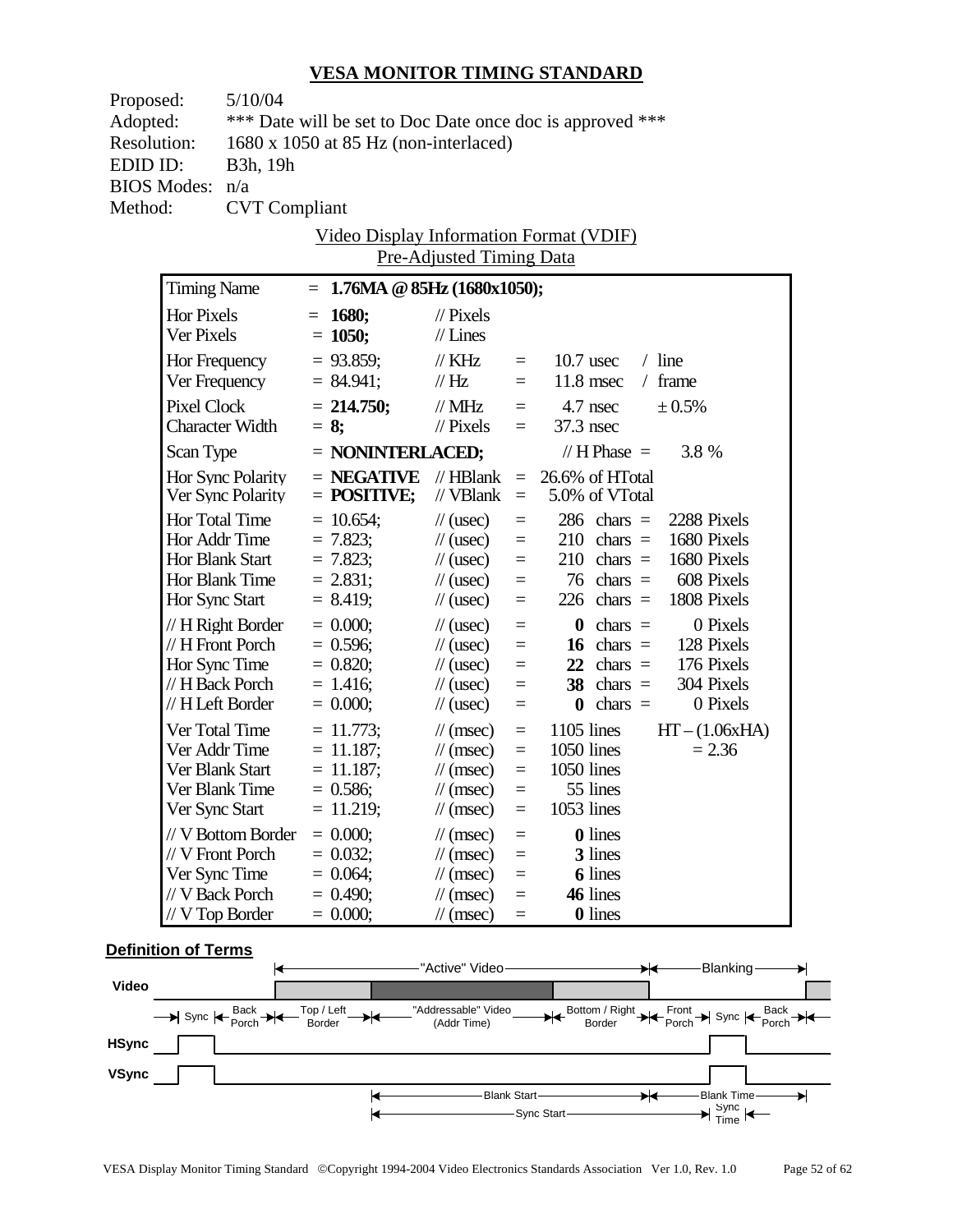## VESA MONITOR TIMING STANDARD

Proposed: 5/10/04
Adopted: *** Date will be set to Doc Date once doc is approved ***
Resolution: 1680 x 1050 at 85 Hz (non-interlaced)
EDID ID: B3h, 19h
BIOS Modes: n/a
Method: CVT Compliant

Video Display Information Format (VDIF)
Pre-Adjusted Timing Data

| | | | | | |
|---|---|---|---|---|---|
| Timing Name | = **1.76MA @ 85Hz (1680x1050);** | | | | |
| Hor Pixels | = **1680;** | // Pixels | | | |
| Ver Pixels | = **1050;** | // Lines | | | |
| Hor Frequency | = 93.859; | // KHz | = | 10.7 usec | / line |
| Ver Frequency | = 84.941; | // Hz | = | 11.8 msec | / frame |
| Pixel Clock | = **214.750;** | // MHz | = | 4.7 nsec | ± 0.5% |
| Character Width | = **8;** | // Pixels | = | 37.3 nsec | |
| Scan Type | = **NONINTERLACED;** | | | // H Phase = | 3.8 % |
| Hor Sync Polarity | = **NEGATIVE** | // HBlank | = | 26.6% of HTotal | |
| Ver Sync Polarity | = **POSITIVE;** | // VBlank | = | 5.0% of VTotal | |
| Hor Total Time | = 10.654; | // (usec) | = | 286 chars = | 2288 Pixels |
| Hor Addr Time | = 7.823; | // (usec) | = | 210 chars = | 1680 Pixels |
| Hor Blank Start | = 7.823; | // (usec) | = | 210 chars = | 1680 Pixels |
| Hor Blank Time | = 2.831; | // (usec) | = | 76 chars = | 608 Pixels |
| Hor Sync Start | = 8.419; | // (usec) | = | 226 chars = | 1808 Pixels |
| // H Right Border | = 0.000; | // (usec) | = | **0** chars = | 0 Pixels |
| // H Front Porch | = 0.596; | // (usec) | = | **16** chars = | 128 Pixels |
| Hor Sync Time | = 0.820; | // (usec) | = | **22** chars = | 176 Pixels |
| // H Back Porch | = 1.416; | // (usec) | = | **38** chars = | 304 Pixels |
| // H Left Border | = 0.000; | // (usec) | = | **0** chars = | 0 Pixels |
| Ver Total Time | = 11.773; | // (msec) | = | 1105 lines | HT – (1.06xHA) |
| Ver Addr Time | = 11.187; | // (msec) | = | 1050 lines | = 2.36 |
| Ver Blank Start | = 11.187; | // (msec) | = | 1050 lines | |
| Ver Blank Time | = 0.586; | // (msec) | = | 55 lines | |
| Ver Sync Start | = 11.219; | // (msec) | = | 1053 lines | |
| // V Bottom Border | = 0.000; | // (msec) | = | **0** lines | |
| // V Front Porch | = 0.032; | // (msec) | = | **3** lines | |
| Ver Sync Time | = 0.064; | // (msec) | = | **6** lines | |
| // V Back Porch | = 0.490; | // (msec) | = | **46** lines | |
| // V Top Border | = 0.000; | // (msec) | = | **0** lines | |

### Definition of Terms

"Active" Video — Blanking

Video

Sync — Back Porch — Top / Left Border — "Addressable" Video (Addr Time) — Bottom / Right Border — Front Porch — Sync — Back Porch

HSync

VSync

Blank Start — Blank Time

Sync Start — Sync Time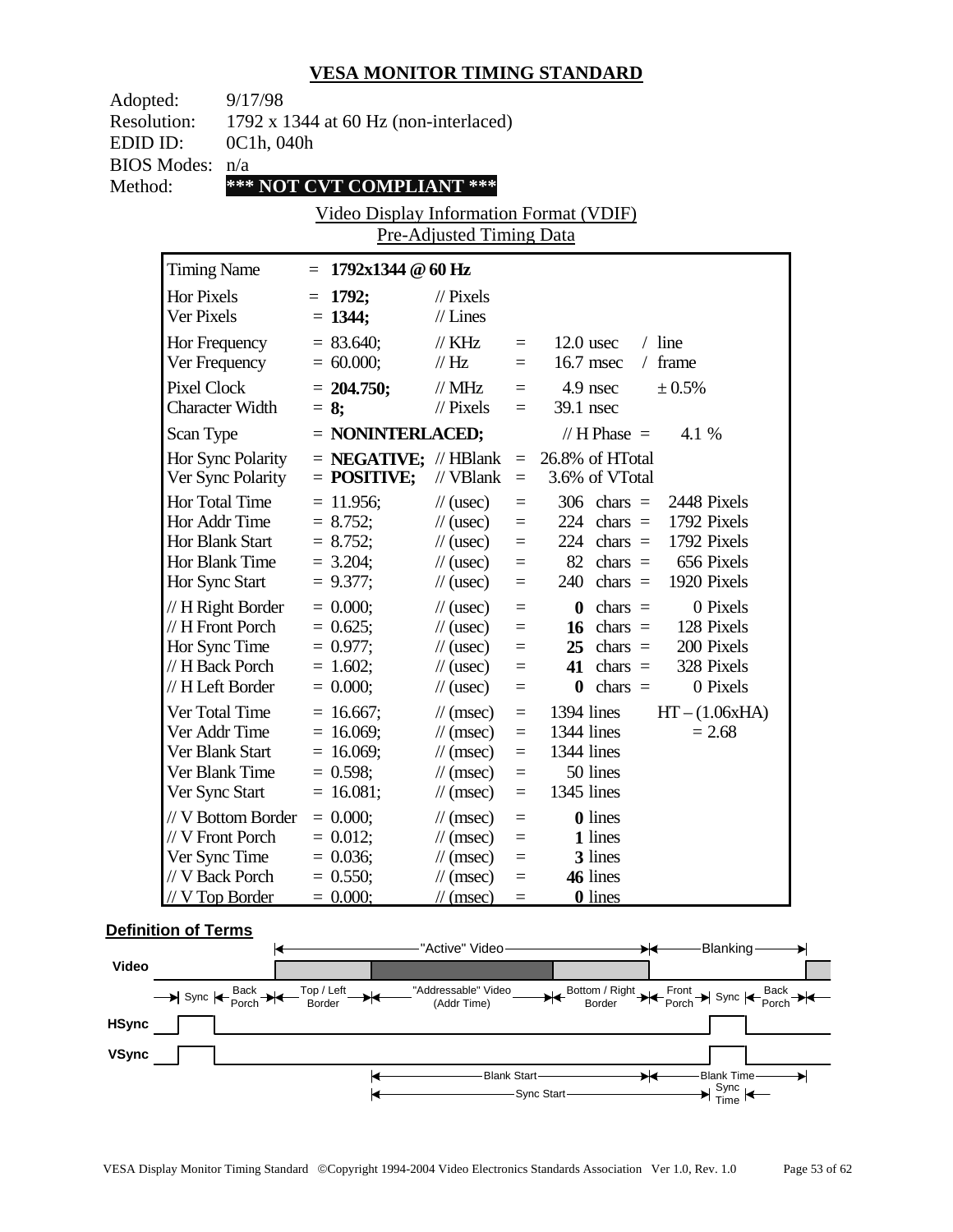## VESA MONITOR TIMING STANDARD

Adopted: 9/17/98
Resolution: 1792 x 1344 at 60 Hz (non-interlaced)
EDID ID: 0C1h, 040h
BIOS Modes: n/a
Method: **\*\*\* NOT CVT COMPLIANT \*\*\***

Video Display Information Format (VDIF)
Pre-Adjusted Timing Data

| | | | | | |
|---|---|---|---|---|---|
| Timing Name | = **1792x1344 @ 60 Hz** | | | | |
| Hor Pixels | = **1792;** | // Pixels | | | |
| Ver Pixels | = **1344;** | // Lines | | | |
| Hor Frequency | = 83.640; | // KHz | = | 12.0 usec / line | |
| Ver Frequency | = 60.000; | // Hz | = | 16.7 msec / frame | |
| Pixel Clock | = **204.750;** | // MHz | = | 4.9 nsec | ± 0.5% |
| Character Width | = **8;** | // Pixels | = | 39.1 nsec | |
| Scan Type | = **NONINTERLACED;** | | | // H Phase = | 4.1 % |
| Hor Sync Polarity | = **NEGATIVE;** | // HBlank | = | 26.8% of HTotal | |
| Ver Sync Polarity | = **POSITIVE;** | // VBlank | = | 3.6% of VTotal | |
| Hor Total Time | = 11.956; | // (usec) | = | 306 chars = | 2448 Pixels |
| Hor Addr Time | = 8.752; | // (usec) | = | 224 chars = | 1792 Pixels |
| Hor Blank Start | = 8.752; | // (usec) | = | 224 chars = | 1792 Pixels |
| Hor Blank Time | = 3.204; | // (usec) | = | 82 chars = | 656 Pixels |
| Hor Sync Start | = 9.377; | // (usec) | = | 240 chars = | 1920 Pixels |
| // H Right Border | = 0.000; | // (usec) | = | **0** chars = | 0 Pixels |
| // H Front Porch | = 0.625; | // (usec) | = | **16** chars = | 128 Pixels |
| Hor Sync Time | = 0.977; | // (usec) | = | **25** chars = | 200 Pixels |
| // H Back Porch | = 1.602; | // (usec) | = | **41** chars = | 328 Pixels |
| // H Left Border | = 0.000; | // (usec) | = | **0** chars = | 0 Pixels |
| Ver Total Time | = 16.667; | // (msec) | = | 1394 lines | HT – (1.06xHA) |
| Ver Addr Time | = 16.069; | // (msec) | = | 1344 lines | = 2.68 |
| Ver Blank Start | = 16.069; | // (msec) | = | 1344 lines | |
| Ver Blank Time | = 0.598; | // (msec) | = | 50 lines | |
| Ver Sync Start | = 16.081; | // (msec) | = | 1345 lines | |
| // V Bottom Border | = 0.000; | // (msec) | = | **0** lines | |
| // V Front Porch | = 0.012; | // (msec) | = | **1** lines | |
| Ver Sync Time | = 0.036; | // (msec) | = | **3** lines | |
| // V Back Porch | = 0.550; | // (msec) | = | **46** lines | |
| // V Top Border | = 0.000; | // (msec) | = | **0** lines | |

**Definition of Terms**

"Active" Video — Blanking

Video: Sync | Back Porch | Top / Left Border | "Addressable" Video (Addr Time) | Bottom / Right Border | Front Porch | Sync | Back Porch

HSync

VSync

Blank Start — Blank Time

Sync Start — Sync Time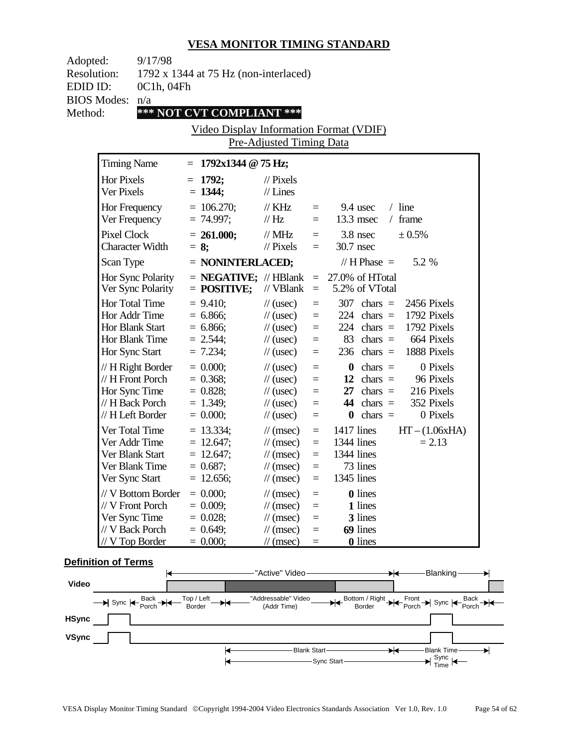# VESA MONITOR TIMING STANDARD

Adopted: 9/17/98
Resolution: 1792 x 1344 at 75 Hz (non-interlaced)
EDID ID: 0C1h, 04Fh
BIOS Modes: n/a
Method: **\*\*\* NOT CVT COMPLIANT \*\*\***

Video Display Information Format (VDIF)
Pre-Adjusted Timing Data

| Timing Name | = **1792x1344 @ 75 Hz;** | | | | |
|---|---|---|---|---|---|
| Hor Pixels | = **1792;** | // Pixels | | | |
| Ver Pixels | = **1344;** | // Lines | | | |
| Hor Frequency | = 106.270; | // KHz | = | 9.4 usec | / line |
| Ver Frequency | = 74.997; | // Hz | = | 13.3 msec | / frame |
| Pixel Clock | = **261.000;** | // MHz | = | 3.8 nsec | ± 0.5% |
| Character Width | = **8;** | // Pixels | = | 30.7 nsec | |
| Scan Type | = **NONINTERLACED;** | | | // H Phase = | 5.2 % |
| Hor Sync Polarity | = **NEGATIVE;** | // HBlank | = | 27.0% of HTotal | |
| Ver Sync Polarity | = **POSITIVE;** | // VBlank | = | 5.2% of VTotal | |
| Hor Total Time | = 9.410; | // (usec) | = | 307 chars = | 2456 Pixels |
| Hor Addr Time | = 6.866; | // (usec) | = | 224 chars = | 1792 Pixels |
| Hor Blank Start | = 6.866; | // (usec) | = | 224 chars = | 1792 Pixels |
| Hor Blank Time | = 2.544; | // (usec) | = | 83 chars = | 664 Pixels |
| Hor Sync Start | = 7.234; | // (usec) | = | 236 chars = | 1888 Pixels |
| // H Right Border | = 0.000; | // (usec) | = | **0** chars = | 0 Pixels |
| // H Front Porch | = 0.368; | // (usec) | = | **12** chars = | 96 Pixels |
| Hor Sync Time | = 0.828; | // (usec) | = | **27** chars = | 216 Pixels |
| // H Back Porch | = 1.349; | // (usec) | = | **44** chars = | 352 Pixels |
| // H Left Border | = 0.000; | // (usec) | = | **0** chars = | 0 Pixels |
| Ver Total Time | = 13.334; | // (msec) | = | 1417 lines | HT – (1.06xHA) |
| Ver Addr Time | = 12.647; | // (msec) | = | 1344 lines | = 2.13 |
| Ver Blank Start | = 12.647; | // (msec) | = | 1344 lines | |
| Ver Blank Time | = 0.687; | // (msec) | = | 73 lines | |
| Ver Sync Start | = 12.656; | // (msec) | = | 1345 lines | |
| // V Bottom Border | = 0.000; | // (msec) | = | **0** lines | |
| // V Front Porch | = 0.009; | // (msec) | = | **1** lines | |
| Ver Sync Time | = 0.028; | // (msec) | = | **3** lines | |
| // V Back Porch | = 0.649; | // (msec) | = | **69** lines | |
| // V Top Border | = 0.000; | // (msec) | = | **0** lines | |

**Definition of Terms**

"Active" Video — Blanking

Video: Sync | Back Porch | Top / Left Border | "Addressable" Video (Addr Time) | Bottom / Right Border | Front Porch | Sync | Back Porch

HSync

VSync

Blank Start — Blank Time

Sync Start — Sync Time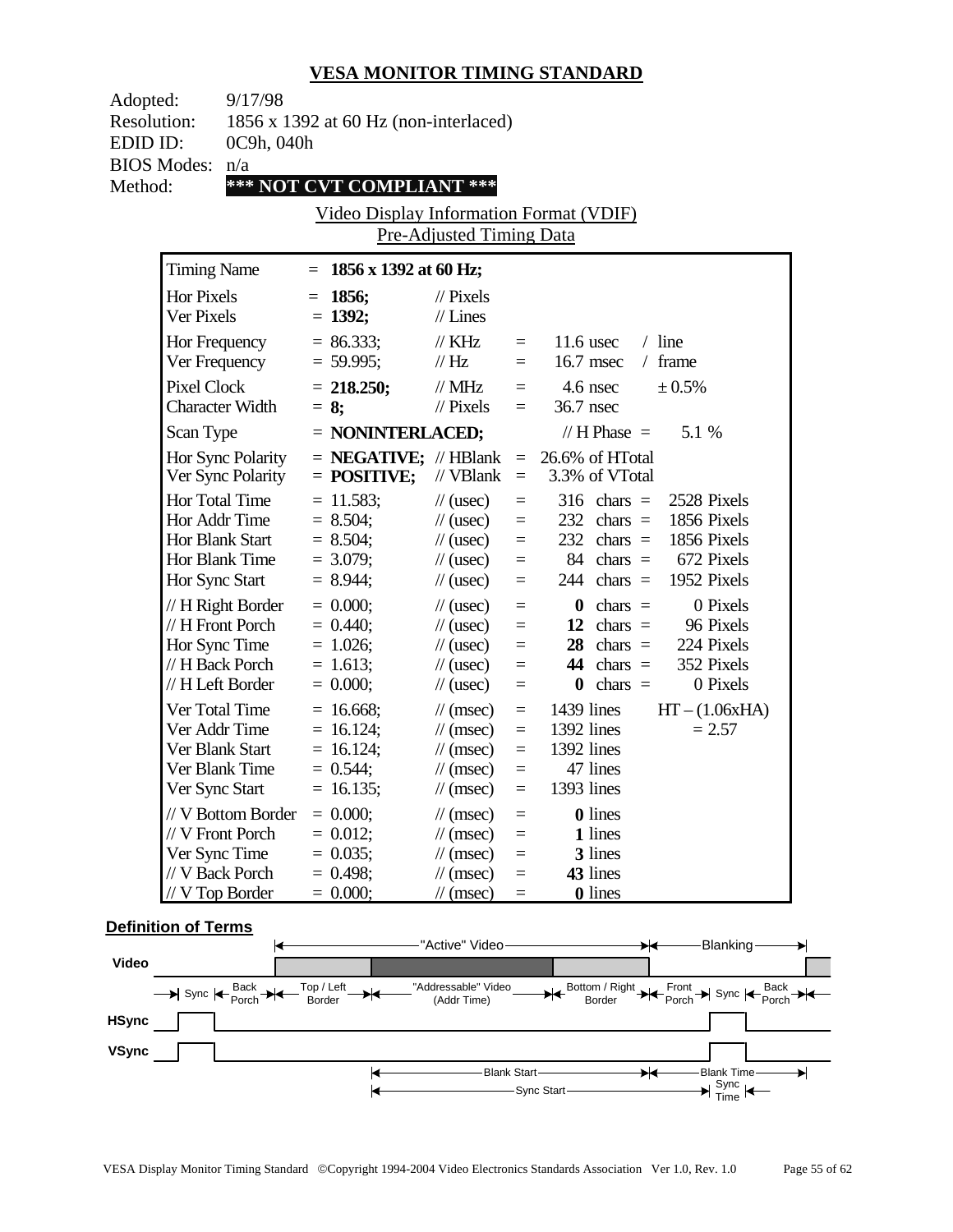## VESA MONITOR TIMING STANDARD

Adopted: 9/17/98
Resolution: 1856 x 1392 at 60 Hz (non-interlaced)
EDID ID: 0C9h, 040h
BIOS Modes: n/a
Method: **\*\*\* NOT CVT COMPLIANT \*\*\***

Video Display Information Format (VDIF)
Pre-Adjusted Timing Data

| Timing Name | = **1856 x 1392 at 60 Hz;** | | | | |
|---|---|---|---|---|---|
| Hor Pixels | = **1856;** | // Pixels | | | |
| Ver Pixels | = **1392;** | // Lines | | | |
| Hor Frequency | = 86.333; | // KHz | = | 11.6 usec | / line |
| Ver Frequency | = 59.995; | // Hz | = | 16.7 msec | / frame |
| Pixel Clock | = **218.250;** | // MHz | = | 4.6 nsec | ± 0.5% |
| Character Width | = **8;** | // Pixels | = | 36.7 nsec | |
| Scan Type | = **NONINTERLACED;** | | | // H Phase = | 5.1 % |
| Hor Sync Polarity | = **NEGATIVE;** | // HBlank | = | 26.6% of HTotal | |
| Ver Sync Polarity | = **POSITIVE;** | // VBlank | = | 3.3% of VTotal | |
| Hor Total Time | = 11.583; | // (usec) | = | 316 chars = | 2528 Pixels |
| Hor Addr Time | = 8.504; | // (usec) | = | 232 chars = | 1856 Pixels |
| Hor Blank Start | = 8.504; | // (usec) | = | 232 chars = | 1856 Pixels |
| Hor Blank Time | = 3.079; | // (usec) | = | 84 chars = | 672 Pixels |
| Hor Sync Start | = 8.944; | // (usec) | = | 244 chars = | 1952 Pixels |
| // H Right Border | = 0.000; | // (usec) | = | **0** chars = | 0 Pixels |
| // H Front Porch | = 0.440; | // (usec) | = | **12** chars = | 96 Pixels |
| Hor Sync Time | = 1.026; | // (usec) | = | **28** chars = | 224 Pixels |
| // H Back Porch | = 1.613; | // (usec) | = | **44** chars = | 352 Pixels |
| // H Left Border | = 0.000; | // (usec) | = | **0** chars = | 0 Pixels |
| Ver Total Time | = 16.668; | // (msec) | = | 1439 lines | HT – (1.06xHA) |
| Ver Addr Time | = 16.124; | // (msec) | = | 1392 lines | = 2.57 |
| Ver Blank Start | = 16.124; | // (msec) | = | 1392 lines | |
| Ver Blank Time | = 0.544; | // (msec) | = | 47 lines | |
| Ver Sync Start | = 16.135; | // (msec) | = | 1393 lines | |
| // V Bottom Border | = 0.000; | // (msec) | = | **0** lines | |
| // V Front Porch | = 0.012; | // (msec) | = | **1** lines | |
| Ver Sync Time | = 0.035; | // (msec) | = | **3** lines | |
| // V Back Porch | = 0.498; | // (msec) | = | **43** lines | |
| // V Top Border | = 0.000; | // (msec) | = | **0** lines | |

### Definition of Terms

"Active" Video — Blanking

Video: Sync | Back Porch | Top / Left Border | "Addressable" Video (Addr Time) | Bottom / Right Border | Front Porch | Sync | Back Porch

HSync

VSync

Blank Start — Blank Time

Sync Start — Sync Time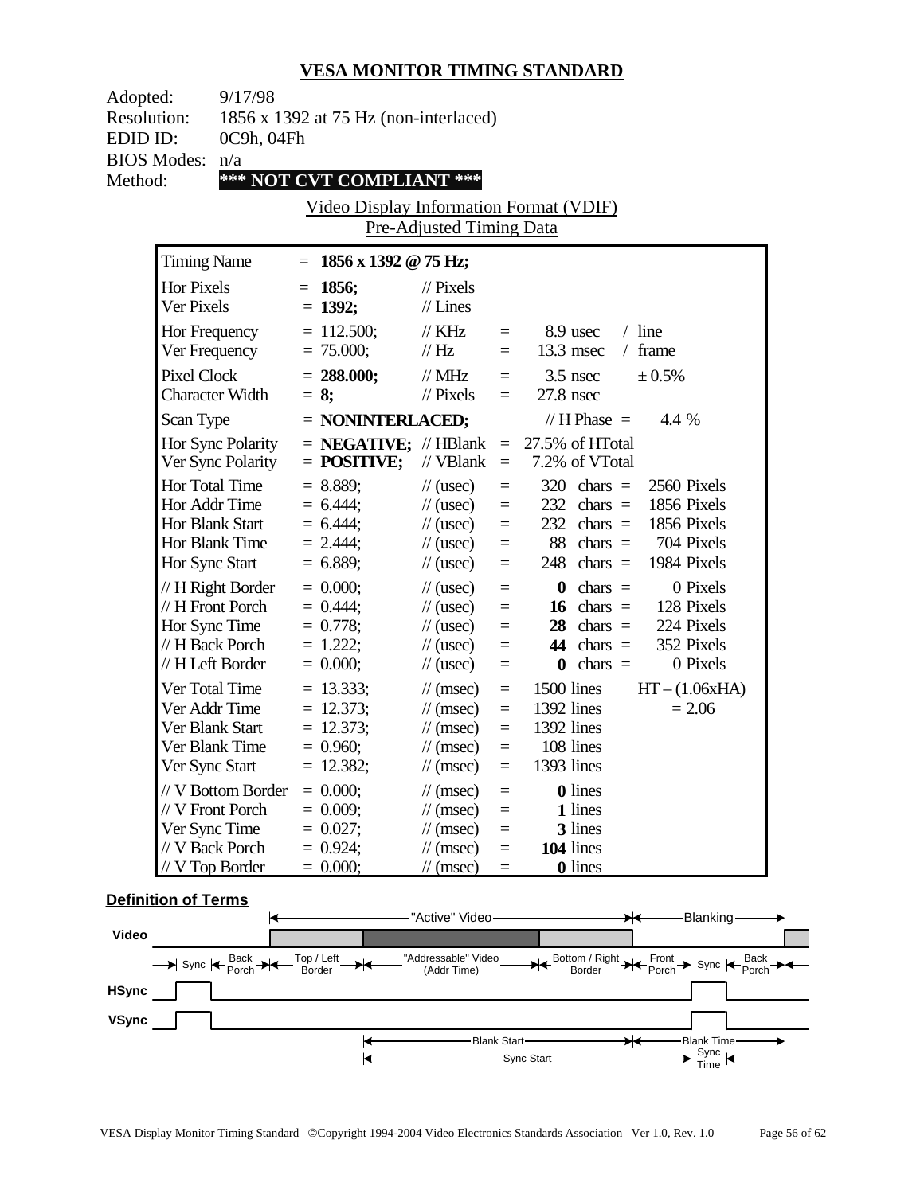## VESA MONITOR TIMING STANDARD

Adopted: 9/17/98
Resolution: 1856 x 1392 at 75 Hz (non-interlaced)
EDID ID: 0C9h, 04Fh
BIOS Modes: n/a
Method: **\*\*\* NOT CVT COMPLIANT \*\*\***

Video Display Information Format (VDIF)
Pre-Adjusted Timing Data

| Timing Name | = **1856 x 1392 @ 75 Hz;** | | | | |
|---|---|---|---|---|---|
| Hor Pixels | = **1856;** | // Pixels | | | |
| Ver Pixels | = **1392;** | // Lines | | | |
| Hor Frequency | = 112.500; | // KHz | = | 8.9 usec | / line |
| Ver Frequency | = 75.000; | // Hz | = | 13.3 msec | / frame |
| Pixel Clock | = **288.000;** | // MHz | = | 3.5 nsec | ± 0.5% |
| Character Width | = **8;** | // Pixels | = | 27.8 nsec | |
| Scan Type | = **NONINTERLACED;** | | | // H Phase = | 4.4 % |
| Hor Sync Polarity | = **NEGATIVE;** | // HBlank | = | 27.5% of HTotal | |
| Ver Sync Polarity | = **POSITIVE;** | // VBlank | = | 7.2% of VTotal | |
| Hor Total Time | = 8.889; | // (usec) | = | 320 chars = | 2560 Pixels |
| Hor Addr Time | = 6.444; | // (usec) | = | 232 chars = | 1856 Pixels |
| Hor Blank Start | = 6.444; | // (usec) | = | 232 chars = | 1856 Pixels |
| Hor Blank Time | = 2.444; | // (usec) | = | 88 chars = | 704 Pixels |
| Hor Sync Start | = 6.889; | // (usec) | = | 248 chars = | 1984 Pixels |
| // H Right Border | = 0.000; | // (usec) | = | **0** chars = | 0 Pixels |
| // H Front Porch | = 0.444; | // (usec) | = | **16** chars = | 128 Pixels |
| Hor Sync Time | = 0.778; | // (usec) | = | **28** chars = | 224 Pixels |
| // H Back Porch | = 1.222; | // (usec) | = | **44** chars = | 352 Pixels |
| // H Left Border | = 0.000; | // (usec) | = | **0** chars = | 0 Pixels |
| Ver Total Time | = 13.333; | // (msec) | = | 1500 lines | HT – (1.06xHA) |
| Ver Addr Time | = 12.373; | // (msec) | = | 1392 lines | = 2.06 |
| Ver Blank Start | = 12.373; | // (msec) | = | 1392 lines | |
| Ver Blank Time | = 0.960; | // (msec) | = | 108 lines | |
| Ver Sync Start | = 12.382; | // (msec) | = | 1393 lines | |
| // V Bottom Border | = 0.000; | // (msec) | = | **0** lines | |
| // V Front Porch | = 0.009; | // (msec) | = | **1** lines | |
| Ver Sync Time | = 0.027; | // (msec) | = | **3** lines | |
| // V Back Porch | = 0.924; | // (msec) | = | **104** lines | |
| // V Top Border | = 0.000; | // (msec) | = | **0** lines | |

**Definition of Terms**

"Active" Video — Blanking

Video

Sync | Back Porch | Top / Left Border | "Addressable" Video (Addr Time) | Bottom / Right Border | Front Porch | Sync | Back Porch

HSync

VSync

Blank Start — Blank Time

Sync Start — Sync Time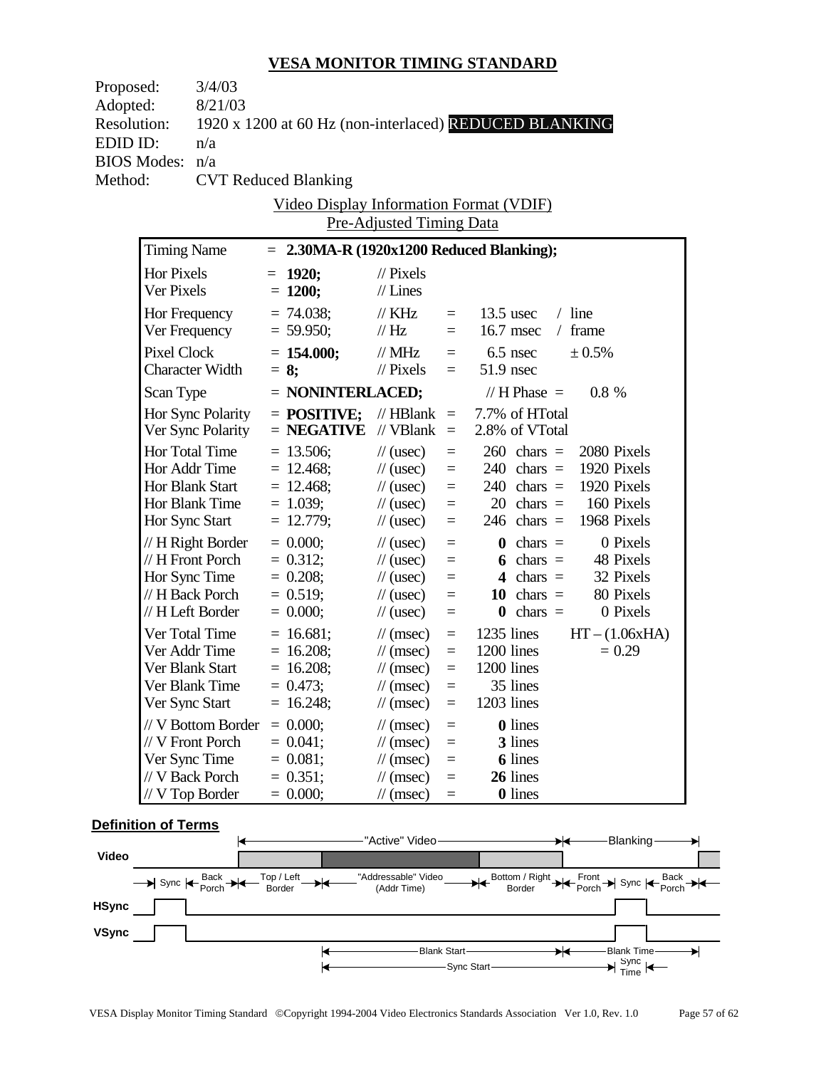# VESA MONITOR TIMING STANDARD

Proposed: 3/4/03
Adopted: 8/21/03
Resolution: 1920 x 1200 at 60 Hz (non-interlaced) REDUCED BLANKING
EDID ID: n/a
BIOS Modes: n/a
Method: CVT Reduced Blanking

Video Display Information Format (VDIF)
Pre-Adjusted Timing Data

| Timing Name | = **2.30MA-R (1920x1200 Reduced Blanking);** | | | | |
|---|---|---|---|---|---|
| Hor Pixels | = **1920;** | // Pixels | | | |
| Ver Pixels | = **1200;** | // Lines | | | |
| Hor Frequency | = 74.038; | // KHz | = | 13.5 usec | / line |
| Ver Frequency | = 59.950; | // Hz | = | 16.7 msec | / frame |
| Pixel Clock | = **154.000;** | // MHz | = | 6.5 nsec | ± 0.5% |
| Character Width | = **8;** | // Pixels | = | 51.9 nsec | |
| Scan Type | = **NONINTERLACED;** | | | // H Phase = | 0.8 % |
| Hor Sync Polarity | = **POSITIVE;** | // HBlank | = | 7.7% of HTotal | |
| Ver Sync Polarity | = **NEGATIVE** | // VBlank | = | 2.8% of VTotal | |
| Hor Total Time | = 13.506; | // (usec) | = | 260 chars = | 2080 Pixels |
| Hor Addr Time | = 12.468; | // (usec) | = | 240 chars = | 1920 Pixels |
| Hor Blank Start | = 12.468; | // (usec) | = | 240 chars = | 1920 Pixels |
| Hor Blank Time | = 1.039; | // (usec) | = | 20 chars = | 160 Pixels |
| Hor Sync Start | = 12.779; | // (usec) | = | 246 chars = | 1968 Pixels |
| // H Right Border | = 0.000; | // (usec) | = | **0** chars = | 0 Pixels |
| // H Front Porch | = 0.312; | // (usec) | = | **6** chars = | 48 Pixels |
| Hor Sync Time | = 0.208; | // (usec) | = | **4** chars = | 32 Pixels |
| // H Back Porch | = 0.519; | // (usec) | = | **10** chars = | 80 Pixels |
| // H Left Border | = 0.000; | // (usec) | = | **0** chars = | 0 Pixels |
| Ver Total Time | = 16.681; | // (msec) | = | 1235 lines | HT – (1.06xHA) |
| Ver Addr Time | = 16.208; | // (msec) | = | 1200 lines | = 0.29 |
| Ver Blank Start | = 16.208; | // (msec) | = | 1200 lines | |
| Ver Blank Time | = 0.473; | // (msec) | = | 35 lines | |
| Ver Sync Start | = 16.248; | // (msec) | = | 1203 lines | |
| // V Bottom Border | = 0.000; | // (msec) | = | **0** lines | |
| // V Front Porch | = 0.041; | // (msec) | = | **3** lines | |
| Ver Sync Time | = 0.081; | // (msec) | = | **6** lines | |
| // V Back Porch | = 0.351; | // (msec) | = | **26** lines | |
| // V Top Border | = 0.000; | // (msec) | = | **0** lines | |

**Definition of Terms**

"Active" Video — Blanking

Video: Sync | Back Porch | Top / Left Border | "Addressable" Video (Addr Time) | Bottom / Right Border | Front Porch | Sync | Back Porch

HSync

VSync

Blank Start — Blank Time

Sync Start — Sync Time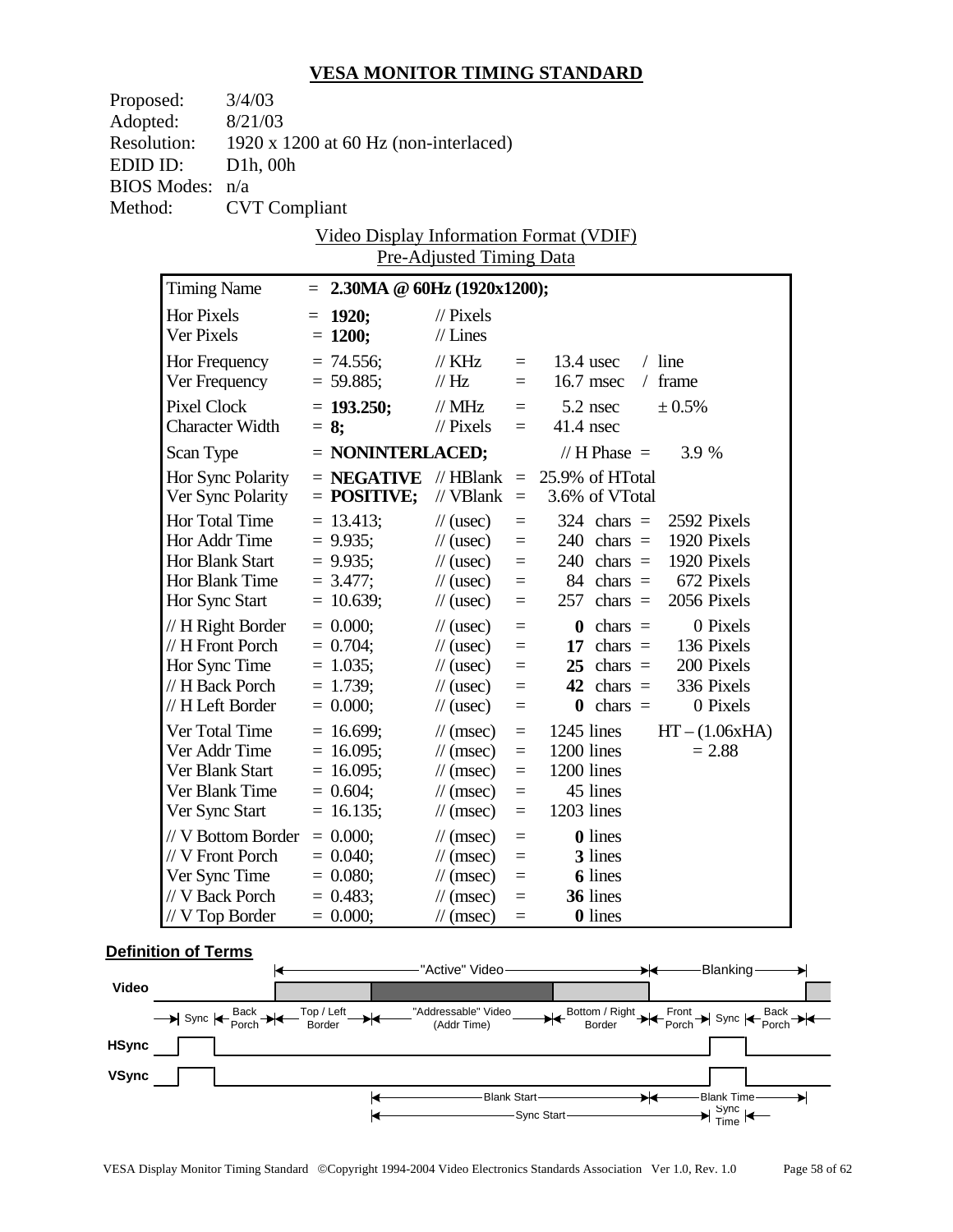## VESA MONITOR TIMING STANDARD

Proposed: 3/4/03
Adopted: 8/21/03
Resolution: 1920 x 1200 at 60 Hz (non-interlaced)
EDID ID: D1h, 00h
BIOS Modes: n/a
Method: CVT Compliant

Video Display Information Format (VDIF)
Pre-Adjusted Timing Data

| | | | | | |
|---|---|---|---|---|---|
| Timing Name | = **2.30MA @ 60Hz (1920x1200);** | | | | |
| Hor Pixels | = **1920;** | // Pixels | | | |
| Ver Pixels | = **1200;** | // Lines | | | |
| Hor Frequency | = 74.556; | // KHz | = | 13.4 usec | / line |
| Ver Frequency | = 59.885; | // Hz | = | 16.7 msec | / frame |
| Pixel Clock | = **193.250;** | // MHz | = | 5.2 nsec | ± 0.5% |
| Character Width | = **8;** | // Pixels | = | 41.4 nsec | |
| Scan Type | = **NONINTERLACED;** | | | // H Phase = | 3.9 % |
| Hor Sync Polarity | = **NEGATIVE** | // HBlank | = | 25.9% of HTotal | |
| Ver Sync Polarity | = **POSITIVE;** | // VBlank | = | 3.6% of VTotal | |
| Hor Total Time | = 13.413; | // (usec) | = | 324 chars = | 2592 Pixels |
| Hor Addr Time | = 9.935; | // (usec) | = | 240 chars = | 1920 Pixels |
| Hor Blank Start | = 9.935; | // (usec) | = | 240 chars = | 1920 Pixels |
| Hor Blank Time | = 3.477; | // (usec) | = | 84 chars = | 672 Pixels |
| Hor Sync Start | = 10.639; | // (usec) | = | 257 chars = | 2056 Pixels |
| // H Right Border | = 0.000; | // (usec) | = | **0** chars = | 0 Pixels |
| // H Front Porch | = 0.704; | // (usec) | = | **17** chars = | 136 Pixels |
| Hor Sync Time | = 1.035; | // (usec) | = | **25** chars = | 200 Pixels |
| // H Back Porch | = 1.739; | // (usec) | = | **42** chars = | 336 Pixels |
| // H Left Border | = 0.000; | // (usec) | = | **0** chars = | 0 Pixels |
| Ver Total Time | = 16.699; | // (msec) | = | 1245 lines | HT – (1.06xHA) |
| Ver Addr Time | = 16.095; | // (msec) | = | 1200 lines | = 2.88 |
| Ver Blank Start | = 16.095; | // (msec) | = | 1200 lines | |
| Ver Blank Time | = 0.604; | // (msec) | = | 45 lines | |
| Ver Sync Start | = 16.135; | // (msec) | = | 1203 lines | |
| // V Bottom Border | = 0.000; | // (msec) | = | **0** lines | |
| // V Front Porch | = 0.040; | // (msec) | = | **3** lines | |
| Ver Sync Time | = 0.080; | // (msec) | = | **6** lines | |
| // V Back Porch | = 0.483; | // (msec) | = | **36** lines | |
| // V Top Border | = 0.000; | // (msec) | = | **0** lines | |

**Definition of Terms**

"Active" Video — Blanking

Video: Sync | Back Porch | Top / Left Border | "Addressable" Video (Addr Time) | Bottom / Right Border | Front Porch | Sync | Back Porch

HSync

VSync

Blank Start — Blank Time

Sync Start — Sync Time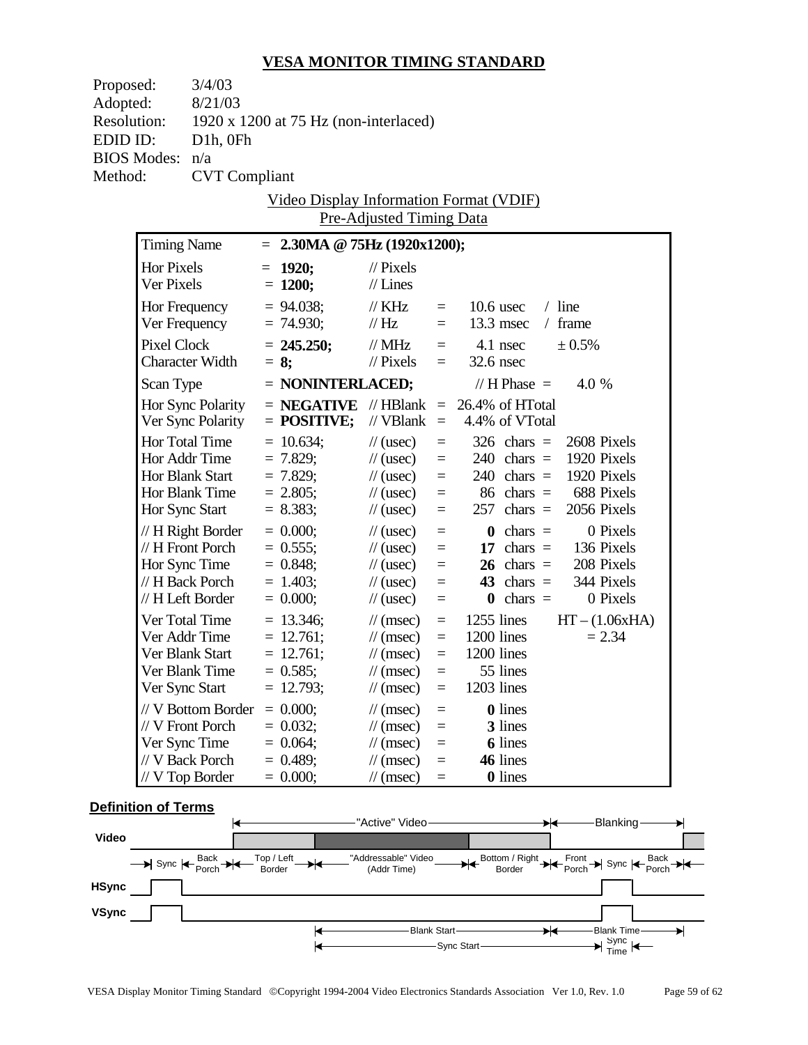# VESA MONITOR TIMING STANDARD

Proposed: 3/4/03
Adopted: 8/21/03
Resolution: 1920 x 1200 at 75 Hz (non-interlaced)
EDID ID: D1h, 0Fh
BIOS Modes: n/a
Method: CVT Compliant

Video Display Information Format (VDIF)
Pre-Adjusted Timing Data

| | | | | | |
|---|---|---|---|---|---|
| Timing Name | = **2.30MA @ 75Hz (1920x1200);** | | | | |
| Hor Pixels | = **1920;** | // Pixels | | | |
| Ver Pixels | = **1200;** | // Lines | | | |
| Hor Frequency | = 94.038; | // KHz | = | 10.6 usec | / line |
| Ver Frequency | = 74.930; | // Hz | = | 13.3 msec | / frame |
| Pixel Clock | = **245.250;** | // MHz | = | 4.1 nsec | ± 0.5% |
| Character Width | = **8;** | // Pixels | = | 32.6 nsec | |
| Scan Type | = **NONINTERLACED;** | | | // H Phase = | 4.0 % |
| Hor Sync Polarity | = **NEGATIVE** | // HBlank | = | 26.4% of HTotal | |
| Ver Sync Polarity | = **POSITIVE;** | // VBlank | = | 4.4% of VTotal | |
| Hor Total Time | = 10.634; | // (usec) | = | 326 chars = | 2608 Pixels |
| Hor Addr Time | = 7.829; | // (usec) | = | 240 chars = | 1920 Pixels |
| Hor Blank Start | = 7.829; | // (usec) | = | 240 chars = | 1920 Pixels |
| Hor Blank Time | = 2.805; | // (usec) | = | 86 chars = | 688 Pixels |
| Hor Sync Start | = 8.383; | // (usec) | = | 257 chars = | 2056 Pixels |
| // H Right Border | = 0.000; | // (usec) | = | **0** chars = | 0 Pixels |
| // H Front Porch | = 0.555; | // (usec) | = | **17** chars = | 136 Pixels |
| Hor Sync Time | = 0.848; | // (usec) | = | **26** chars = | 208 Pixels |
| // H Back Porch | = 1.403; | // (usec) | = | **43** chars = | 344 Pixels |
| // H Left Border | = 0.000; | // (usec) | = | **0** chars = | 0 Pixels |
| Ver Total Time | = 13.346; | // (msec) | = | 1255 lines | HT – (1.06xHA) |
| Ver Addr Time | = 12.761; | // (msec) | = | 1200 lines | = 2.34 |
| Ver Blank Start | = 12.761; | // (msec) | = | 1200 lines | |
| Ver Blank Time | = 0.585; | // (msec) | = | 55 lines | |
| Ver Sync Start | = 12.793; | // (msec) | = | 1203 lines | |
| // V Bottom Border | = 0.000; | // (msec) | = | **0** lines | |
| // V Front Porch | = 0.032; | // (msec) | = | **3** lines | |
| Ver Sync Time | = 0.064; | // (msec) | = | **6** lines | |
| // V Back Porch | = 0.489; | // (msec) | = | **46** lines | |
| // V Top Border | = 0.000; | // (msec) | = | **0** lines | |

**Definition of Terms**

"Active" Video — Blanking

Video: Sync | Back Porch | Top / Left Border | "Addressable" Video (Addr Time) | Bottom / Right Border | Front Porch | Sync | Back Porch

HSync

VSync

Blank Start — Blank Time

Sync Start — Sync Time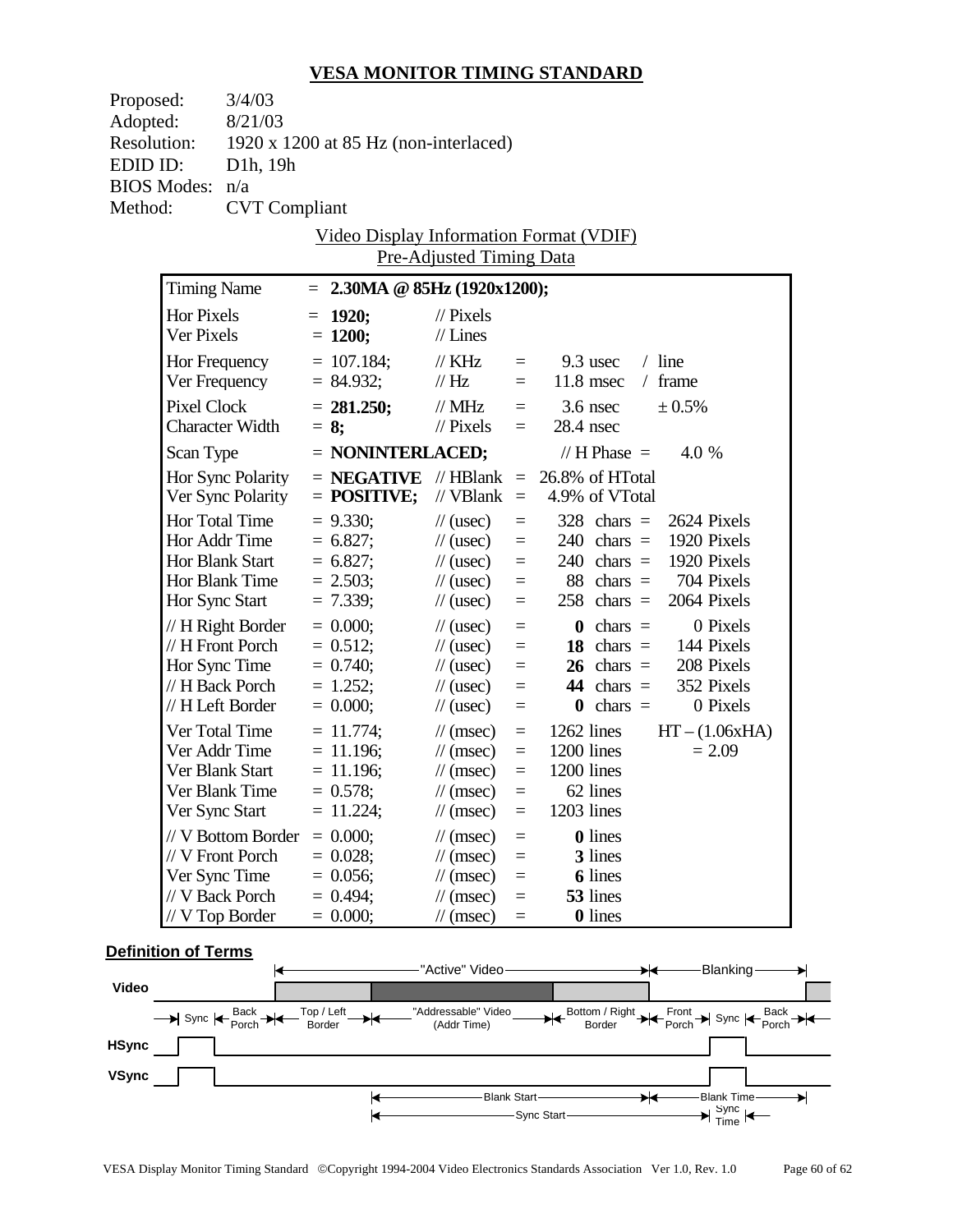# VESA MONITOR TIMING STANDARD

Proposed: 3/4/03
Adopted: 8/21/03
Resolution: 1920 x 1200 at 85 Hz (non-interlaced)
EDID ID: D1h, 19h
BIOS Modes: n/a
Method: CVT Compliant

Video Display Information Format (VDIF)
Pre-Adjusted Timing Data

| Timing Name | = **2.30MA @ 85Hz (1920x1200);** | | | | |
|---|---|---|---|---|---|
| Hor Pixels | = **1920;** | // Pixels | | | |
| Ver Pixels | = **1200;** | // Lines | | | |
| Hor Frequency | = 107.184; | // KHz | = | 9.3 usec | / line |
| Ver Frequency | = 84.932; | // Hz | = | 11.8 msec | / frame |
| Pixel Clock | = **281.250;** | // MHz | = | 3.6 nsec | ± 0.5% |
| Character Width | = **8;** | // Pixels | = | 28.4 nsec | |
| Scan Type | = **NONINTERLACED;** | | | // H Phase = | 4.0 % |
| Hor Sync Polarity | = **NEGATIVE** | // HBlank | = | 26.8% of HTotal | |
| Ver Sync Polarity | = **POSITIVE;** | // VBlank | = | 4.9% of VTotal | |
| Hor Total Time | = 9.330; | // (usec) | = | 328 chars = | 2624 Pixels |
| Hor Addr Time | = 6.827; | // (usec) | = | 240 chars = | 1920 Pixels |
| Hor Blank Start | = 6.827; | // (usec) | = | 240 chars = | 1920 Pixels |
| Hor Blank Time | = 2.503; | // (usec) | = | 88 chars = | 704 Pixels |
| Hor Sync Start | = 7.339; | // (usec) | = | 258 chars = | 2064 Pixels |
| // H Right Border | = 0.000; | // (usec) | = | **0** chars = | 0 Pixels |
| // H Front Porch | = 0.512; | // (usec) | = | **18** chars = | 144 Pixels |
| Hor Sync Time | = 0.740; | // (usec) | = | **26** chars = | 208 Pixels |
| // H Back Porch | = 1.252; | // (usec) | = | **44** chars = | 352 Pixels |
| // H Left Border | = 0.000; | // (usec) | = | **0** chars = | 0 Pixels |
| Ver Total Time | = 11.774; | // (msec) | = | 1262 lines | HT – (1.06xHA) |
| Ver Addr Time | = 11.196; | // (msec) | = | 1200 lines | = 2.09 |
| Ver Blank Start | = 11.196; | // (msec) | = | 1200 lines | |
| Ver Blank Time | = 0.578; | // (msec) | = | 62 lines | |
| Ver Sync Start | = 11.224; | // (msec) | = | 1203 lines | |
| // V Bottom Border | = 0.000; | // (msec) | = | **0** lines | |
| // V Front Porch | = 0.028; | // (msec) | = | **3** lines | |
| Ver Sync Time | = 0.056; | // (msec) | = | **6** lines | |
| // V Back Porch | = 0.494; | // (msec) | = | **53** lines | |
| // V Top Border | = 0.000; | // (msec) | = | **0** lines | |

**Definition of Terms**

"Active" Video — Blanking

Video: Sync | Back Porch | Top / Left Border | "Addressable" Video (Addr Time) | Bottom / Right Border | Front Porch | Sync | Back Porch

HSync

VSync

Blank Start — Blank Time

Sync Start — Sync Time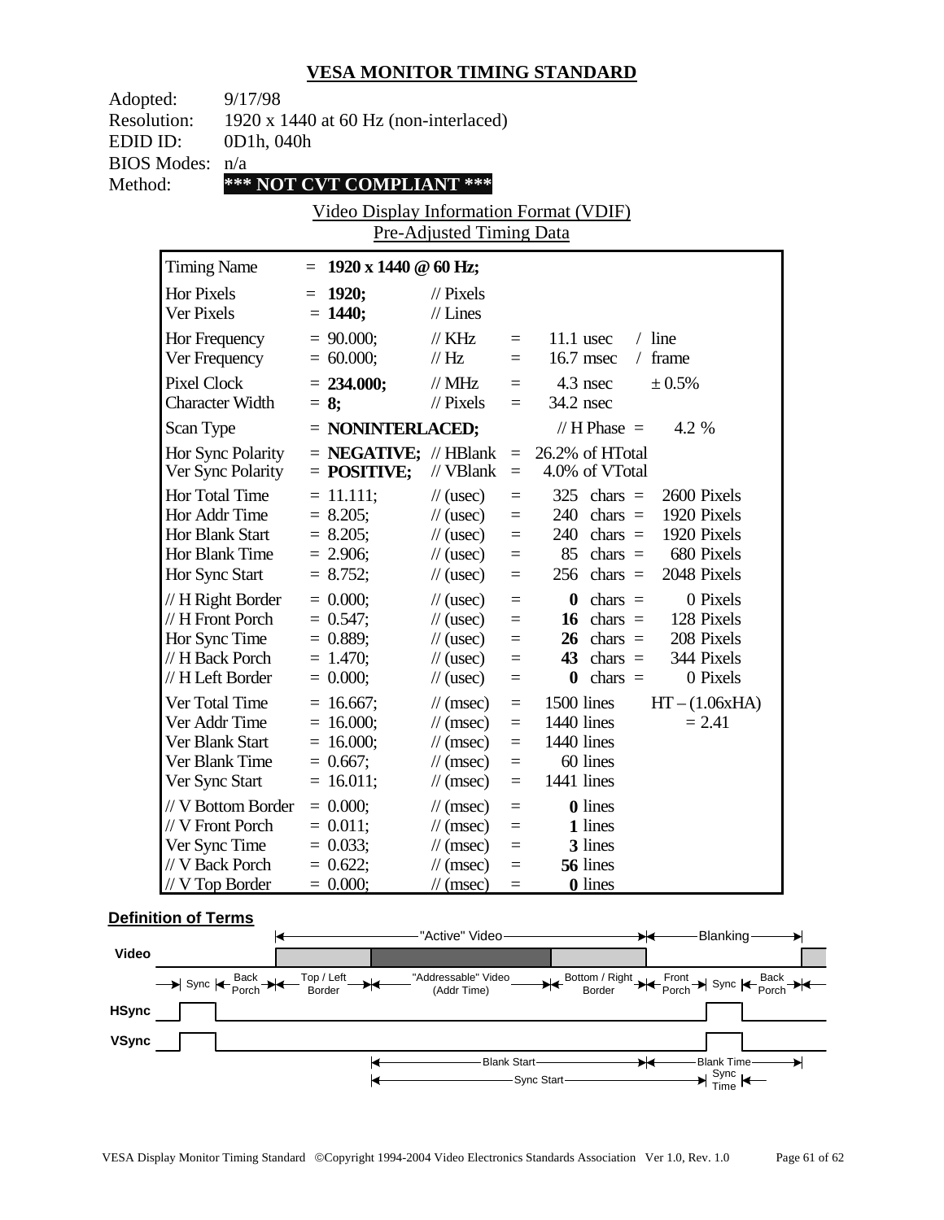# VESA MONITOR TIMING STANDARD

Adopted: 9/17/98
Resolution: 1920 x 1440 at 60 Hz (non-interlaced)
EDID ID: 0D1h, 040h
BIOS Modes: n/a
Method: **\*\*\* NOT CVT COMPLIANT \*\*\***

Video Display Information Format (VDIF)
Pre-Adjusted Timing Data

| | | | | | |
|---|---|---|---|---|---|
| Timing Name | = **1920 x 1440 @ 60 Hz;** | | | | |
| Hor Pixels | = **1920;** | // Pixels | | | |
| Ver Pixels | = **1440;** | // Lines | | | |
| Hor Frequency | = 90.000; | // KHz | = | 11.1 usec | / line |
| Ver Frequency | = 60.000; | // Hz | = | 16.7 msec | / frame |
| Pixel Clock | = **234.000;** | // MHz | = | 4.3 nsec | ± 0.5% |
| Character Width | = **8;** | // Pixels | = | 34.2 nsec | |
| Scan Type | = **NONINTERLACED;** | | | // H Phase = | 4.2 % |
| Hor Sync Polarity | = **NEGATIVE;** | // HBlank | = | 26.2% of HTotal | |
| Ver Sync Polarity | = **POSITIVE;** | // VBlank | = | 4.0% of VTotal | |
| Hor Total Time | = 11.111; | // (usec) | = | 325 chars = | 2600 Pixels |
| Hor Addr Time | = 8.205; | // (usec) | = | 240 chars = | 1920 Pixels |
| Hor Blank Start | = 8.205; | // (usec) | = | 240 chars = | 1920 Pixels |
| Hor Blank Time | = 2.906; | // (usec) | = | 85 chars = | 680 Pixels |
| Hor Sync Start | = 8.752; | // (usec) | = | 256 chars = | 2048 Pixels |
| // H Right Border | = 0.000; | // (usec) | = | **0** chars = | 0 Pixels |
| // H Front Porch | = 0.547; | // (usec) | = | **16** chars = | 128 Pixels |
| Hor Sync Time | = 0.889; | // (usec) | = | **26** chars = | 208 Pixels |
| // H Back Porch | = 1.470; | // (usec) | = | **43** chars = | 344 Pixels |
| // H Left Border | = 0.000; | // (usec) | = | **0** chars = | 0 Pixels |
| Ver Total Time | = 16.667; | // (msec) | = | 1500 lines | HT – (1.06xHA) |
| Ver Addr Time | = 16.000; | // (msec) | = | 1440 lines | = 2.41 |
| Ver Blank Start | = 16.000; | // (msec) | = | 1440 lines | |
| Ver Blank Time | = 0.667; | // (msec) | = | 60 lines | |
| Ver Sync Start | = 16.011; | // (msec) | = | 1441 lines | |
| // V Bottom Border | = 0.000; | // (msec) | = | **0** lines | |
| // V Front Porch | = 0.011; | // (msec) | = | **1** lines | |
| Ver Sync Time | = 0.033; | // (msec) | = | **3** lines | |
| // V Back Porch | = 0.622; | // (msec) | = | **56** lines | |
| // V Top Border | = 0.000; | // (msec) | = | **0** lines | |

**Definition of Terms**

"Active" Video — Blanking

Video: Sync | Back Porch | Top / Left Border | "Addressable" Video (Addr Time) | Bottom / Right Border | Front Porch | Sync | Back Porch

HSync

VSync

Blank Start — Blank Time

Sync Start — Sync Time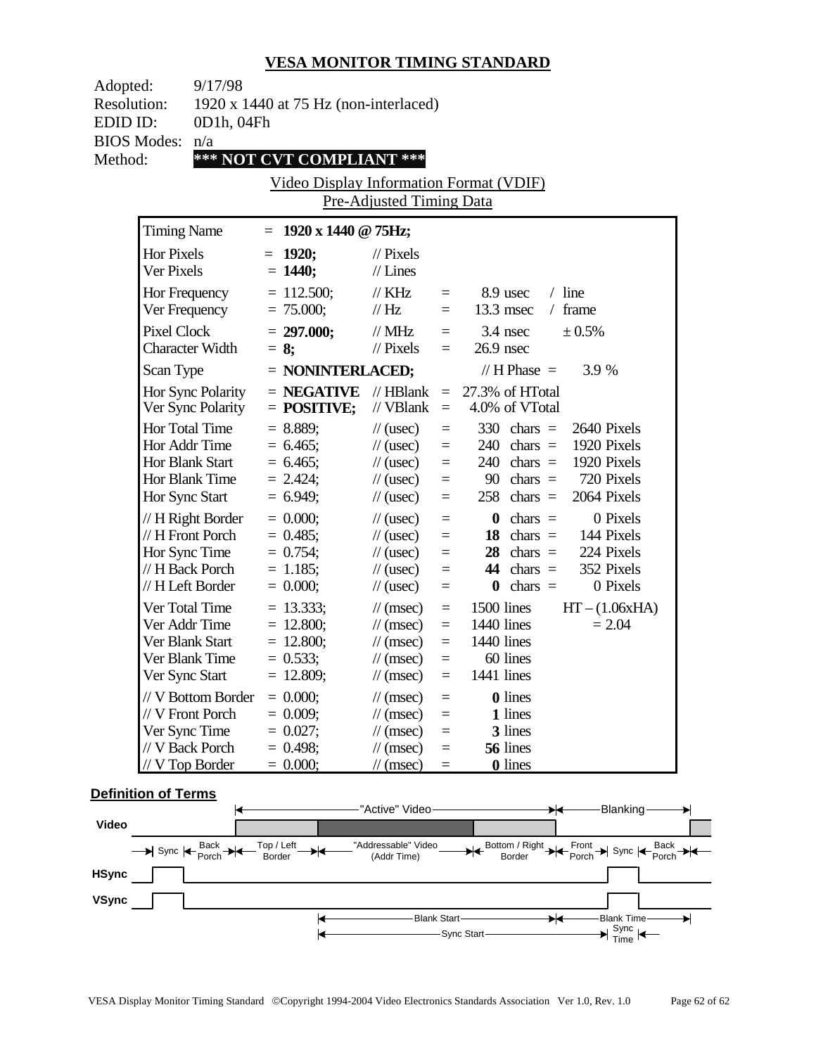# VESA MONITOR TIMING STANDARD

Adopted: 9/17/98
Resolution: 1920 x 1440 at 75 Hz (non-interlaced)
EDID ID: 0D1h, 04Fh
BIOS Modes: n/a
Method: **\*\*\* NOT CVT COMPLIANT \*\*\***

Video Display Information Format (VDIF)
Pre-Adjusted Timing Data

| | | | | | |
|---|---|---|---|---|---|
| Timing Name | = **1920 x 1440 @ 75Hz;** | | | | |
| Hor Pixels | = **1920;** | // Pixels | | | |
| Ver Pixels | = **1440;** | // Lines | | | |
| Hor Frequency | = 112.500; | // KHz | = | 8.9 usec | / line |
| Ver Frequency | = 75.000; | // Hz | = | 13.3 msec | / frame |
| Pixel Clock | = **297.000;** | // MHz | = | 3.4 nsec | ± 0.5% |
| Character Width | = **8;** | // Pixels | = | 26.9 nsec | |
| Scan Type | = **NONINTERLACED;** | | | // H Phase = | 3.9 % |
| Hor Sync Polarity | = **NEGATIVE** | // HBlank | = | 27.3% of HTotal | |
| Ver Sync Polarity | = **POSITIVE;** | // VBlank | = | 4.0% of VTotal | |
| Hor Total Time | = 8.889; | // (usec) | = | 330 chars = | 2640 Pixels |
| Hor Addr Time | = 6.465; | // (usec) | = | 240 chars = | 1920 Pixels |
| Hor Blank Start | = 6.465; | // (usec) | = | 240 chars = | 1920 Pixels |
| Hor Blank Time | = 2.424; | // (usec) | = | 90 chars = | 720 Pixels |
| Hor Sync Start | = 6.949; | // (usec) | = | 258 chars = | 2064 Pixels |
| // H Right Border | = 0.000; | // (usec) | = | **0** chars = | 0 Pixels |
| // H Front Porch | = 0.485; | // (usec) | = | **18** chars = | 144 Pixels |
| Hor Sync Time | = 0.754; | // (usec) | = | **28** chars = | 224 Pixels |
| // H Back Porch | = 1.185; | // (usec) | = | **44** chars = | 352 Pixels |
| // H Left Border | = 0.000; | // (usec) | = | **0** chars = | 0 Pixels |
| Ver Total Time | = 13.333; | // (msec) | = | 1500 lines | HT – (1.06xHA) |
| Ver Addr Time | = 12.800; | // (msec) | = | 1440 lines | = 2.04 |
| Ver Blank Start | = 12.800; | // (msec) | = | 1440 lines | |
| Ver Blank Time | = 0.533; | // (msec) | = | 60 lines | |
| Ver Sync Start | = 12.809; | // (msec) | = | 1441 lines | |
| // V Bottom Border | = 0.000; | // (msec) | = | **0** lines | |
| // V Front Porch | = 0.009; | // (msec) | = | **1** lines | |
| Ver Sync Time | = 0.027; | // (msec) | = | **3** lines | |
| // V Back Porch | = 0.498; | // (msec) | = | **56** lines | |
| // V Top Border | = 0.000; | // (msec) | = | **0** lines | |

**Definition of Terms**

"Active" Video
Blanking
Video
Sync
Back Porch
Top / Left Border
"Addressable" Video (Addr Time)
Bottom / Right Border
Front Porch
Sync
Back Porch
HSync
VSync
Blank Start
Blank Time
Sync Start
Sync Time